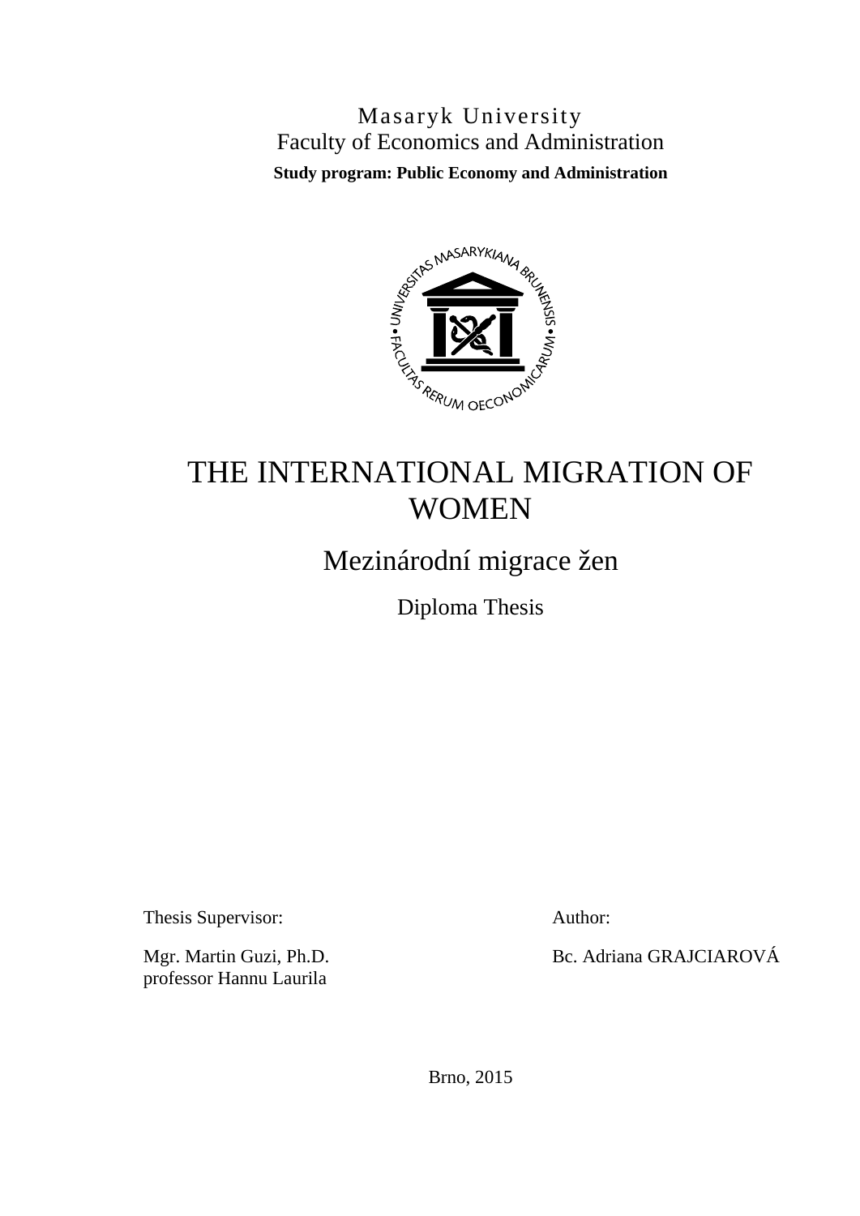Masaryk University
Faculty of Economics and Administration
**Study program: Public Economy and Administration**

# THE INTERNATIONAL MIGRATION OF WOMEN

## Mezinárodní migrace žen

Diploma Thesis

Thesis Supervisor:

Mgr. Martin Guzi, Ph.D.
professor Hannu Laurila

Author:

Bc. Adriana GRAJCIAROVÁ

Brno, 2015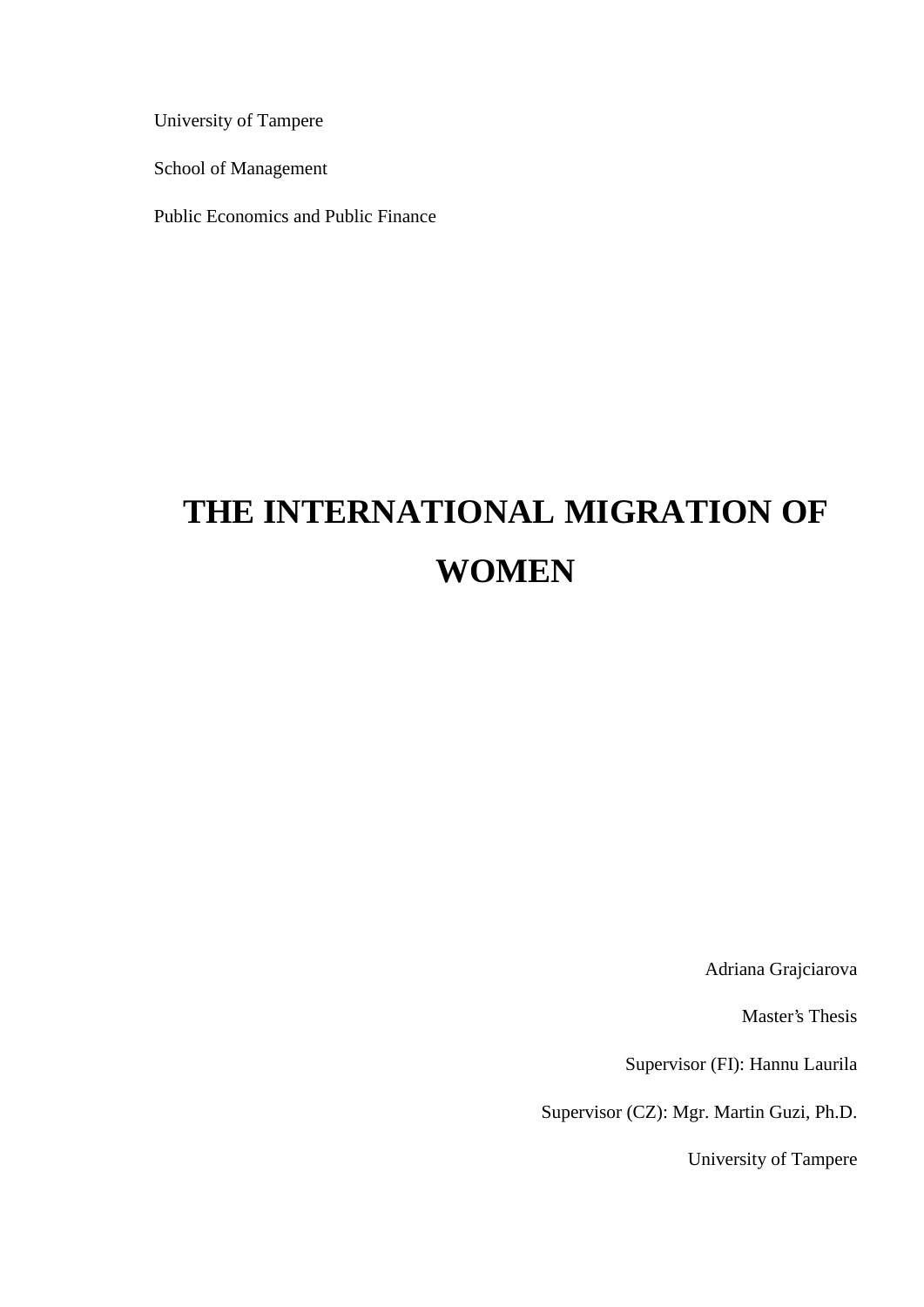University of Tampere

School of Management

Public Economics and Public Finance

# THE INTERNATIONAL MIGRATION OF WOMEN

Adriana Grajciarova

Master's Thesis

Supervisor (FI): Hannu Laurila

Supervisor (CZ): Mgr. Martin Guzi, Ph.D.

University of Tampere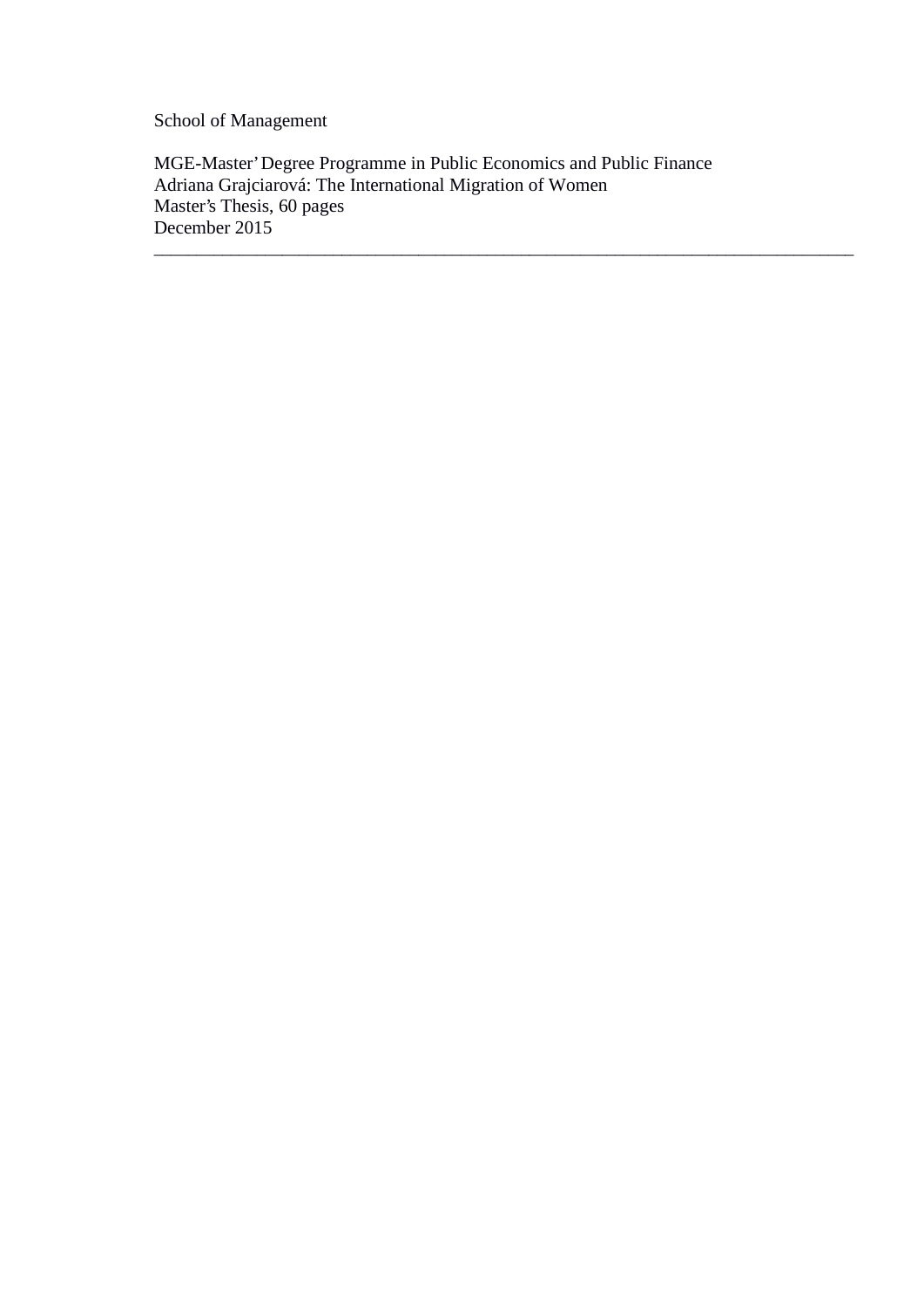School of Management

MGE-Master' Degree Programme in Public Economics and Public Finance
Adriana Grajciarová: The International Migration of Women
Master's Thesis, 60 pages
December 2015

---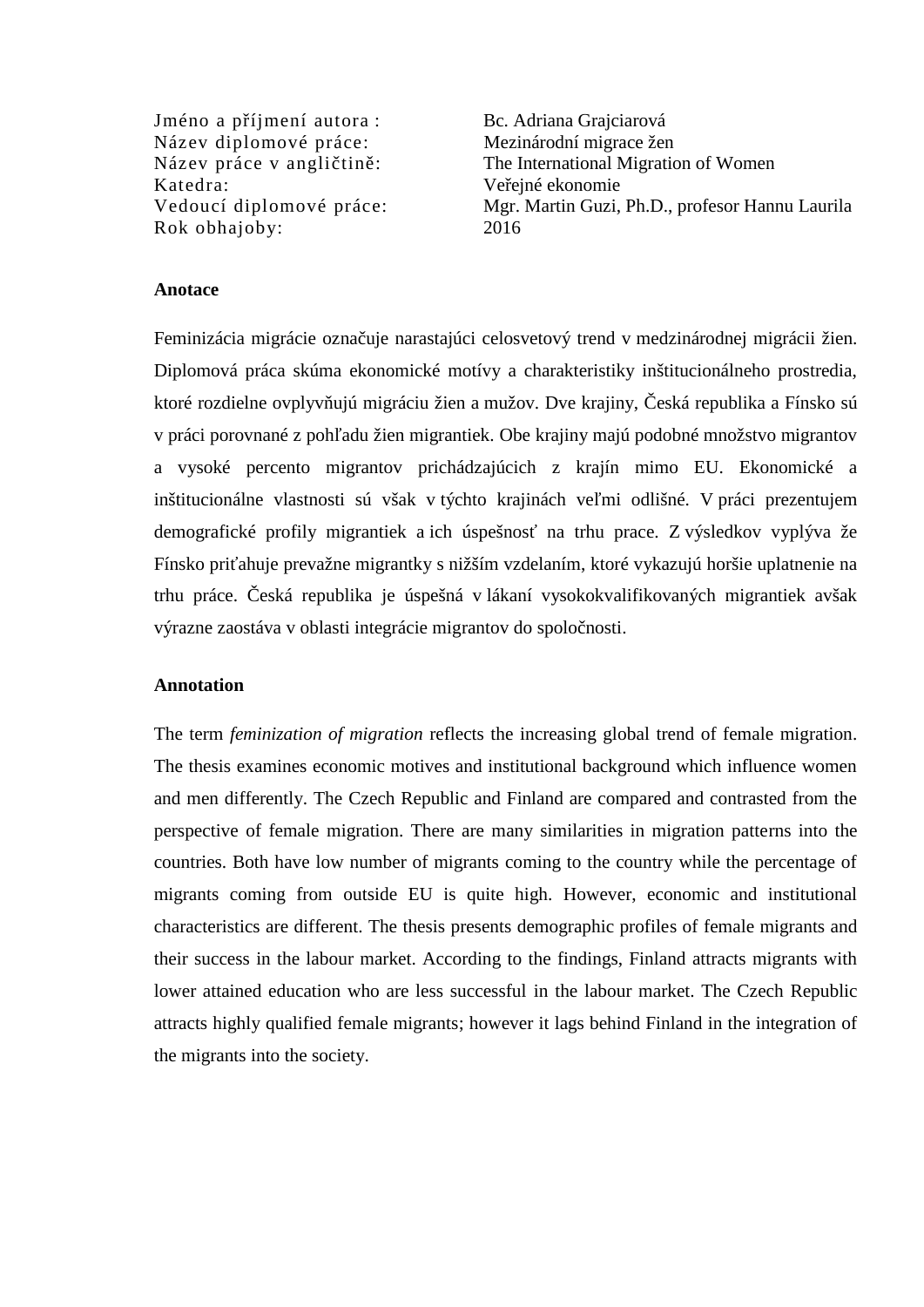| | |
|---|---|
| Jméno a příjmení autora : | Bc. Adriana Grajciarová |
| Název diplomové práce: | Mezinárodní migrace žen |
| Název práce v angličtině: | The International Migration of Women |
| Katedra: | Veřejné ekonomie |
| Vedoucí diplomové práce: | Mgr. Martin Guzi, Ph.D., profesor Hannu Laurila |
| Rok obhajoby: | 2016 |

**Anotace**

Feminizácia migrácie označuje narastajúci celosvetový trend v medzinárodnej migrácii žien. Diplomová práca skúma ekonomické motívy a charakteristiky inštitucionálneho prostredia, ktoré rozdielne ovplyvňujú migráciu žien a mužov. Dve krajiny, Česká republika a Fínsko sú v práci porovnané z pohľadu žien migrantiek. Obe krajiny majú podobné množstvo migrantov a vysoké percento migrantov prichádzajúcich z krajín mimo EU. Ekonomické a inštitucionálne vlastnosti sú však v týchto krajinách veľmi odlišné. V práci prezentujem demografické profily migrantiek a ich úspešnosť na trhu prace. Z výsledkov vyplýva že Fínsko priťahuje prevažne migrantky s nižším vzdelaním, ktoré vykazujú horšie uplatnenie na trhu práce. Česká republika je úspešná v lákaní vysokokvalifikovaných migrantiek avšak výrazne zaostáva v oblasti integrácie migrantov do spoločnosti.

**Annotation**

The term *feminization of migration* reflects the increasing global trend of female migration. The thesis examines economic motives and institutional background which influence women and men differently. The Czech Republic and Finland are compared and contrasted from the perspective of female migration. There are many similarities in migration patterns into the countries. Both have low number of migrants coming to the country while the percentage of migrants coming from outside EU is quite high. However, economic and institutional characteristics are different. The thesis presents demographic profiles of female migrants and their success in the labour market. According to the findings, Finland attracts migrants with lower attained education who are less successful in the labour market. The Czech Republic attracts highly qualified female migrants; however it lags behind Finland in the integration of the migrants into the society.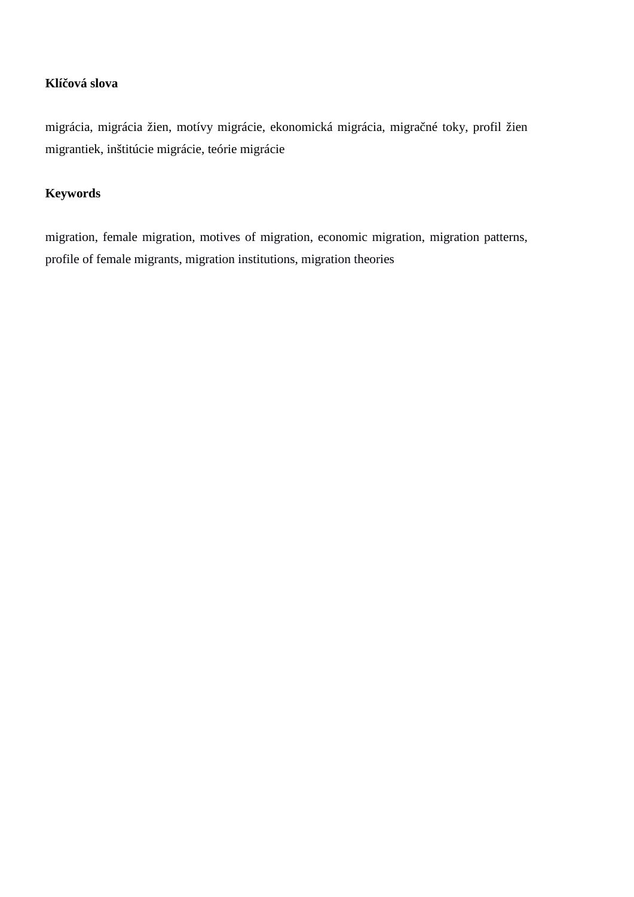**Klíčová slova**

migrácia, migrácia žien, motívy migrácie, ekonomická migrácia, migračné toky, profil žien migrantiek, inštitúcie migrácie, teórie migrácie

**Keywords**

migration, female migration, motives of migration, economic migration, migration patterns, profile of female migrants, migration institutions, migration theories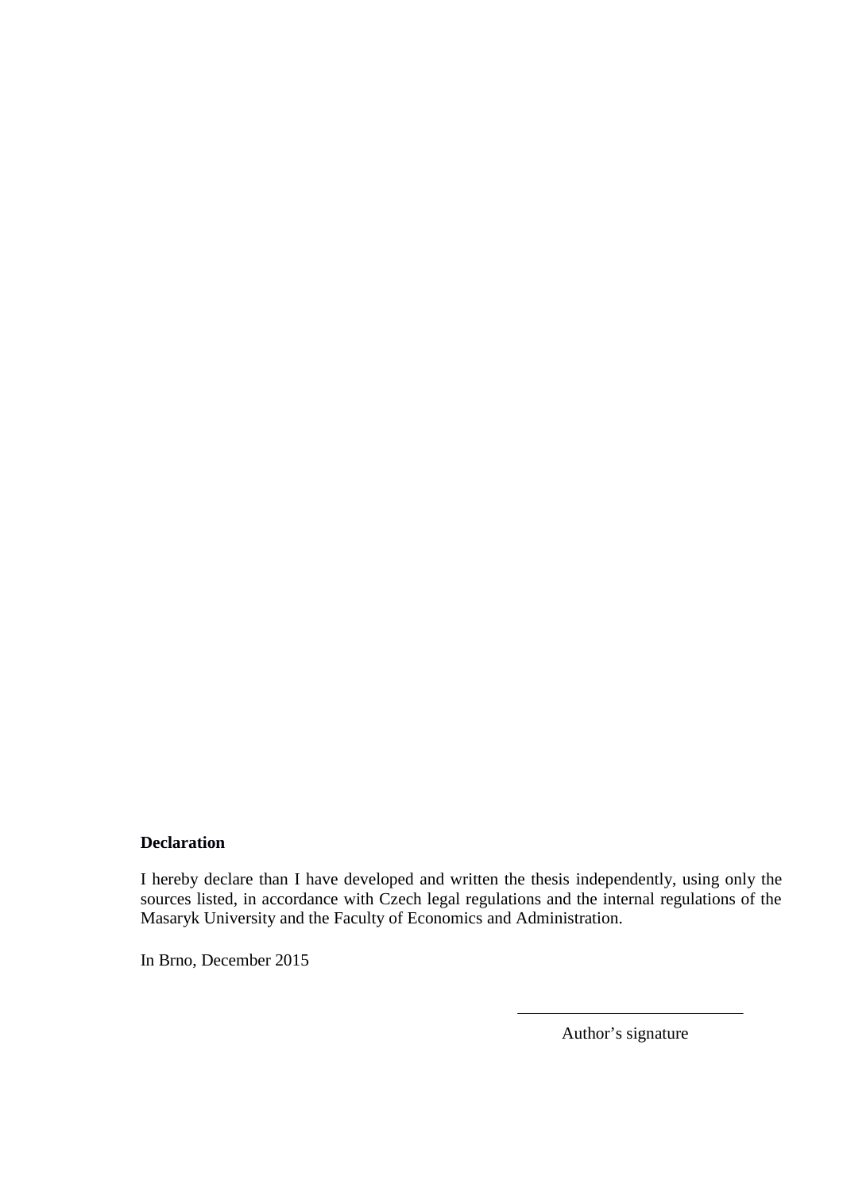**Declaration**

I hereby declare than I have developed and written the thesis independently, using only the sources listed, in accordance with Czech legal regulations and the internal regulations of the Masaryk University and the Faculty of Economics and Administration.

In Brno, December 2015

\_\_\_\_\_\_\_\_\_\_\_\_\_\_\_\_\_\_\_\_\_\_\_\_\_\_\_\_

Author's signature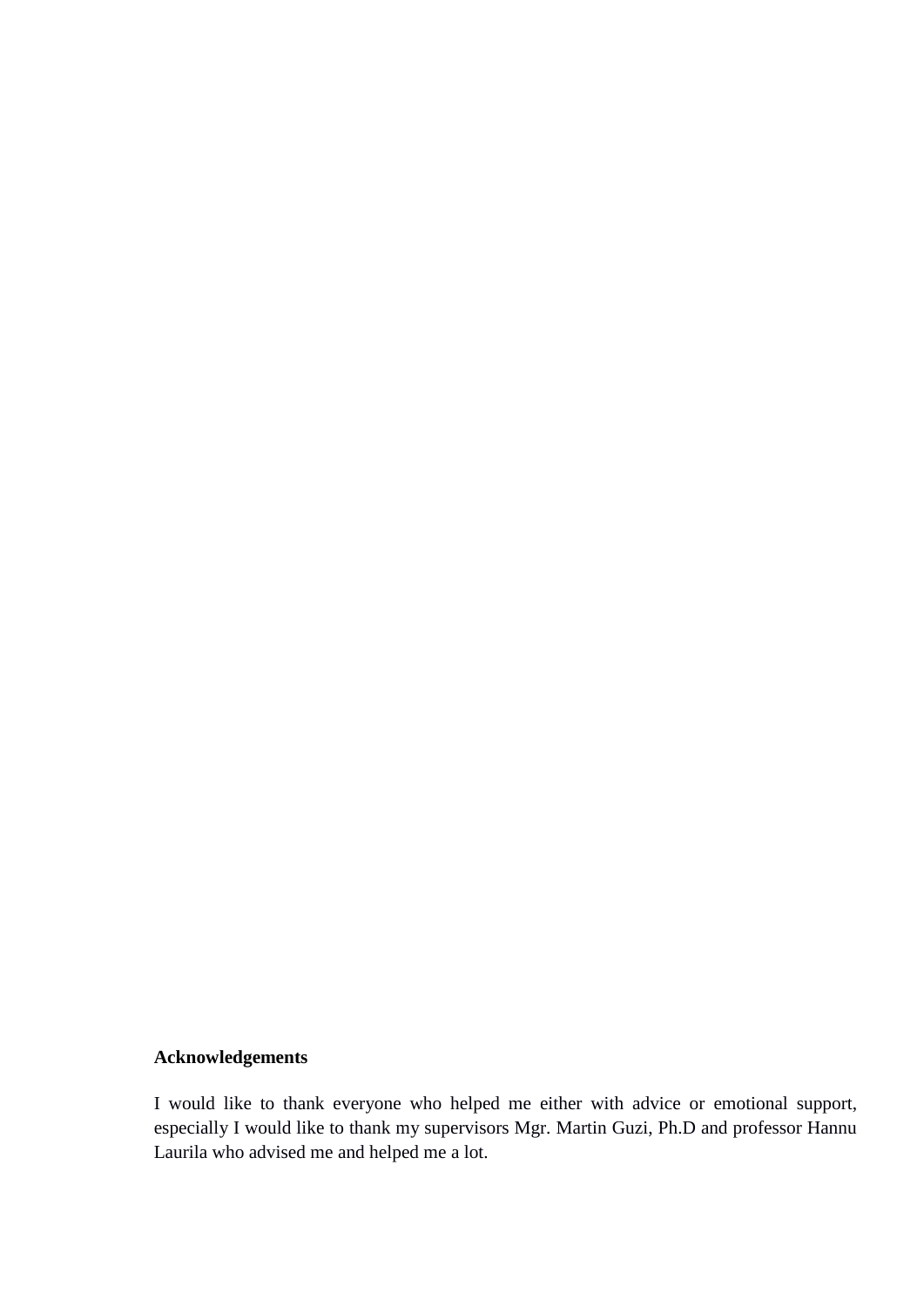**Acknowledgements**

I would like to thank everyone who helped me either with advice or emotional support, especially I would like to thank my supervisors Mgr. Martin Guzi, Ph.D and professor Hannu Laurila who advised me and helped me a lot.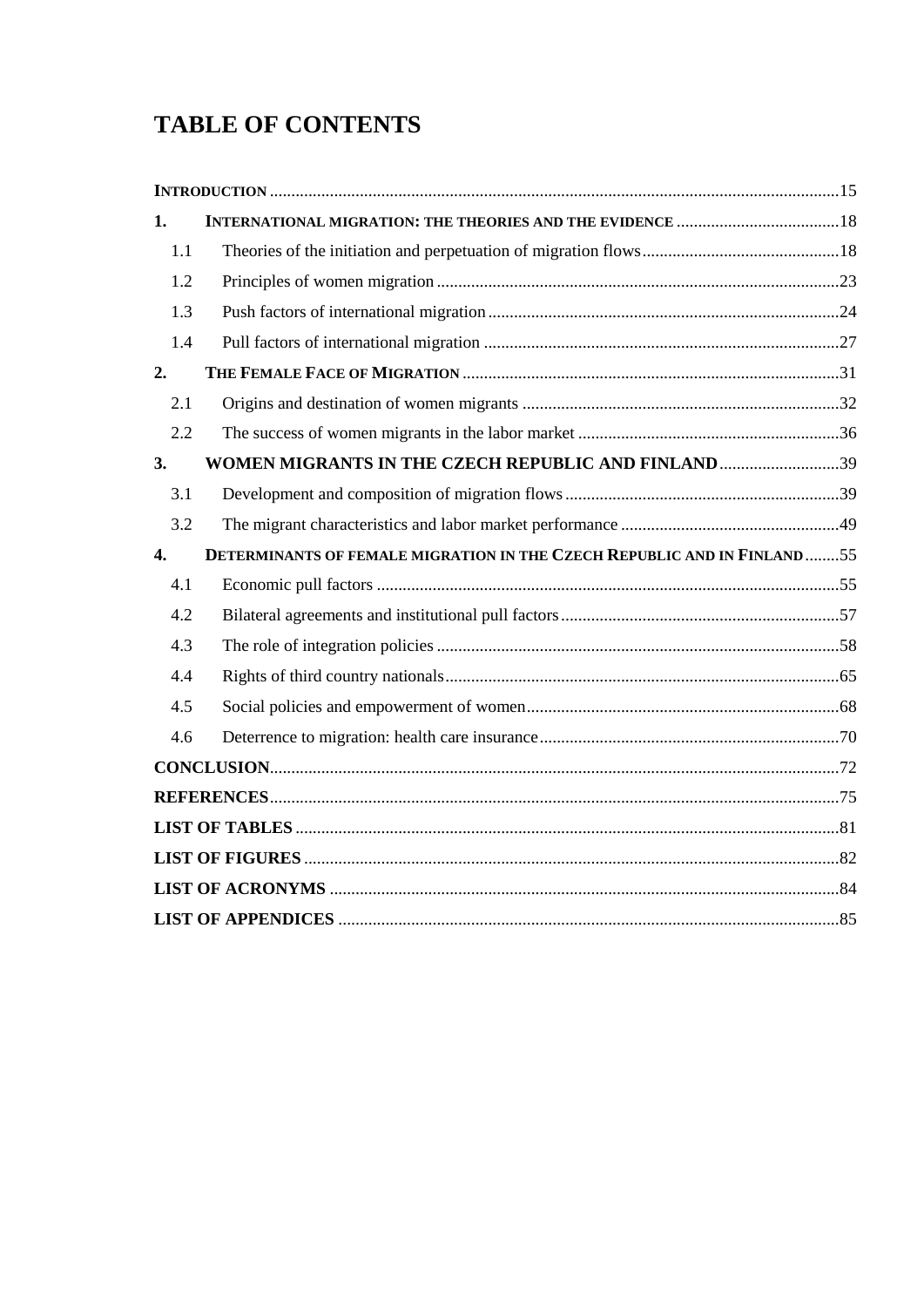# TABLE OF CONTENTS

INTRODUCTION ..... 15

1. INTERNATIONAL MIGRATION: THE THEORIES AND THE EVIDENCE ..... 18
   - 1.1 Theories of the initiation and perpetuation of migration flows ..... 18
   - 1.2 Principles of women migration ..... 23
   - 1.3 Push factors of international migration ..... 24
   - 1.4 Pull factors of international migration ..... 27
2. THE FEMALE FACE OF MIGRATION ..... 31
   - 2.1 Origins and destination of women migrants ..... 32
   - 2.2 The success of women migrants in the labor market ..... 36
3. WOMEN MIGRANTS IN THE CZECH REPUBLIC AND FINLAND ..... 39
   - 3.1 Development and composition of migration flows ..... 39
   - 3.2 The migrant characteristics and labor market performance ..... 49
4. DETERMINANTS OF FEMALE MIGRATION IN THE CZECH REPUBLIC AND IN FINLAND ..... 55
   - 4.1 Economic pull factors ..... 55
   - 4.2 Bilateral agreements and institutional pull factors ..... 57
   - 4.3 The role of integration policies ..... 58
   - 4.4 Rights of third country nationals ..... 65
   - 4.5 Social policies and empowerment of women ..... 68
   - 4.6 Deterrence to migration: health care insurance ..... 70

CONCLUSION ..... 72

REFERENCES ..... 75

LIST OF TABLES ..... 81

LIST OF FIGURES ..... 82

LIST OF ACRONYMS ..... 84

LIST OF APPENDICES ..... 85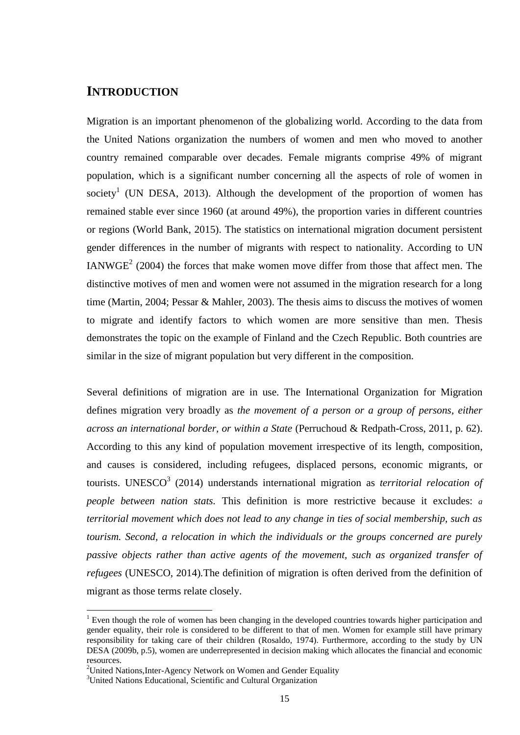# INTRODUCTION

Migration is an important phenomenon of the globalizing world. According to the data from the United Nations organization the numbers of women and men who moved to another country remained comparable over decades. Female migrants comprise 49% of migrant population, which is a significant number concerning all the aspects of role of women in society[1] (UN DESA, 2013). Although the development of the proportion of women has remained stable ever since 1960 (at around 49%), the proportion varies in different countries or regions (World Bank, 2015). The statistics on international migration document persistent gender differences in the number of migrants with respect to nationality. According to UN IANWGE[2] (2004) the forces that make women move differ from those that affect men. The distinctive motives of men and women were not assumed in the migration research for a long time (Martin, 2004; Pessar & Mahler, 2003). The thesis aims to discuss the motives of women to migrate and identify factors to which women are more sensitive than men. Thesis demonstrates the topic on the example of Finland and the Czech Republic. Both countries are similar in the size of migrant population but very different in the composition.

Several definitions of migration are in use. The International Organization for Migration defines migration very broadly as *the movement of a person or a group of persons, either across an international border, or within a State* (Perruchoud & Redpath-Cross, 2011, p. 62). According to this any kind of population movement irrespective of its length, composition, and causes is considered, including refugees, displaced persons, economic migrants, or tourists. UNESCO[3] (2014) understands international migration as *territorial relocation of people between nation stats.* This definition is more restrictive because it excludes: *a territorial movement which does not lead to any change in ties of social membership, such as tourism. Second, a relocation in which the individuals or the groups concerned are purely passive objects rather than active agents of the movement, such as organized transfer of refugees* (UNESCO, 2014)*.*The definition of migration is often derived from the definition of migrant as those terms relate closely.

---

[1] Even though the role of women has been changing in the developed countries towards higher participation and gender equality, their role is considered to be different to that of men. Women for example still have primary responsibility for taking care of their children (Rosaldo, 1974). Furthermore, according to the study by UN DESA (2009b, p.5), women are underrepresented in decision making which allocates the financial and economic resources.

[2] United Nations,Inter-Agency Network on Women and Gender Equality

[3] United Nations Educational, Scientific and Cultural Organization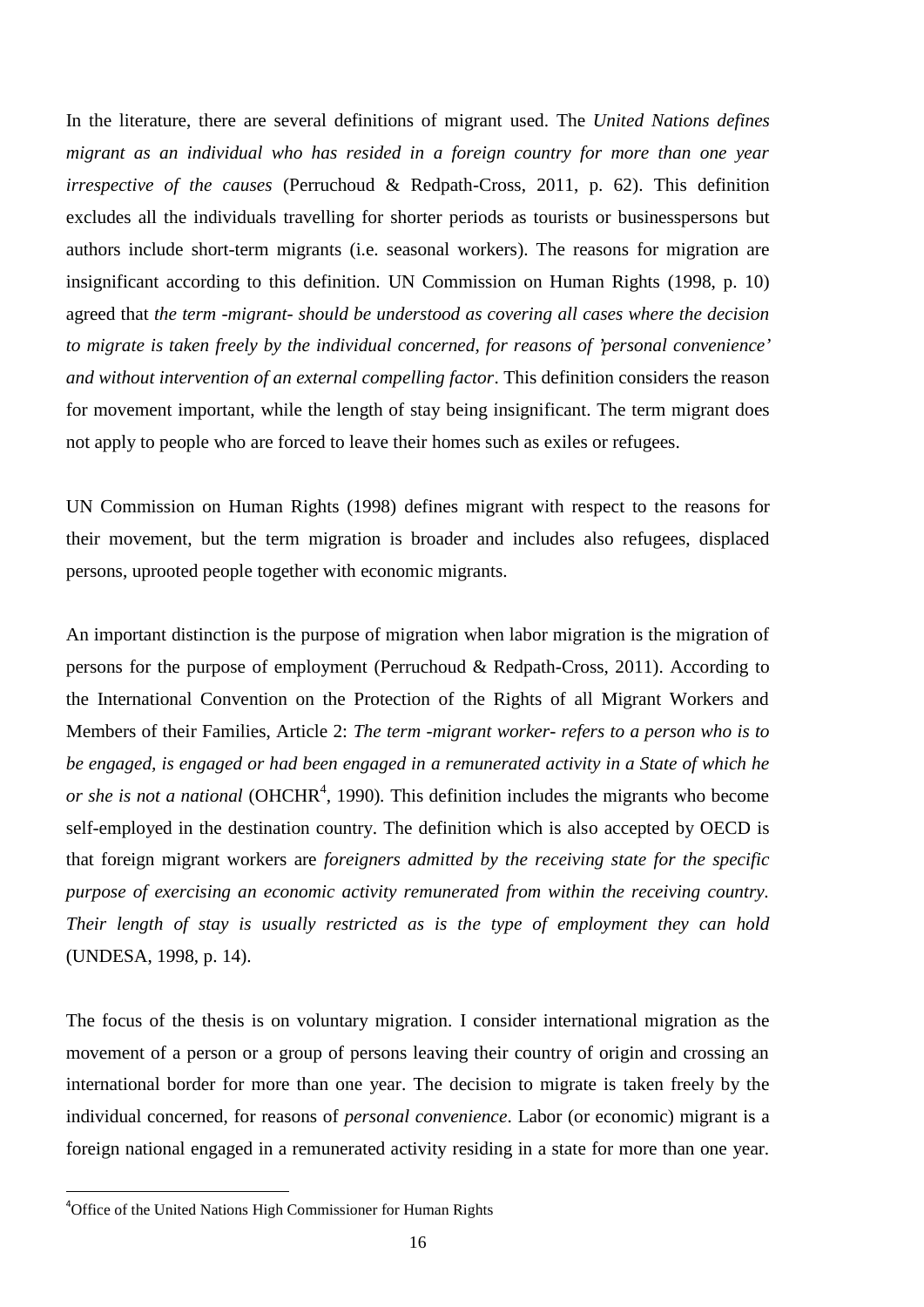In the literature, there are several definitions of migrant used. The *United Nations defines migrant as an individual who has resided in a foreign country for more than one year irrespective of the causes* (Perruchoud & Redpath-Cross, 2011, p. 62). This definition excludes all the individuals travelling for shorter periods as tourists or businesspersons but authors include short-term migrants (i.e. seasonal workers). The reasons for migration are insignificant according to this definition. UN Commission on Human Rights (1998, p. 10) agreed that *the term -migrant- should be understood as covering all cases where the decision to migrate is taken freely by the individual concerned, for reasons of 'personal convenience' and without intervention of an external compelling factor*. This definition considers the reason for movement important, while the length of stay being insignificant. The term migrant does not apply to people who are forced to leave their homes such as exiles or refugees.

UN Commission on Human Rights (1998) defines migrant with respect to the reasons for their movement, but the term migration is broader and includes also refugees, displaced persons, uprooted people together with economic migrants.

An important distinction is the purpose of migration when labor migration is the migration of persons for the purpose of employment (Perruchoud & Redpath-Cross, 2011). According to the International Convention on the Protection of the Rights of all Migrant Workers and Members of their Families, Article 2: *The term -migrant worker- refers to a person who is to be engaged, is engaged or had been engaged in a remunerated activity in a State of which he or she is not a national* (OHCHR[4], 1990). This definition includes the migrants who become self-employed in the destination country. The definition which is also accepted by OECD is that foreign migrant workers are *foreigners admitted by the receiving state for the specific purpose of exercising an economic activity remunerated from within the receiving country. Their length of stay is usually restricted as is the type of employment they can hold* (UNDESA, 1998, p. 14).

The focus of the thesis is on voluntary migration. I consider international migration as the movement of a person or a group of persons leaving their country of origin and crossing an international border for more than one year. The decision to migrate is taken freely by the individual concerned, for reasons of *personal convenience*. Labor (or economic) migrant is a foreign national engaged in a remunerated activity residing in a state for more than one year.

[4] Office of the United Nations High Commissioner for Human Rights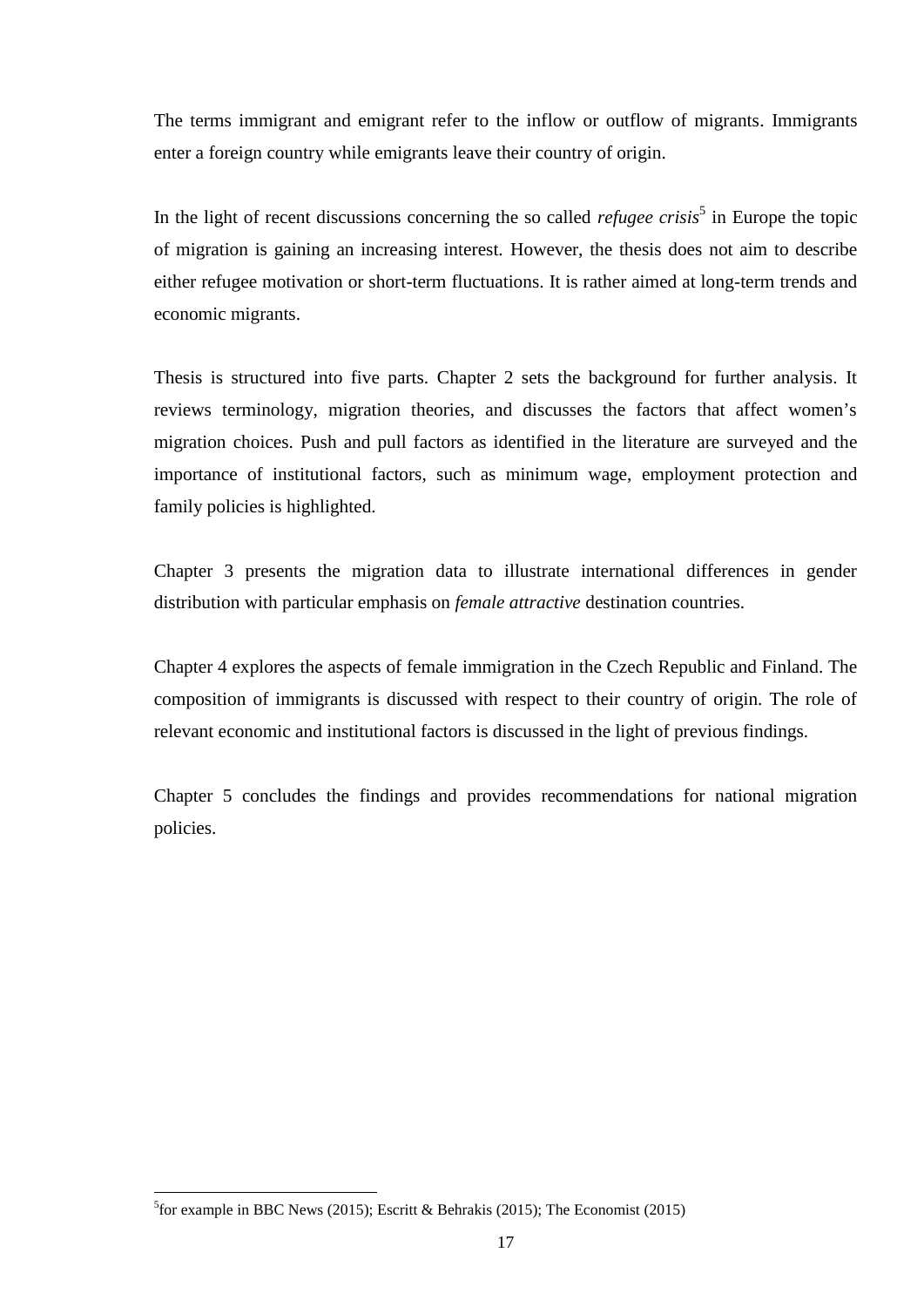The terms immigrant and emigrant refer to the inflow or outflow of migrants. Immigrants enter a foreign country while emigrants leave their country of origin.

In the light of recent discussions concerning the so called *refugee crisis*[5] in Europe the topic of migration is gaining an increasing interest. However, the thesis does not aim to describe either refugee motivation or short-term fluctuations. It is rather aimed at long-term trends and economic migrants.

Thesis is structured into five parts. Chapter 2 sets the background for further analysis. It reviews terminology, migration theories, and discusses the factors that affect women's migration choices. Push and pull factors as identified in the literature are surveyed and the importance of institutional factors, such as minimum wage, employment protection and family policies is highlighted.

Chapter 3 presents the migration data to illustrate international differences in gender distribution with particular emphasis on *female attractive* destination countries.

Chapter 4 explores the aspects of female immigration in the Czech Republic and Finland. The composition of immigrants is discussed with respect to their country of origin. The role of relevant economic and institutional factors is discussed in the light of previous findings.

Chapter 5 concludes the findings and provides recommendations for national migration policies.

---

[5] for example in BBC News (2015); Escritt & Behrakis (2015); The Economist (2015)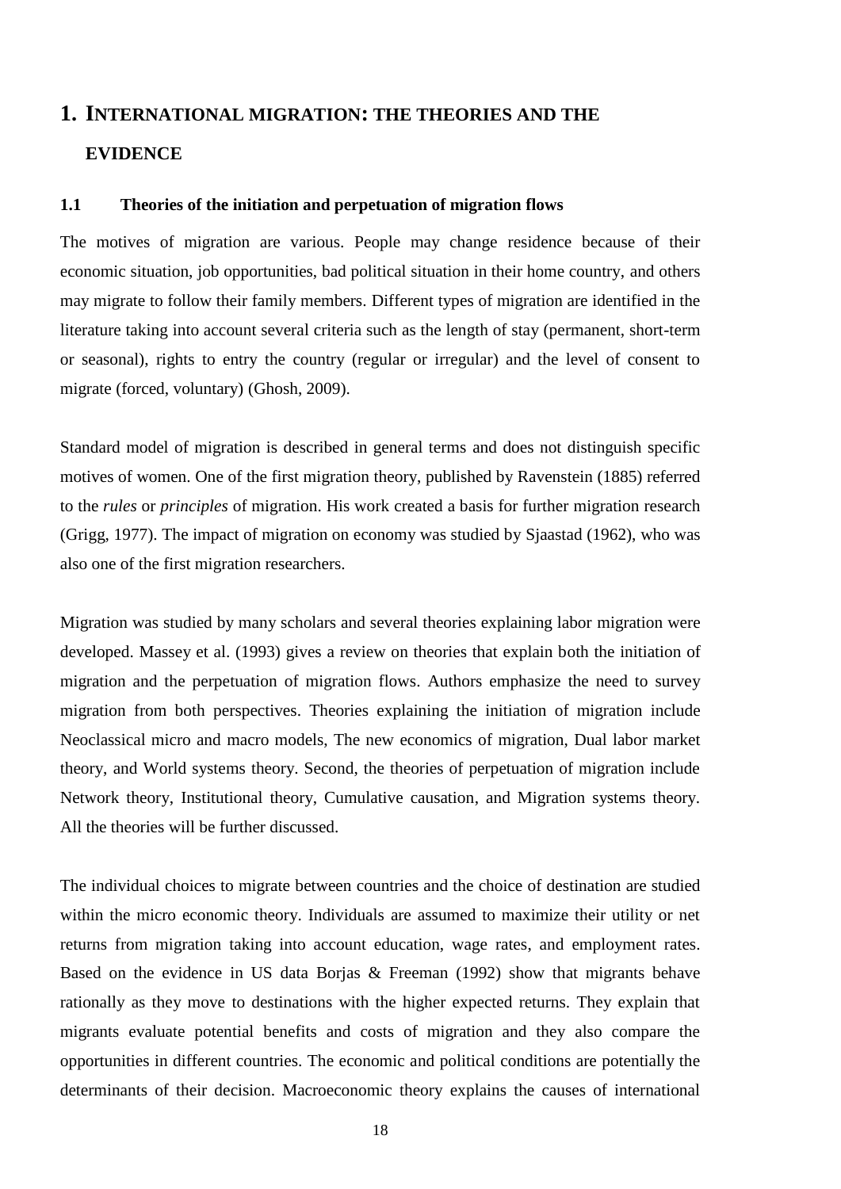# 1. INTERNATIONAL MIGRATION: THE THEORIES AND THE EVIDENCE

## 1.1 Theories of the initiation and perpetuation of migration flows

The motives of migration are various. People may change residence because of their economic situation, job opportunities, bad political situation in their home country, and others may migrate to follow their family members. Different types of migration are identified in the literature taking into account several criteria such as the length of stay (permanent, short-term or seasonal), rights to entry the country (regular or irregular) and the level of consent to migrate (forced, voluntary) (Ghosh, 2009).

Standard model of migration is described in general terms and does not distinguish specific motives of women. One of the first migration theory, published by Ravenstein (1885) referred to the *rules* or *principles* of migration. His work created a basis for further migration research (Grigg, 1977). The impact of migration on economy was studied by Sjaastad (1962), who was also one of the first migration researchers.

Migration was studied by many scholars and several theories explaining labor migration were developed. Massey et al. (1993) gives a review on theories that explain both the initiation of migration and the perpetuation of migration flows. Authors emphasize the need to survey migration from both perspectives. Theories explaining the initiation of migration include Neoclassical micro and macro models, The new economics of migration, Dual labor market theory, and World systems theory. Second, the theories of perpetuation of migration include Network theory, Institutional theory, Cumulative causation, and Migration systems theory. All the theories will be further discussed.

The individual choices to migrate between countries and the choice of destination are studied within the micro economic theory. Individuals are assumed to maximize their utility or net returns from migration taking into account education, wage rates, and employment rates. Based on the evidence in US data Borjas & Freeman (1992) show that migrants behave rationally as they move to destinations with the higher expected returns. They explain that migrants evaluate potential benefits and costs of migration and they also compare the opportunities in different countries. The economic and political conditions are potentially the determinants of their decision. Macroeconomic theory explains the causes of international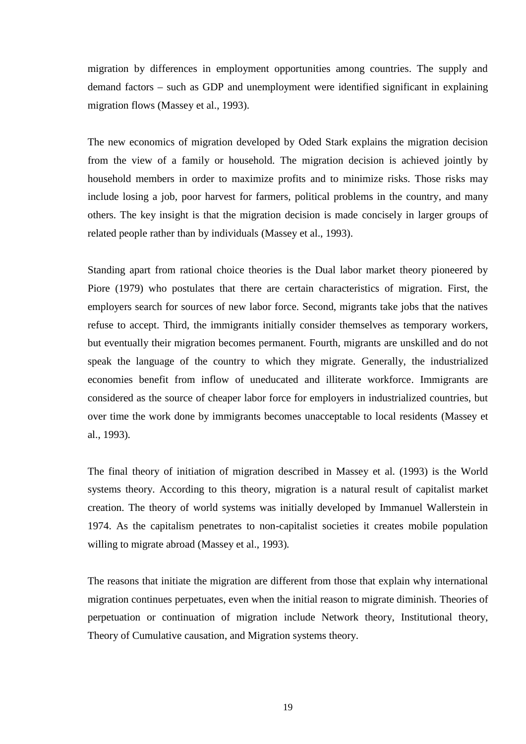migration by differences in employment opportunities among countries. The supply and demand factors – such as GDP and unemployment were identified significant in explaining migration flows (Massey et al., 1993).

The new economics of migration developed by Oded Stark explains the migration decision from the view of a family or household. The migration decision is achieved jointly by household members in order to maximize profits and to minimize risks. Those risks may include losing a job, poor harvest for farmers, political problems in the country, and many others. The key insight is that the migration decision is made concisely in larger groups of related people rather than by individuals (Massey et al., 1993).

Standing apart from rational choice theories is the Dual labor market theory pioneered by Piore (1979) who postulates that there are certain characteristics of migration. First, the employers search for sources of new labor force. Second, migrants take jobs that the natives refuse to accept. Third, the immigrants initially consider themselves as temporary workers, but eventually their migration becomes permanent. Fourth, migrants are unskilled and do not speak the language of the country to which they migrate. Generally, the industrialized economies benefit from inflow of uneducated and illiterate workforce. Immigrants are considered as the source of cheaper labor force for employers in industrialized countries, but over time the work done by immigrants becomes unacceptable to local residents (Massey et al., 1993).

The final theory of initiation of migration described in Massey et al. (1993) is the World systems theory. According to this theory, migration is a natural result of capitalist market creation. The theory of world systems was initially developed by Immanuel Wallerstein in 1974. As the capitalism penetrates to non-capitalist societies it creates mobile population willing to migrate abroad (Massey et al., 1993).

The reasons that initiate the migration are different from those that explain why international migration continues perpetuates, even when the initial reason to migrate diminish. Theories of perpetuation or continuation of migration include Network theory, Institutional theory, Theory of Cumulative causation, and Migration systems theory.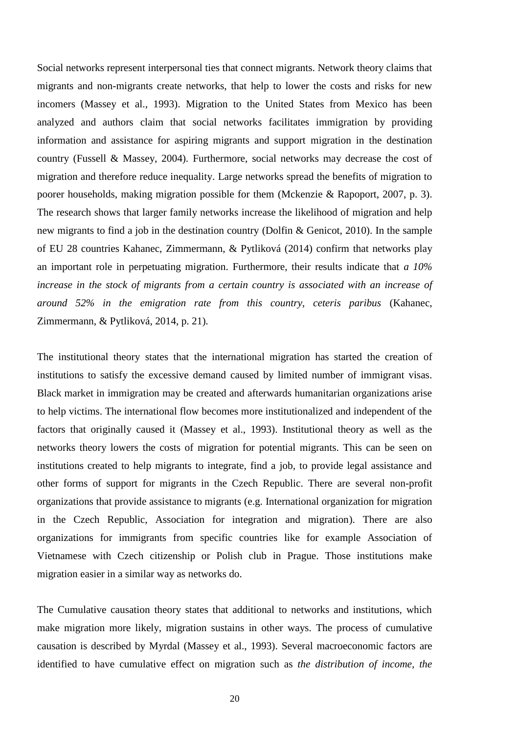Social networks represent interpersonal ties that connect migrants. Network theory claims that migrants and non-migrants create networks, that help to lower the costs and risks for new incomers (Massey et al., 1993). Migration to the United States from Mexico has been analyzed and authors claim that social networks facilitates immigration by providing information and assistance for aspiring migrants and support migration in the destination country (Fussell & Massey, 2004). Furthermore, social networks may decrease the cost of migration and therefore reduce inequality. Large networks spread the benefits of migration to poorer households, making migration possible for them (Mckenzie & Rapoport, 2007, p. 3). The research shows that larger family networks increase the likelihood of migration and help new migrants to find a job in the destination country (Dolfin & Genicot, 2010). In the sample of EU 28 countries Kahanec, Zimmermann, & Pytliková (2014) confirm that networks play an important role in perpetuating migration. Furthermore, their results indicate that *a 10% increase in the stock of migrants from a certain country is associated with an increase of around 52% in the emigration rate from this country, ceteris paribus* (Kahanec, Zimmermann, & Pytliková, 2014, p. 21).

The institutional theory states that the international migration has started the creation of institutions to satisfy the excessive demand caused by limited number of immigrant visas. Black market in immigration may be created and afterwards humanitarian organizations arise to help victims. The international flow becomes more institutionalized and independent of the factors that originally caused it (Massey et al., 1993). Institutional theory as well as the networks theory lowers the costs of migration for potential migrants. This can be seen on institutions created to help migrants to integrate, find a job, to provide legal assistance and other forms of support for migrants in the Czech Republic. There are several non-profit organizations that provide assistance to migrants (e.g. International organization for migration in the Czech Republic, Association for integration and migration). There are also organizations for immigrants from specific countries like for example Association of Vietnamese with Czech citizenship or Polish club in Prague. Those institutions make migration easier in a similar way as networks do.

The Cumulative causation theory states that additional to networks and institutions, which make migration more likely, migration sustains in other ways. The process of cumulative causation is described by Myrdal (Massey et al., 1993). Several macroeconomic factors are identified to have cumulative effect on migration such as *the distribution of income, the*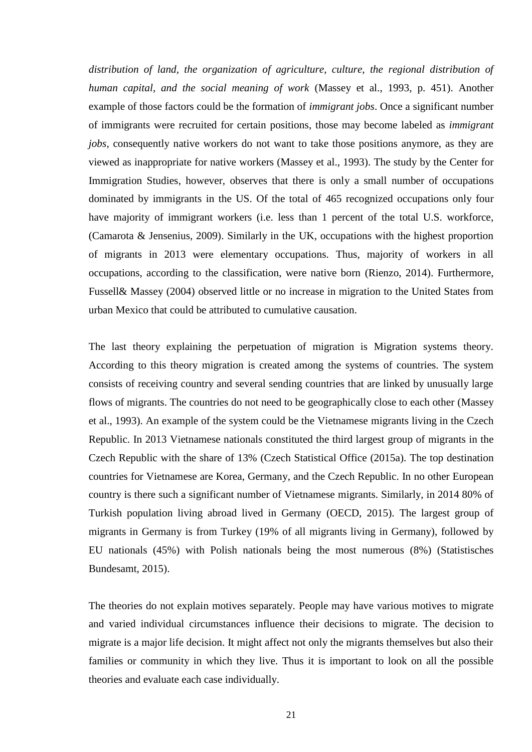*distribution of land, the organization of agriculture, culture, the regional distribution of human capital, and the social meaning of work* (Massey et al., 1993, p. 451). Another example of those factors could be the formation of *immigrant jobs*. Once a significant number of immigrants were recruited for certain positions, those may become labeled as *immigrant jobs*, consequently native workers do not want to take those positions anymore, as they are viewed as inappropriate for native workers (Massey et al., 1993). The study by the Center for Immigration Studies, however, observes that there is only a small number of occupations dominated by immigrants in the US. Of the total of 465 recognized occupations only four have majority of immigrant workers (i.e. less than 1 percent of the total U.S. workforce, (Camarota & Jensenius, 2009). Similarly in the UK, occupations with the highest proportion of migrants in 2013 were elementary occupations. Thus, majority of workers in all occupations, according to the classification, were native born (Rienzo, 2014). Furthermore, Fussell& Massey (2004) observed little or no increase in migration to the United States from urban Mexico that could be attributed to cumulative causation.

The last theory explaining the perpetuation of migration is Migration systems theory. According to this theory migration is created among the systems of countries. The system consists of receiving country and several sending countries that are linked by unusually large flows of migrants. The countries do not need to be geographically close to each other (Massey et al., 1993). An example of the system could be the Vietnamese migrants living in the Czech Republic. In 2013 Vietnamese nationals constituted the third largest group of migrants in the Czech Republic with the share of 13% (Czech Statistical Office (2015a). The top destination countries for Vietnamese are Korea, Germany, and the Czech Republic. In no other European country is there such a significant number of Vietnamese migrants. Similarly, in 2014 80% of Turkish population living abroad lived in Germany (OECD, 2015). The largest group of migrants in Germany is from Turkey (19% of all migrants living in Germany), followed by EU nationals (45%) with Polish nationals being the most numerous (8%) (Statistisches Bundesamt, 2015).

The theories do not explain motives separately. People may have various motives to migrate and varied individual circumstances influence their decisions to migrate. The decision to migrate is a major life decision. It might affect not only the migrants themselves but also their families or community in which they live. Thus it is important to look on all the possible theories and evaluate each case individually.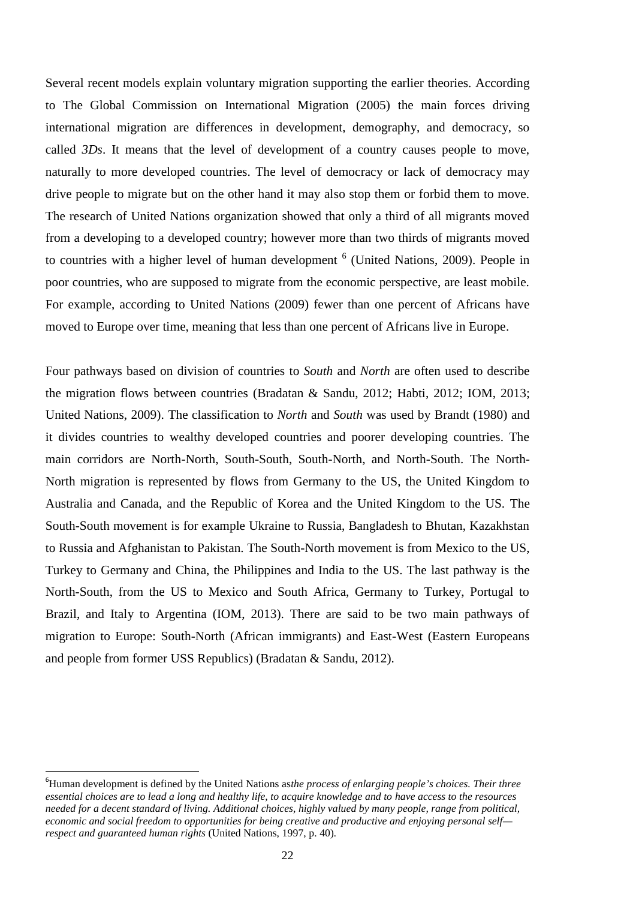Several recent models explain voluntary migration supporting the earlier theories. According to The Global Commission on International Migration (2005) the main forces driving international migration are differences in development, demography, and democracy, so called *3Ds*. It means that the level of development of a country causes people to move, naturally to more developed countries. The level of democracy or lack of democracy may drive people to migrate but on the other hand it may also stop them or forbid them to move. The research of United Nations organization showed that only a third of all migrants moved from a developing to a developed country; however more than two thirds of migrants moved to countries with a higher level of human development [6] (United Nations, 2009). People in poor countries, who are supposed to migrate from the economic perspective, are least mobile. For example, according to United Nations (2009) fewer than one percent of Africans have moved to Europe over time, meaning that less than one percent of Africans live in Europe.

Four pathways based on division of countries to *South* and *North* are often used to describe the migration flows between countries (Bradatan & Sandu, 2012; Habti, 2012; IOM, 2013; United Nations, 2009). The classification to *North* and *South* was used by Brandt (1980) and it divides countries to wealthy developed countries and poorer developing countries. The main corridors are North-North, South-South, South-North, and North-South. The North-North migration is represented by flows from Germany to the US, the United Kingdom to Australia and Canada, and the Republic of Korea and the United Kingdom to the US. The South-South movement is for example Ukraine to Russia, Bangladesh to Bhutan, Kazakhstan to Russia and Afghanistan to Pakistan. The South-North movement is from Mexico to the US, Turkey to Germany and China, the Philippines and India to the US. The last pathway is the North-South, from the US to Mexico and South Africa, Germany to Turkey, Portugal to Brazil, and Italy to Argentina (IOM, 2013). There are said to be two main pathways of migration to Europe: South-North (African immigrants) and East-West (Eastern Europeans and people from former USS Republics) (Bradatan & Sandu, 2012).

---

[6] Human development is defined by the United Nations as *the process of enlarging people's choices. Their three essential choices are to lead a long and healthy life, to acquire knowledge and to have access to the resources needed for a decent standard of living. Additional choices, highly valued by many people, range from political, economic and social freedom to opportunities for being creative and productive and enjoying personal self—respect and guaranteed human rights* (United Nations, 1997, p. 40).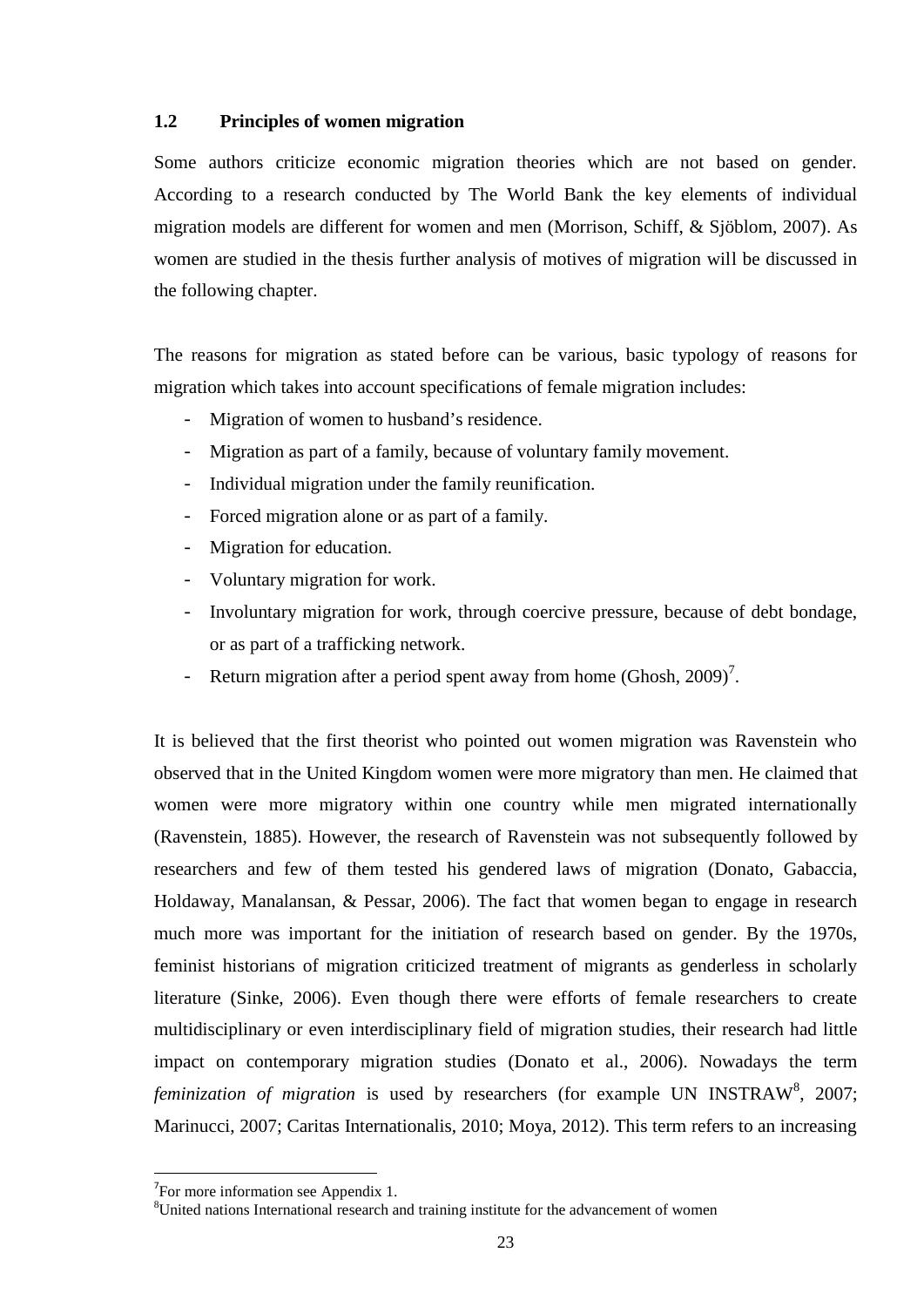## 1.2 Principles of women migration

Some authors criticize economic migration theories which are not based on gender. According to a research conducted by The World Bank the key elements of individual migration models are different for women and men (Morrison, Schiff, & Sjöblom, 2007). As women are studied in the thesis further analysis of motives of migration will be discussed in the following chapter.

The reasons for migration as stated before can be various, basic typology of reasons for migration which takes into account specifications of female migration includes:

- Migration of women to husband's residence.
- Migration as part of a family, because of voluntary family movement.
- Individual migration under the family reunification.
- Forced migration alone or as part of a family.
- Migration for education.
- Voluntary migration for work.
- Involuntary migration for work, through coercive pressure, because of debt bondage, or as part of a trafficking network.
- Return migration after a period spent away from home (Ghosh, 2009)[7].

It is believed that the first theorist who pointed out women migration was Ravenstein who observed that in the United Kingdom women were more migratory than men. He claimed that women were more migratory within one country while men migrated internationally (Ravenstein, 1885). However, the research of Ravenstein was not subsequently followed by researchers and few of them tested his gendered laws of migration (Donato, Gabaccia, Holdaway, Manalansan, & Pessar, 2006). The fact that women began to engage in research much more was important for the initiation of research based on gender. By the 1970s, feminist historians of migration criticized treatment of migrants as genderless in scholarly literature (Sinke, 2006). Even though there were efforts of female researchers to create multidisciplinary or even interdisciplinary field of migration studies, their research had little impact on contemporary migration studies (Donato et al., 2006). Nowadays the term *feminization of migration* is used by researchers (for example UN INSTRAW[8], 2007; Marinucci, 2007; Caritas Internationalis, 2010; Moya, 2012). This term refers to an increasing

[7] For more information see Appendix 1.

[8] United nations International research and training institute for the advancement of women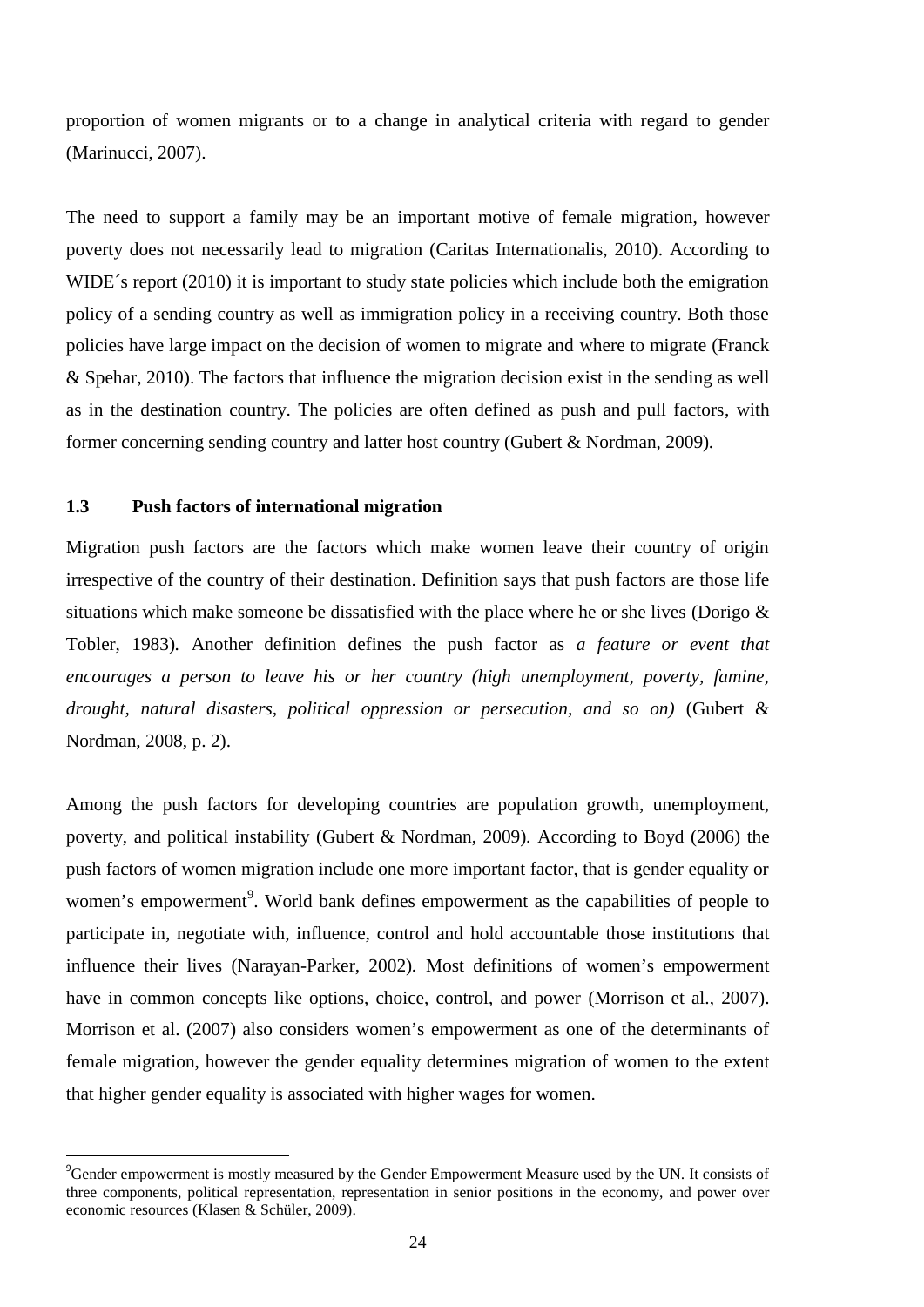proportion of women migrants or to a change in analytical criteria with regard to gender (Marinucci, 2007).

The need to support a family may be an important motive of female migration, however poverty does not necessarily lead to migration (Caritas Internationalis, 2010). According to WIDE´s report (2010) it is important to study state policies which include both the emigration policy of a sending country as well as immigration policy in a receiving country. Both those policies have large impact on the decision of women to migrate and where to migrate (Franck & Spehar, 2010). The factors that influence the migration decision exist in the sending as well as in the destination country. The policies are often defined as push and pull factors, with former concerning sending country and latter host country (Gubert & Nordman, 2009).

### 1.3 Push factors of international migration

Migration push factors are the factors which make women leave their country of origin irrespective of the country of their destination. Definition says that push factors are those life situations which make someone be dissatisfied with the place where he or she lives (Dorigo & Tobler, 1983). Another definition defines the push factor as *a feature or event that encourages a person to leave his or her country (high unemployment, poverty, famine, drought, natural disasters, political oppression or persecution, and so on)* (Gubert & Nordman, 2008, p. 2).

Among the push factors for developing countries are population growth, unemployment, poverty, and political instability (Gubert & Nordman, 2009). According to Boyd (2006) the push factors of women migration include one more important factor, that is gender equality or women's empowerment[9]. World bank defines empowerment as the capabilities of people to participate in, negotiate with, influence, control and hold accountable those institutions that influence their lives (Narayan-Parker, 2002). Most definitions of women's empowerment have in common concepts like options, choice, control, and power (Morrison et al., 2007). Morrison et al. (2007) also considers women's empowerment as one of the determinants of female migration, however the gender equality determines migration of women to the extent that higher gender equality is associated with higher wages for women.

[9] Gender empowerment is mostly measured by the Gender Empowerment Measure used by the UN. It consists of three components, political representation, representation in senior positions in the economy, and power over economic resources (Klasen & Schüler, 2009).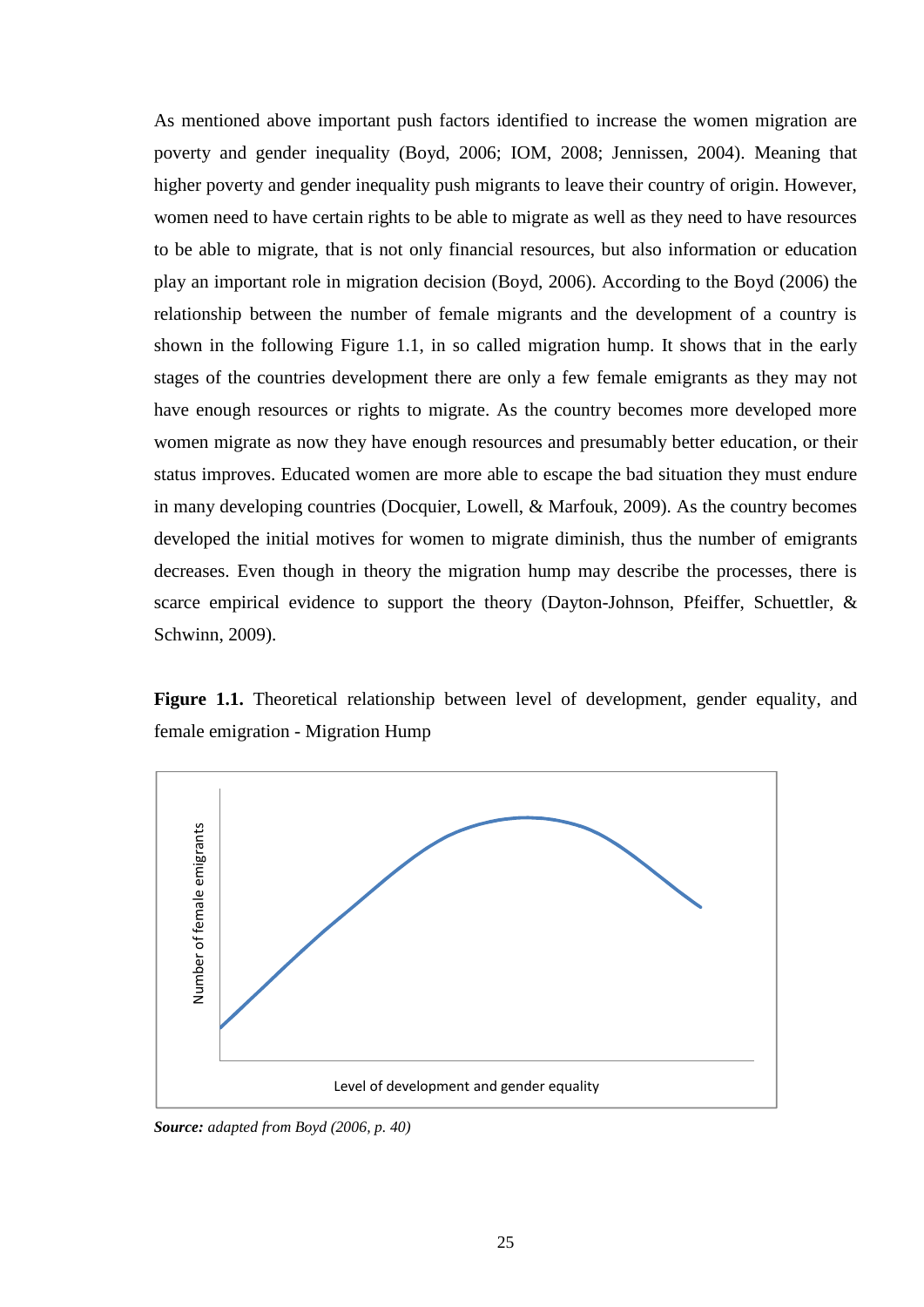As mentioned above important push factors identified to increase the women migration are poverty and gender inequality (Boyd, 2006; IOM, 2008; Jennissen, 2004). Meaning that higher poverty and gender inequality push migrants to leave their country of origin. However, women need to have certain rights to be able to migrate as well as they need to have resources to be able to migrate, that is not only financial resources, but also information or education play an important role in migration decision (Boyd, 2006). According to the Boyd (2006) the relationship between the number of female migrants and the development of a country is shown in the following Figure 1.1, in so called migration hump. It shows that in the early stages of the countries development there are only a few female emigrants as they may not have enough resources or rights to migrate. As the country becomes more developed more women migrate as now they have enough resources and presumably better education, or their status improves. Educated women are more able to escape the bad situation they must endure in many developing countries (Docquier, Lowell, & Marfouk, 2009). As the country becomes developed the initial motives for women to migrate diminish, thus the number of emigrants decreases. Even though in theory the migration hump may describe the processes, there is scarce empirical evidence to support the theory (Dayton-Johnson, Pfeiffer, Schuettler, & Schwinn, 2009).

**Figure 1.1.** Theoretical relationship between level of development, gender equality, and female emigration - Migration Hump

Number of female emigrants

Level of development and gender equality

***Source:*** *adapted from Boyd (2006, p. 40)*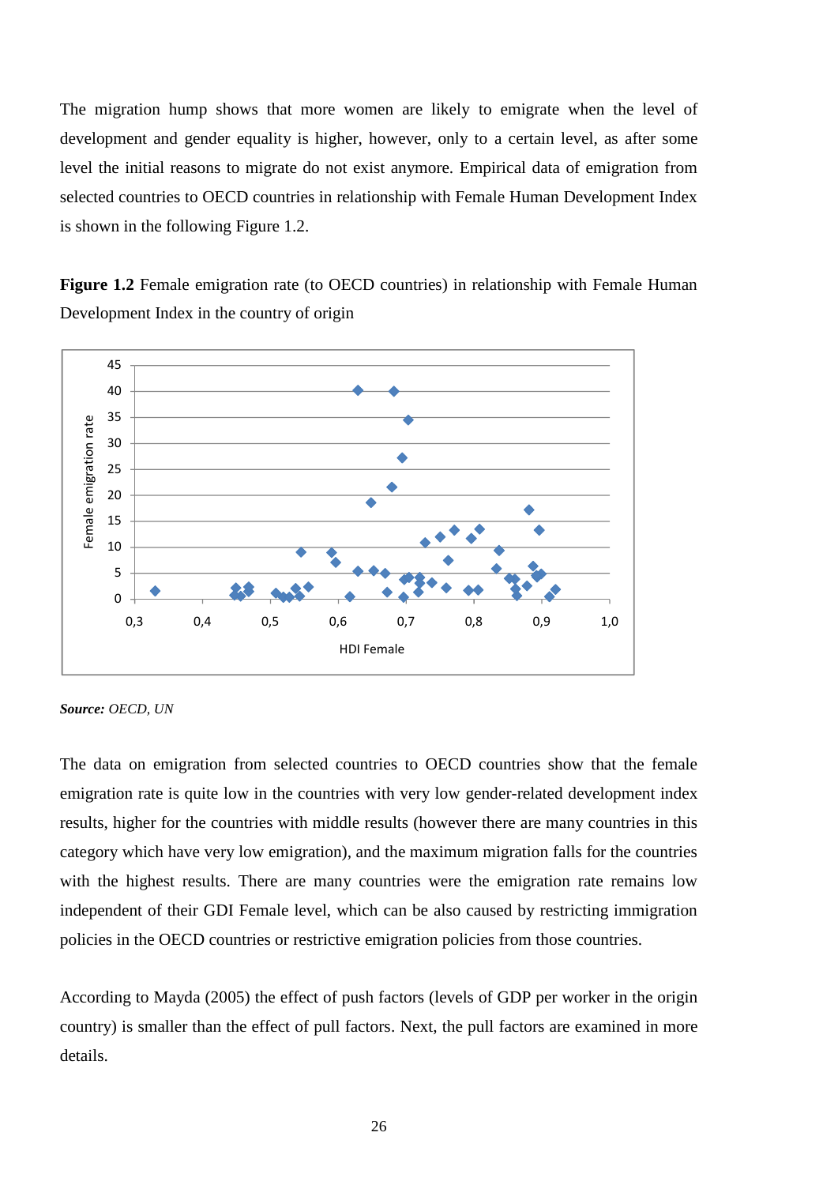The migration hump shows that more women are likely to emigrate when the level of development and gender equality is higher, however, only to a certain level, as after some level the initial reasons to migrate do not exist anymore. Empirical data of emigration from selected countries to OECD countries in relationship with Female Human Development Index is shown in the following Figure 1.2.

**Figure 1.2** Female emigration rate (to OECD countries) in relationship with Female Human Development Index in the country of origin

***Source:*** *OECD, UN*

The data on emigration from selected countries to OECD countries show that the female emigration rate is quite low in the countries with very low gender-related development index results, higher for the countries with middle results (however there are many countries in this category which have very low emigration), and the maximum migration falls for the countries with the highest results. There are many countries were the emigration rate remains low independent of their GDI Female level, which can be also caused by restricting immigration policies in the OECD countries or restrictive emigration policies from those countries.

According to Mayda (2005) the effect of push factors (levels of GDP per worker in the origin country) is smaller than the effect of pull factors. Next, the pull factors are examined in more details.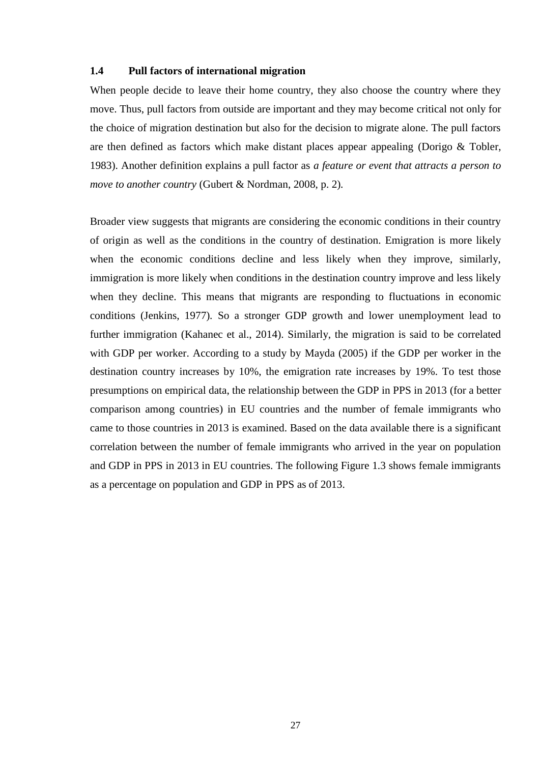### 1.4 Pull factors of international migration

When people decide to leave their home country, they also choose the country where they move. Thus, pull factors from outside are important and they may become critical not only for the choice of migration destination but also for the decision to migrate alone. The pull factors are then defined as factors which make distant places appear appealing (Dorigo & Tobler, 1983). Another definition explains a pull factor as *a feature or event that attracts a person to move to another country* (Gubert & Nordman, 2008, p. 2).

Broader view suggests that migrants are considering the economic conditions in their country of origin as well as the conditions in the country of destination. Emigration is more likely when the economic conditions decline and less likely when they improve, similarly, immigration is more likely when conditions in the destination country improve and less likely when they decline. This means that migrants are responding to fluctuations in economic conditions (Jenkins, 1977). So a stronger GDP growth and lower unemployment lead to further immigration (Kahanec et al., 2014). Similarly, the migration is said to be correlated with GDP per worker. According to a study by Mayda (2005) if the GDP per worker in the destination country increases by 10%, the emigration rate increases by 19%. To test those presumptions on empirical data, the relationship between the GDP in PPS in 2013 (for a better comparison among countries) in EU countries and the number of female immigrants who came to those countries in 2013 is examined. Based on the data available there is a significant correlation between the number of female immigrants who arrived in the year on population and GDP in PPS in 2013 in EU countries. The following Figure 1.3 shows female immigrants as a percentage on population and GDP in PPS as of 2013.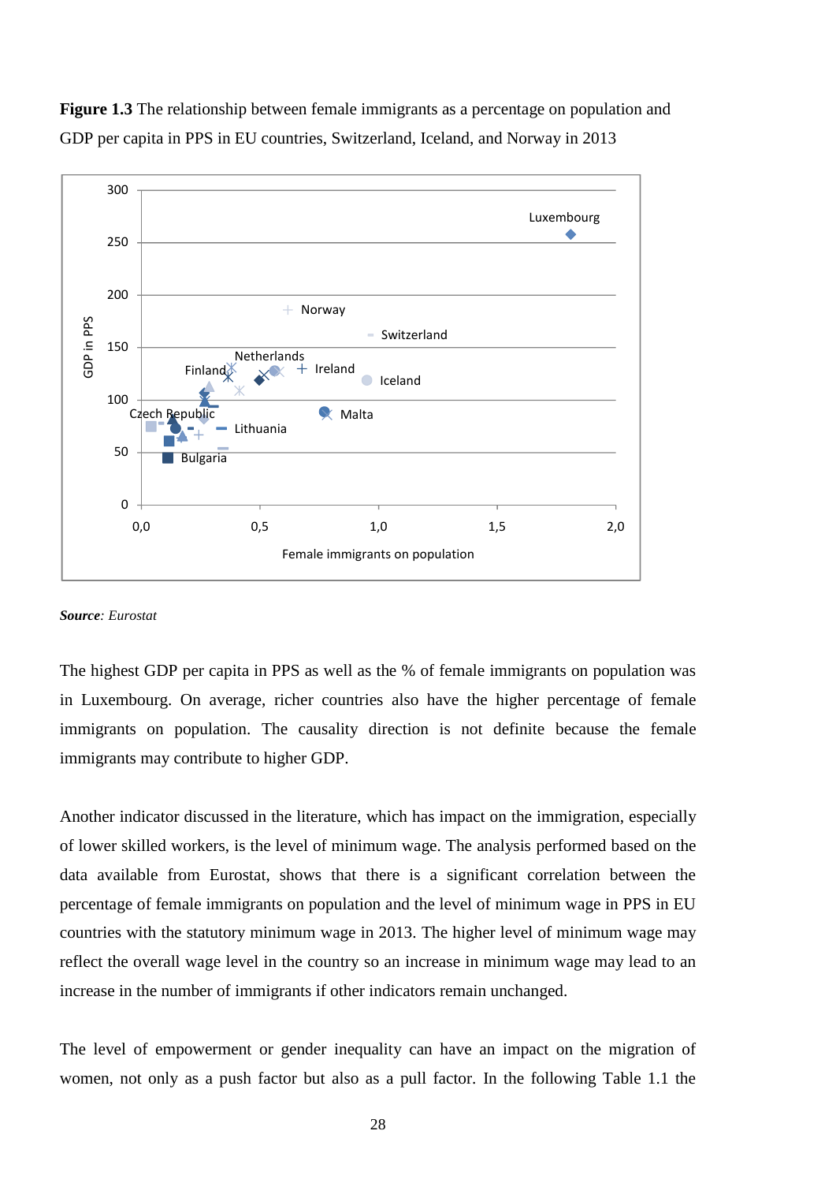**Figure 1.3** The relationship between female immigrants as a percentage on population and GDP per capita in PPS in EU countries, Switzerland, Iceland, and Norway in 2013

*Source*: *Eurostat*

The highest GDP per capita in PPS as well as the % of female immigrants on population was in Luxembourg. On average, richer countries also have the higher percentage of female immigrants on population. The causality direction is not definite because the female immigrants may contribute to higher GDP.

Another indicator discussed in the literature, which has impact on the immigration, especially of lower skilled workers, is the level of minimum wage. The analysis performed based on the data available from Eurostat, shows that there is a significant correlation between the percentage of female immigrants on population and the level of minimum wage in PPS in EU countries with the statutory minimum wage in 2013. The higher level of minimum wage may reflect the overall wage level in the country so an increase in minimum wage may lead to an increase in the number of immigrants if other indicators remain unchanged.

The level of empowerment or gender inequality can have an impact on the migration of women, not only as a push factor but also as a pull factor. In the following Table 1.1 the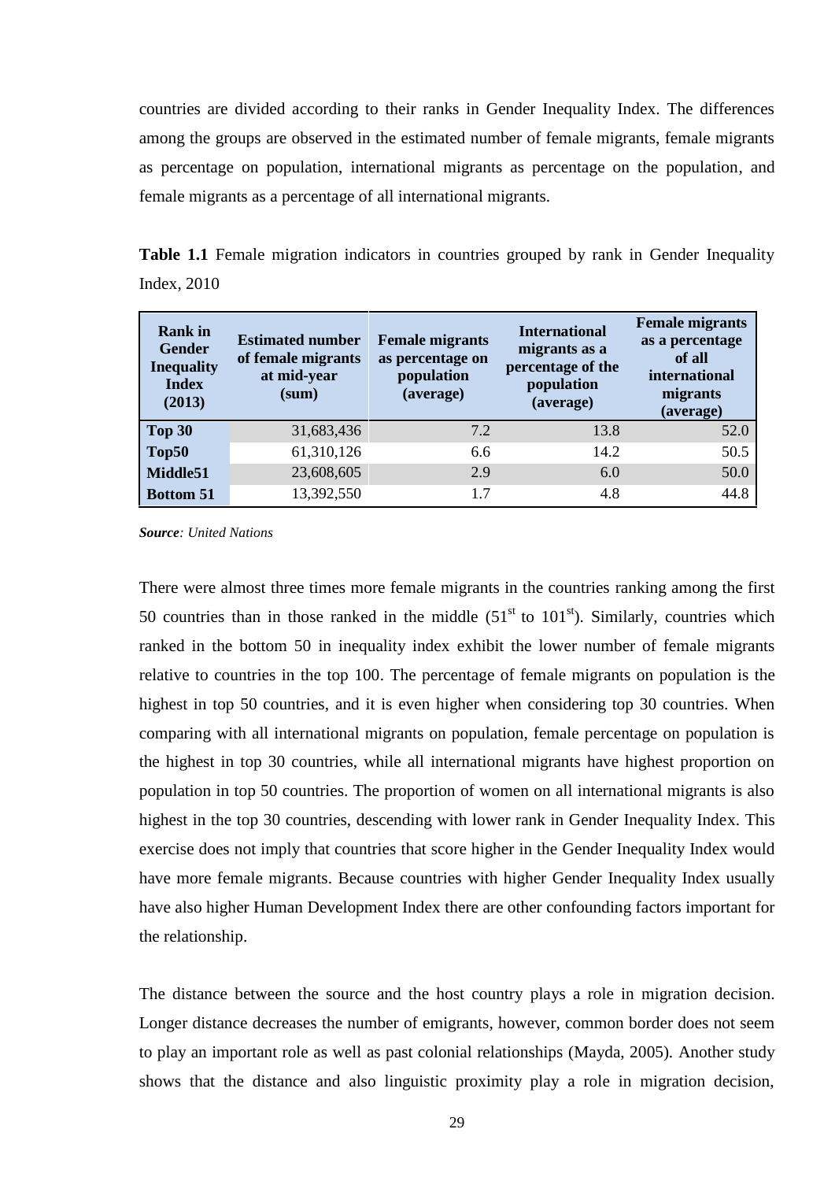countries are divided according to their ranks in Gender Inequality Index. The differences among the groups are observed in the estimated number of female migrants, female migrants as percentage on population, international migrants as percentage on the population, and female migrants as a percentage of all international migrants.

**Table 1.1** Female migration indicators in countries grouped by rank in Gender Inequality Index, 2010

| Rank in Gender Inequality Index (2013) | Estimated number of female migrants at mid-year (sum) | Female migrants as percentage on population (average) | International migrants as a percentage of the population (average) | Female migrants as a percentage of all international migrants (average) |
|---|---|---|---|---|
| **Top 30** | 31,683,436 | 7.2 | 13.8 | 52.0 |
| **Top50** | 61,310,126 | 6.6 | 14.2 | 50.5 |
| **Middle51** | 23,608,605 | 2.9 | 6.0 | 50.0 |
| **Bottom 51** | 13,392,550 | 1.7 | 4.8 | 44.8 |

***Source**: United Nations*

There were almost three times more female migrants in the countries ranking among the first 50 countries than in those ranked in the middle (51st to 101st). Similarly, countries which ranked in the bottom 50 in inequality index exhibit the lower number of female migrants relative to countries in the top 100. The percentage of female migrants on population is the highest in top 50 countries, and it is even higher when considering top 30 countries. When comparing with all international migrants on population, female percentage on population is the highest in top 30 countries, while all international migrants have highest proportion on population in top 50 countries. The proportion of women on all international migrants is also highest in the top 30 countries, descending with lower rank in Gender Inequality Index. This exercise does not imply that countries that score higher in the Gender Inequality Index would have more female migrants. Because countries with higher Gender Inequality Index usually have also higher Human Development Index there are other confounding factors important for the relationship.

The distance between the source and the host country plays a role in migration decision. Longer distance decreases the number of emigrants, however, common border does not seem to play an important role as well as past colonial relationships (Mayda, 2005). Another study shows that the distance and also linguistic proximity play a role in migration decision,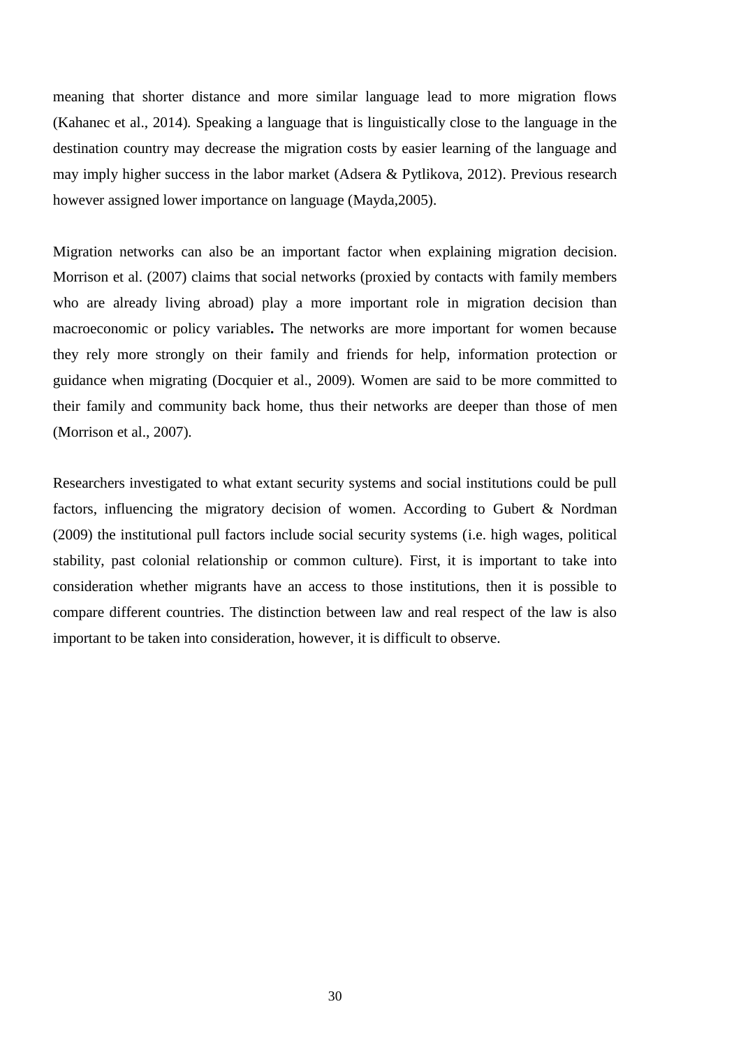meaning that shorter distance and more similar language lead to more migration flows (Kahanec et al., 2014). Speaking a language that is linguistically close to the language in the destination country may decrease the migration costs by easier learning of the language and may imply higher success in the labor market (Adsera & Pytlikova, 2012). Previous research however assigned lower importance on language (Mayda,2005).

Migration networks can also be an important factor when explaining migration decision. Morrison et al. (2007) claims that social networks (proxied by contacts with family members who are already living abroad) play a more important role in migration decision than macroeconomic or policy variables**.** The networks are more important for women because they rely more strongly on their family and friends for help, information protection or guidance when migrating (Docquier et al., 2009). Women are said to be more committed to their family and community back home, thus their networks are deeper than those of men (Morrison et al., 2007).

Researchers investigated to what extant security systems and social institutions could be pull factors, influencing the migratory decision of women. According to Gubert & Nordman (2009) the institutional pull factors include social security systems (i.e. high wages, political stability, past colonial relationship or common culture). First, it is important to take into consideration whether migrants have an access to those institutions, then it is possible to compare different countries. The distinction between law and real respect of the law is also important to be taken into consideration, however, it is difficult to observe.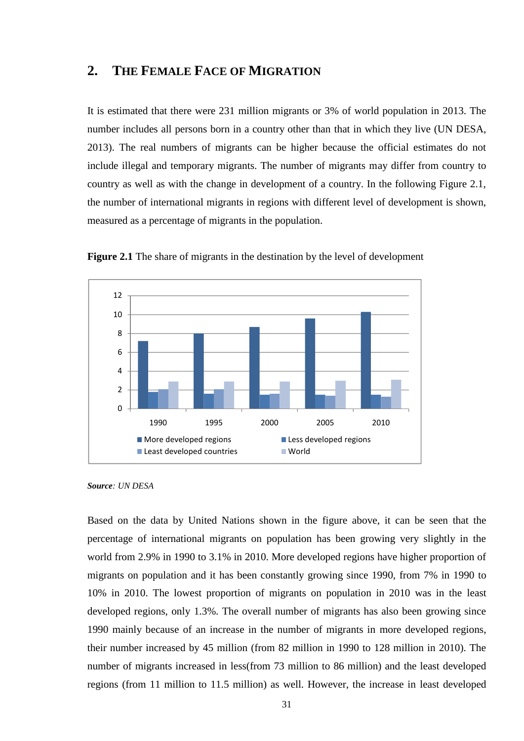## 2. The Female Face of Migration

It is estimated that there were 231 million migrants or 3% of world population in 2013. The number includes all persons born in a country other than that in which they live (UN DESA, 2013). The real numbers of migrants can be higher because the official estimates do not include illegal and temporary migrants. The number of migrants may differ from country to country as well as with the change in development of a country. In the following Figure 2.1, the number of international migrants in regions with different level of development is shown, measured as a percentage of migrants in the population.

**Figure 2.1** The share of migrants in the destination by the level of development

***Source**: UN DESA*

Based on the data by United Nations shown in the figure above, it can be seen that the percentage of international migrants on population has been growing very slightly in the world from 2.9% in 1990 to 3.1% in 2010. More developed regions have higher proportion of migrants on population and it has been constantly growing since 1990, from 7% in 1990 to 10% in 2010. The lowest proportion of migrants on population in 2010 was in the least developed regions, only 1.3%. The overall number of migrants has also been growing since 1990 mainly because of an increase in the number of migrants in more developed regions, their number increased by 45 million (from 82 million in 1990 to 128 million in 2010). The number of migrants increased in less(from 73 million to 86 million) and the least developed regions (from 11 million to 11.5 million) as well. However, the increase in least developed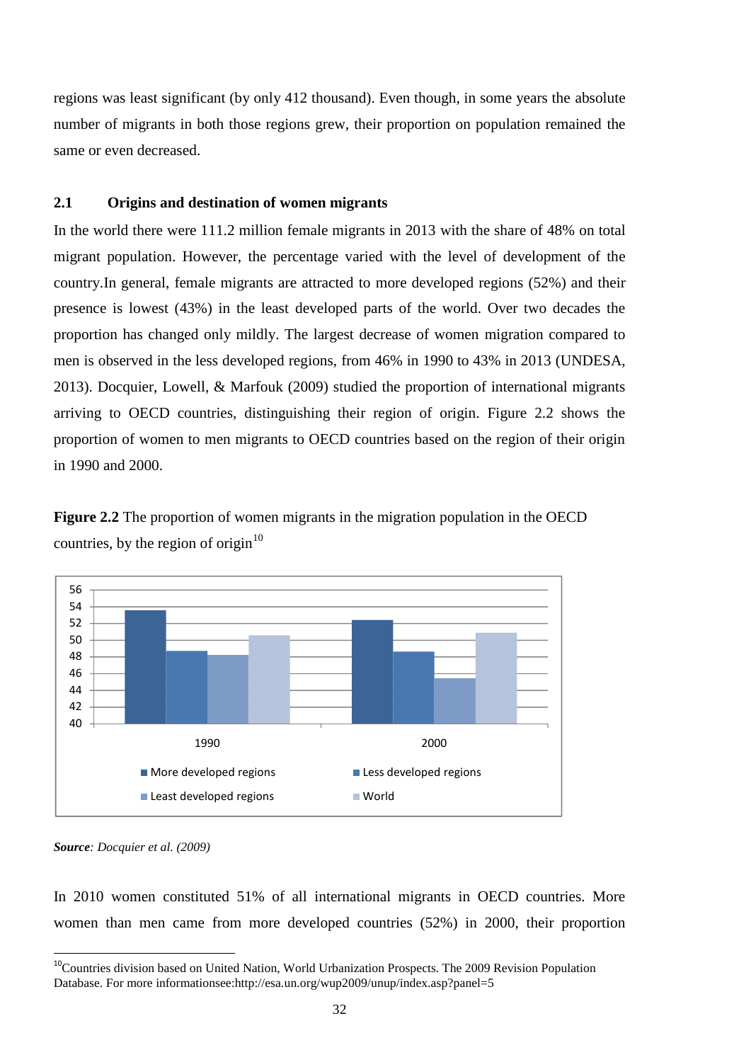regions was least significant (by only 412 thousand). Even though, in some years the absolute number of migrants in both those regions grew, their proportion on population remained the same or even decreased.

## 2.1 Origins and destination of women migrants

In the world there were 111.2 million female migrants in 2013 with the share of 48% on total migrant population. However, the percentage varied with the level of development of the country.In general, female migrants are attracted to more developed regions (52%) and their presence is lowest (43%) in the least developed parts of the world. Over two decades the proportion has changed only mildly. The largest decrease of women migration compared to men is observed in the less developed regions, from 46% in 1990 to 43% in 2013 (UNDESA, 2013). Docquier, Lowell, & Marfouk (2009) studied the proportion of international migrants arriving to OECD countries, distinguishing their region of origin. Figure 2.2 shows the proportion of women to men migrants to OECD countries based on the region of their origin in 1990 and 2000.

**Figure 2.2** The proportion of women migrants in the migration population in the OECD countries, by the region of origin[10]

*Source: Docquier et al. (2009)*

In 2010 women constituted 51% of all international migrants in OECD countries. More women than men came from more developed countries (52%) in 2000, their proportion

[10]Countries division based on United Nation, World Urbanization Prospects. The 2009 Revision Population Database. For more informationsee:http://esa.un.org/wup2009/unup/index.asp?panel=5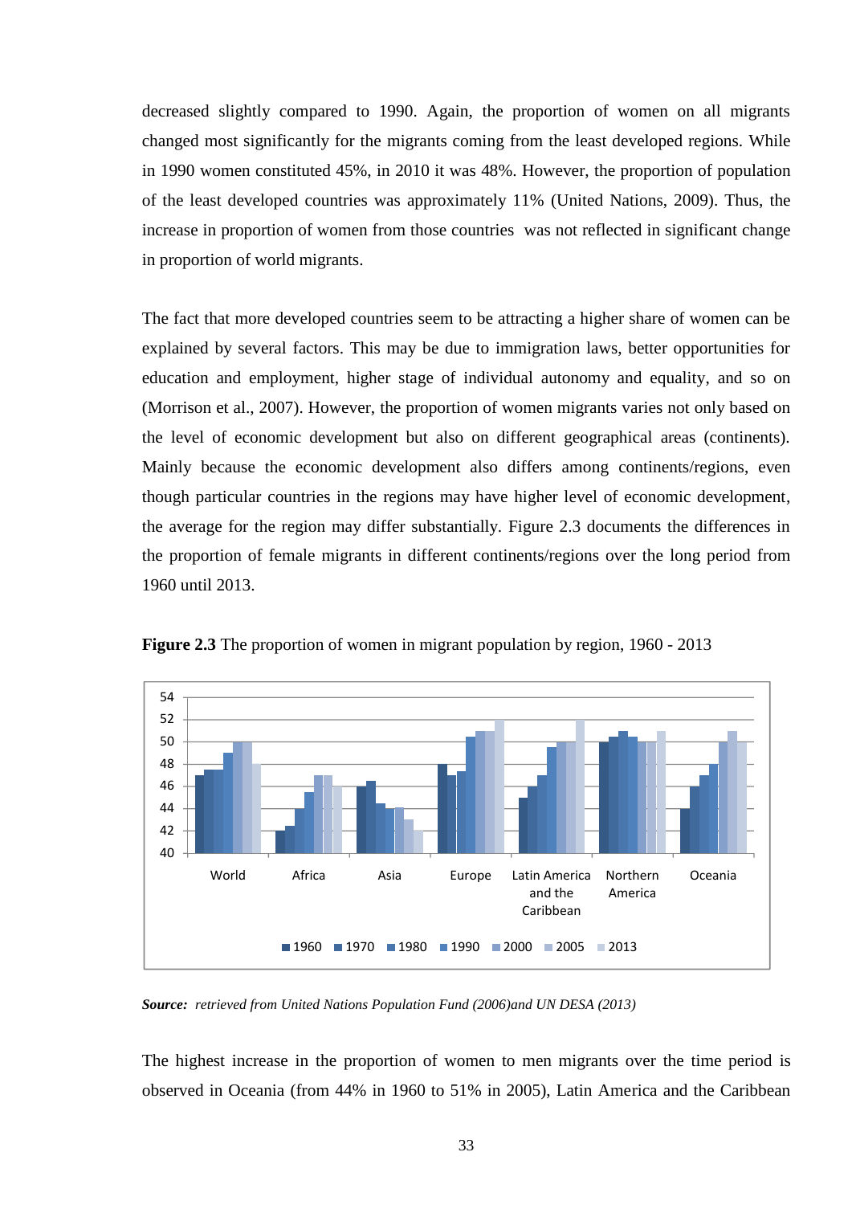decreased slightly compared to 1990. Again, the proportion of women on all migrants changed most significantly for the migrants coming from the least developed regions. While in 1990 women constituted 45%, in 2010 it was 48%. However, the proportion of population of the least developed countries was approximately 11% (United Nations, 2009). Thus, the increase in proportion of women from those countries was not reflected in significant change in proportion of world migrants.

The fact that more developed countries seem to be attracting a higher share of women can be explained by several factors. This may be due to immigration laws, better opportunities for education and employment, higher stage of individual autonomy and equality, and so on (Morrison et al., 2007). However, the proportion of women migrants varies not only based on the level of economic development but also on different geographical areas (continents). Mainly because the economic development also differs among continents/regions, even though particular countries in the regions may have higher level of economic development, the average for the region may differ substantially. Figure 2.3 documents the differences in the proportion of female migrants in different continents/regions over the long period from 1960 until 2013.

**Figure 2.3** The proportion of women in migrant population by region, 1960 - 2013

***Source:*** *retrieved from United Nations Population Fund (2006)and UN DESA (2013)*

The highest increase in the proportion of women to men migrants over the time period is observed in Oceania (from 44% in 1960 to 51% in 2005), Latin America and the Caribbean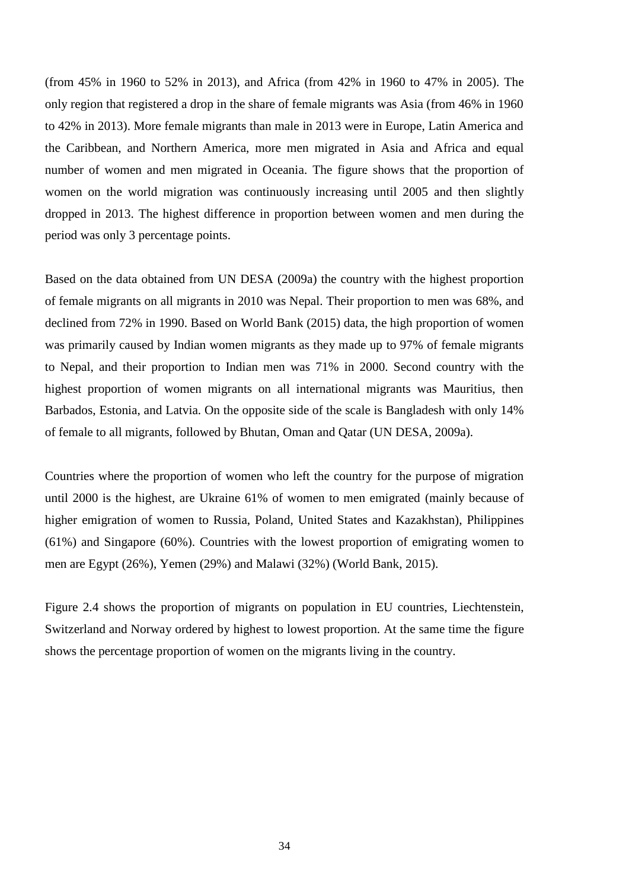(from 45% in 1960 to 52% in 2013), and Africa (from 42% in 1960 to 47% in 2005). The only region that registered a drop in the share of female migrants was Asia (from 46% in 1960 to 42% in 2013). More female migrants than male in 2013 were in Europe, Latin America and the Caribbean, and Northern America, more men migrated in Asia and Africa and equal number of women and men migrated in Oceania. The figure shows that the proportion of women on the world migration was continuously increasing until 2005 and then slightly dropped in 2013. The highest difference in proportion between women and men during the period was only 3 percentage points.

Based on the data obtained from UN DESA (2009a) the country with the highest proportion of female migrants on all migrants in 2010 was Nepal. Their proportion to men was 68%, and declined from 72% in 1990. Based on World Bank (2015) data, the high proportion of women was primarily caused by Indian women migrants as they made up to 97% of female migrants to Nepal, and their proportion to Indian men was 71% in 2000. Second country with the highest proportion of women migrants on all international migrants was Mauritius, then Barbados, Estonia, and Latvia. On the opposite side of the scale is Bangladesh with only 14% of female to all migrants, followed by Bhutan, Oman and Qatar (UN DESA, 2009a).

Countries where the proportion of women who left the country for the purpose of migration until 2000 is the highest, are Ukraine 61% of women to men emigrated (mainly because of higher emigration of women to Russia, Poland, United States and Kazakhstan), Philippines (61%) and Singapore (60%). Countries with the lowest proportion of emigrating women to men are Egypt (26%), Yemen (29%) and Malawi (32%) (World Bank, 2015).

Figure 2.4 shows the proportion of migrants on population in EU countries, Liechtenstein, Switzerland and Norway ordered by highest to lowest proportion. At the same time the figure shows the percentage proportion of women on the migrants living in the country.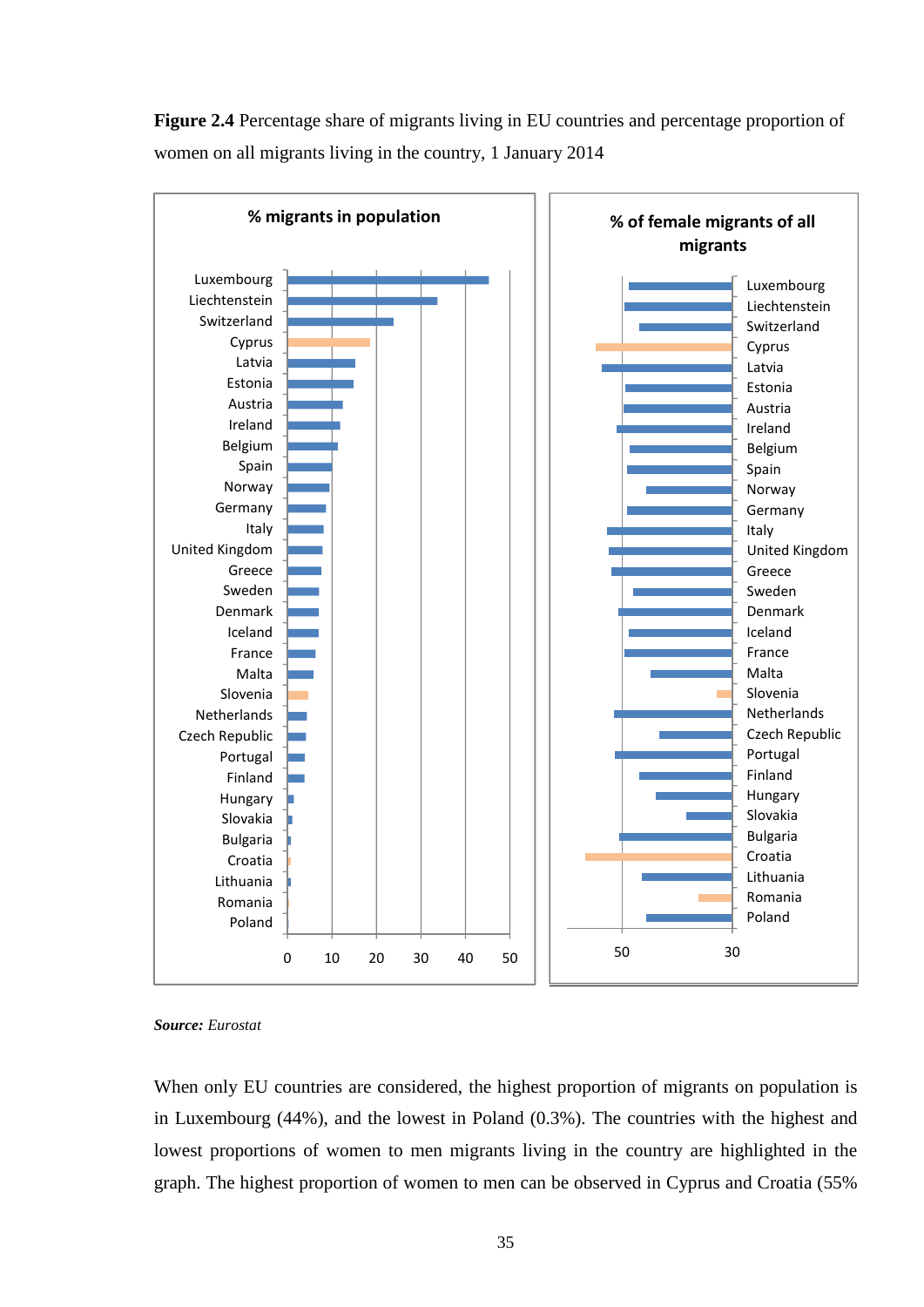**Figure 2.4** Percentage share of migrants living in EU countries and percentage proportion of women on all migrants living in the country, 1 January 2014

**Source:** *Eurostat*

When only EU countries are considered, the highest proportion of migrants on population is in Luxembourg (44%), and the lowest in Poland (0.3%). The countries with the highest and lowest proportions of women to men migrants living in the country are highlighted in the graph. The highest proportion of women to men can be observed in Cyprus and Croatia (55%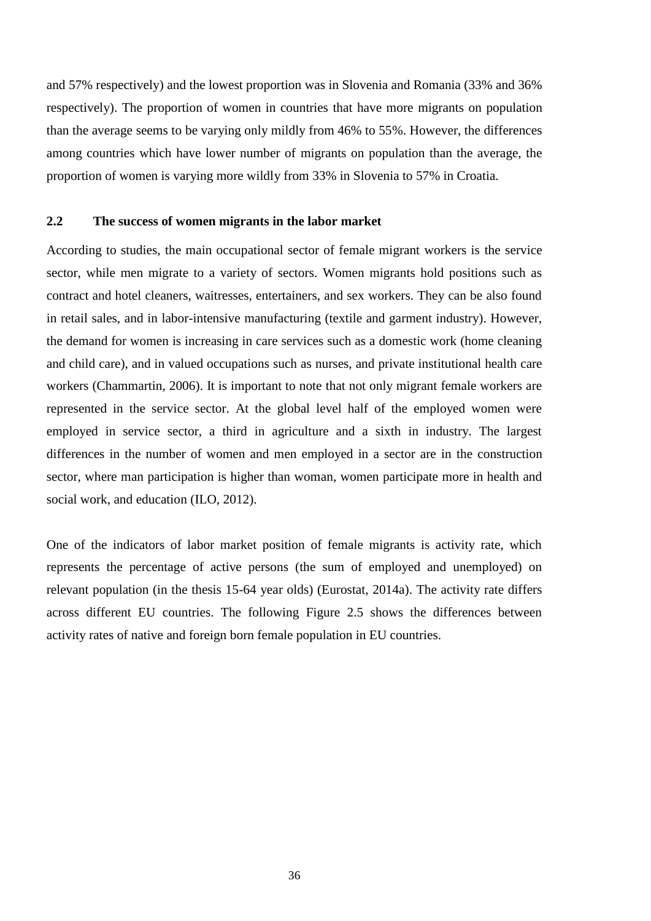and 57% respectively) and the lowest proportion was in Slovenia and Romania (33% and 36% respectively). The proportion of women in countries that have more migrants on population than the average seems to be varying only mildly from 46% to 55%. However, the differences among countries which have lower number of migrants on population than the average, the proportion of women is varying more wildly from 33% in Slovenia to 57% in Croatia.

## 2.2 The success of women migrants in the labor market

According to studies, the main occupational sector of female migrant workers is the service sector, while men migrate to a variety of sectors. Women migrants hold positions such as contract and hotel cleaners, waitresses, entertainers, and sex workers. They can be also found in retail sales, and in labor-intensive manufacturing (textile and garment industry). However, the demand for women is increasing in care services such as a domestic work (home cleaning and child care), and in valued occupations such as nurses, and private institutional health care workers (Chammartin, 2006). It is important to note that not only migrant female workers are represented in the service sector. At the global level half of the employed women were employed in service sector, a third in agriculture and a sixth in industry. The largest differences in the number of women and men employed in a sector are in the construction sector, where man participation is higher than woman, women participate more in health and social work, and education (ILO, 2012).

One of the indicators of labor market position of female migrants is activity rate, which represents the percentage of active persons (the sum of employed and unemployed) on relevant population (in the thesis 15-64 year olds) (Eurostat, 2014a). The activity rate differs across different EU countries. The following Figure 2.5 shows the differences between activity rates of native and foreign born female population in EU countries.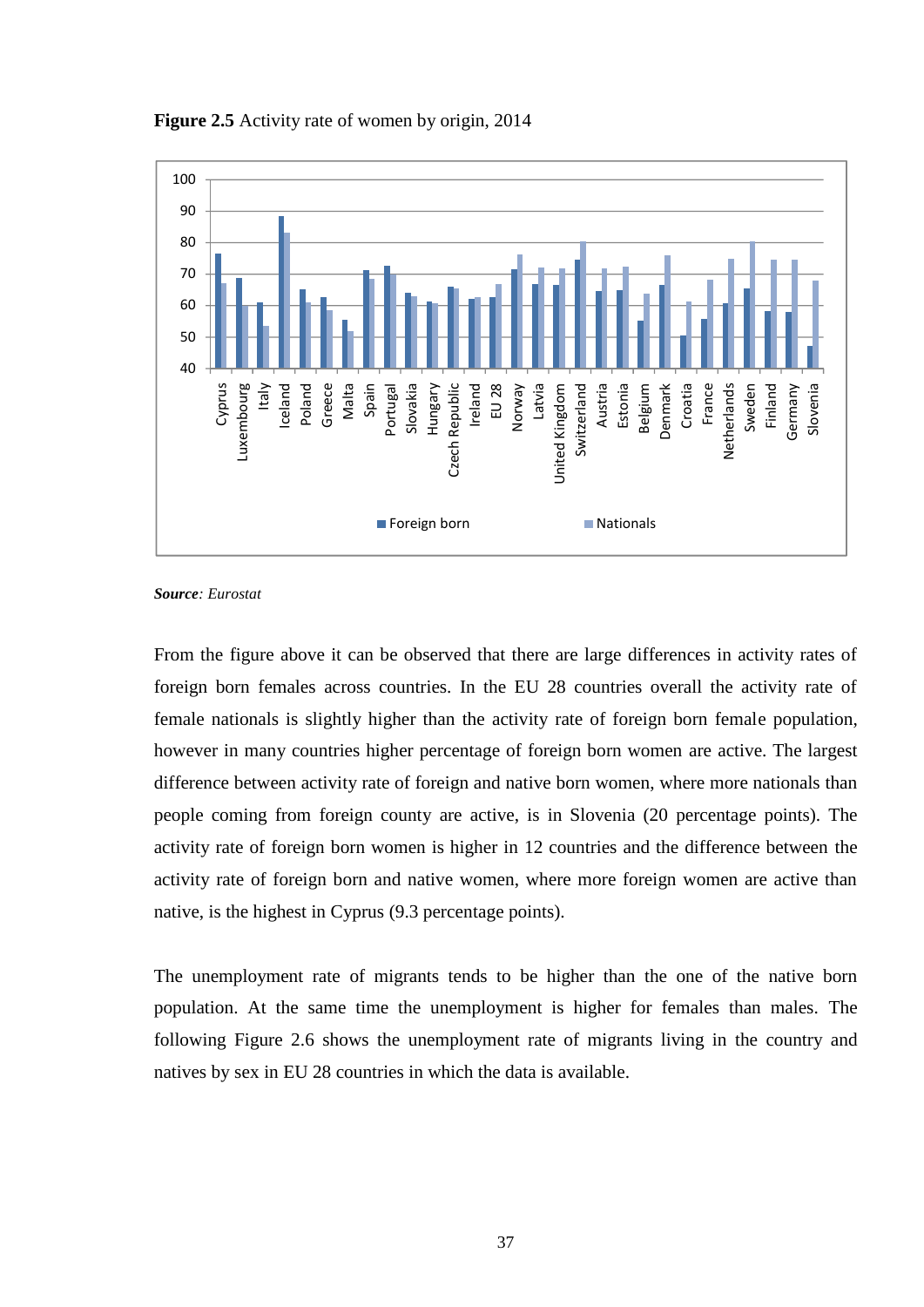**Figure 2.5** Activity rate of women by origin, 2014

***Source**: Eurostat*

From the figure above it can be observed that there are large differences in activity rates of foreign born females across countries. In the EU 28 countries overall the activity rate of female nationals is slightly higher than the activity rate of foreign born female population, however in many countries higher percentage of foreign born women are active. The largest difference between activity rate of foreign and native born women, where more nationals than people coming from foreign county are active, is in Slovenia (20 percentage points). The activity rate of foreign born women is higher in 12 countries and the difference between the activity rate of foreign born and native women, where more foreign women are active than native, is the highest in Cyprus (9.3 percentage points).

The unemployment rate of migrants tends to be higher than the one of the native born population. At the same time the unemployment is higher for females than males. The following Figure 2.6 shows the unemployment rate of migrants living in the country and natives by sex in EU 28 countries in which the data is available.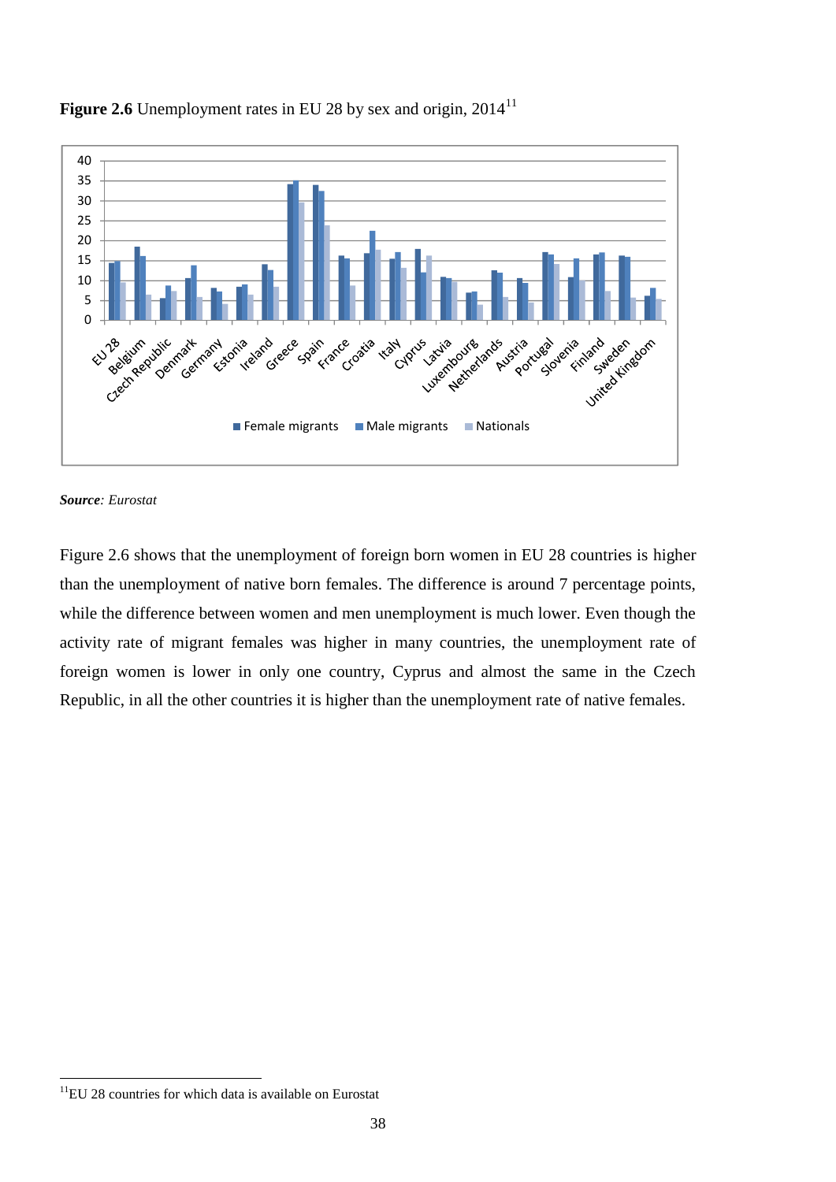**Figure 2.6** Unemployment rates in EU 28 by sex and origin, 2014[11]

**Source**: *Eurostat*

Figure 2.6 shows that the unemployment of foreign born women in EU 28 countries is higher than the unemployment of native born females. The difference is around 7 percentage points, while the difference between women and men unemployment is much lower. Even though the activity rate of migrant females was higher in many countries, the unemployment rate of foreign women is lower in only one country, Cyprus and almost the same in the Czech Republic, in all the other countries it is higher than the unemployment rate of native females.

[11]EU 28 countries for which data is available on Eurostat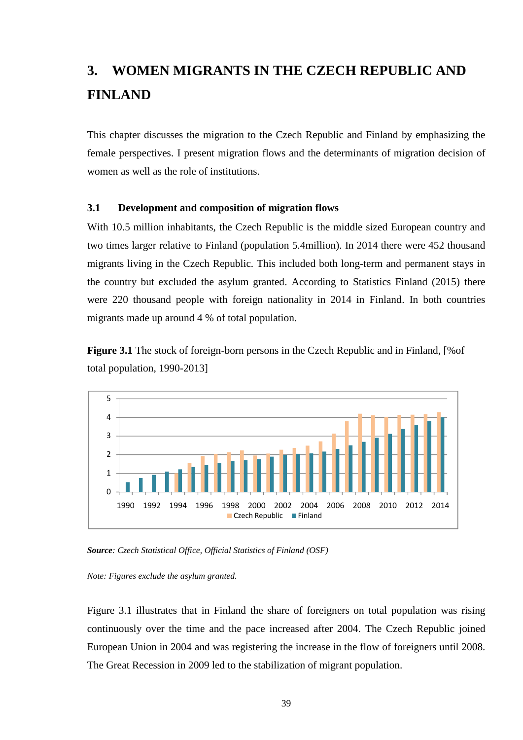# 3. WOMEN MIGRANTS IN THE CZECH REPUBLIC AND FINLAND

This chapter discusses the migration to the Czech Republic and Finland by emphasizing the female perspectives. I present migration flows and the determinants of migration decision of women as well as the role of institutions.

## 3.1 Development and composition of migration flows

With 10.5 million inhabitants, the Czech Republic is the middle sized European country and two times larger relative to Finland (population 5.4million). In 2014 there were 452 thousand migrants living in the Czech Republic. This included both long-term and permanent stays in the country but excluded the asylum granted. According to Statistics Finland (2015) there were 220 thousand people with foreign nationality in 2014 in Finland. In both countries migrants made up around 4 % of total population.

**Figure 3.1** The stock of foreign-born persons in the Czech Republic and in Finland, [%of total population, 1990-2013]

***Source**: Czech Statistical Office, Official Statistics of Finland (OSF)*

*Note: Figures exclude the asylum granted.*

Figure 3.1 illustrates that in Finland the share of foreigners on total population was rising continuously over the time and the pace increased after 2004. The Czech Republic joined European Union in 2004 and was registering the increase in the flow of foreigners until 2008. The Great Recession in 2009 led to the stabilization of migrant population.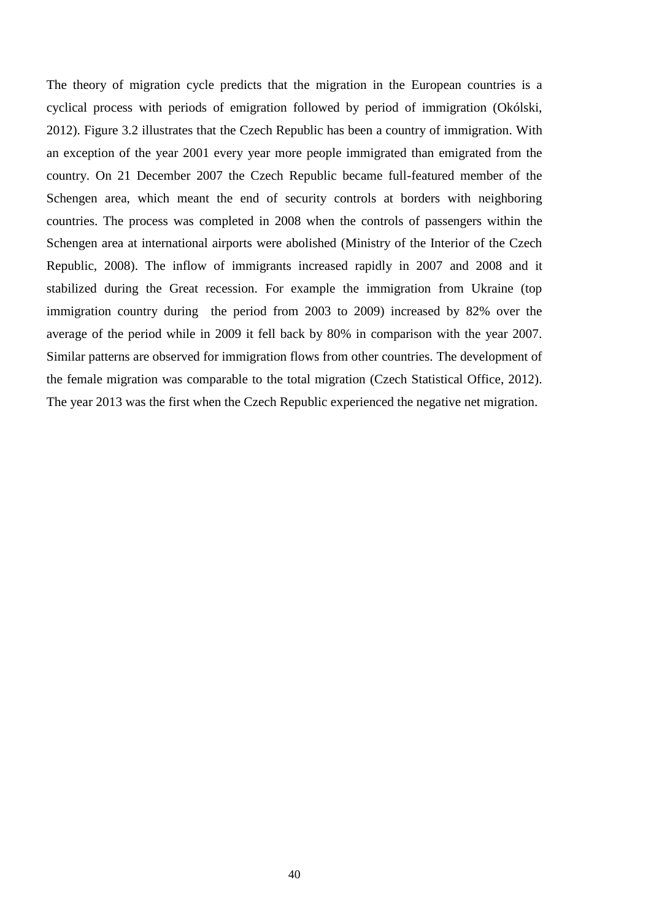The theory of migration cycle predicts that the migration in the European countries is a cyclical process with periods of emigration followed by period of immigration (Okólski, 2012). Figure 3.2 illustrates that the Czech Republic has been a country of immigration. With an exception of the year 2001 every year more people immigrated than emigrated from the country. On 21 December 2007 the Czech Republic became full-featured member of the Schengen area, which meant the end of security controls at borders with neighboring countries. The process was completed in 2008 when the controls of passengers within the Schengen area at international airports were abolished (Ministry of the Interior of the Czech Republic, 2008). The inflow of immigrants increased rapidly in 2007 and 2008 and it stabilized during the Great recession. For example the immigration from Ukraine (top immigration country during the period from 2003 to 2009) increased by 82% over the average of the period while in 2009 it fell back by 80% in comparison with the year 2007. Similar patterns are observed for immigration flows from other countries. The development of the female migration was comparable to the total migration (Czech Statistical Office, 2012). The year 2013 was the first when the Czech Republic experienced the negative net migration.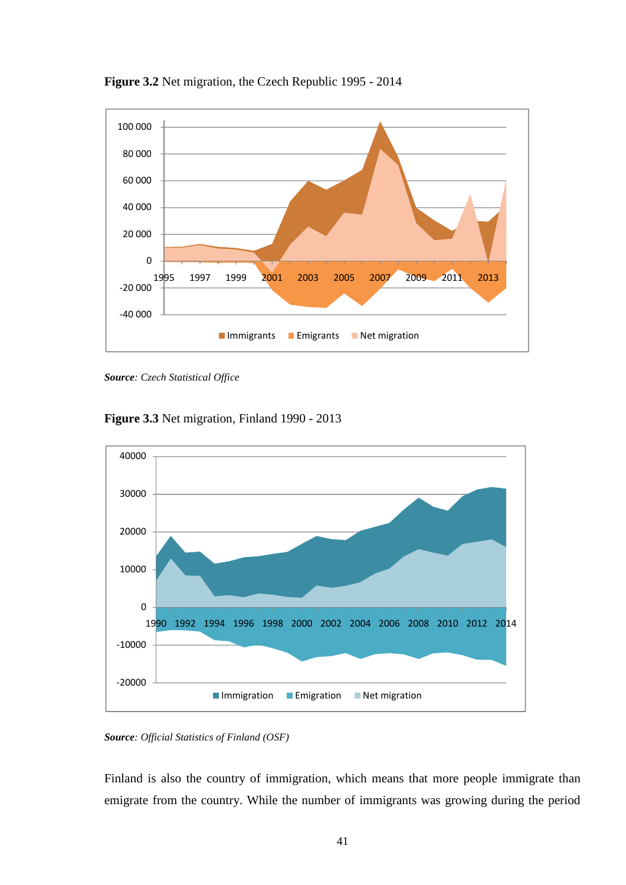**Figure 3.2** Net migration, the Czech Republic 1995 - 2014

***Source****: Czech Statistical Office*

**Figure 3.3** Net migration, Finland 1990 - 2013

***Source****: Official Statistics of Finland (OSF)*

Finland is also the country of immigration, which means that more people immigrate than emigrate from the country. While the number of immigrants was growing during the period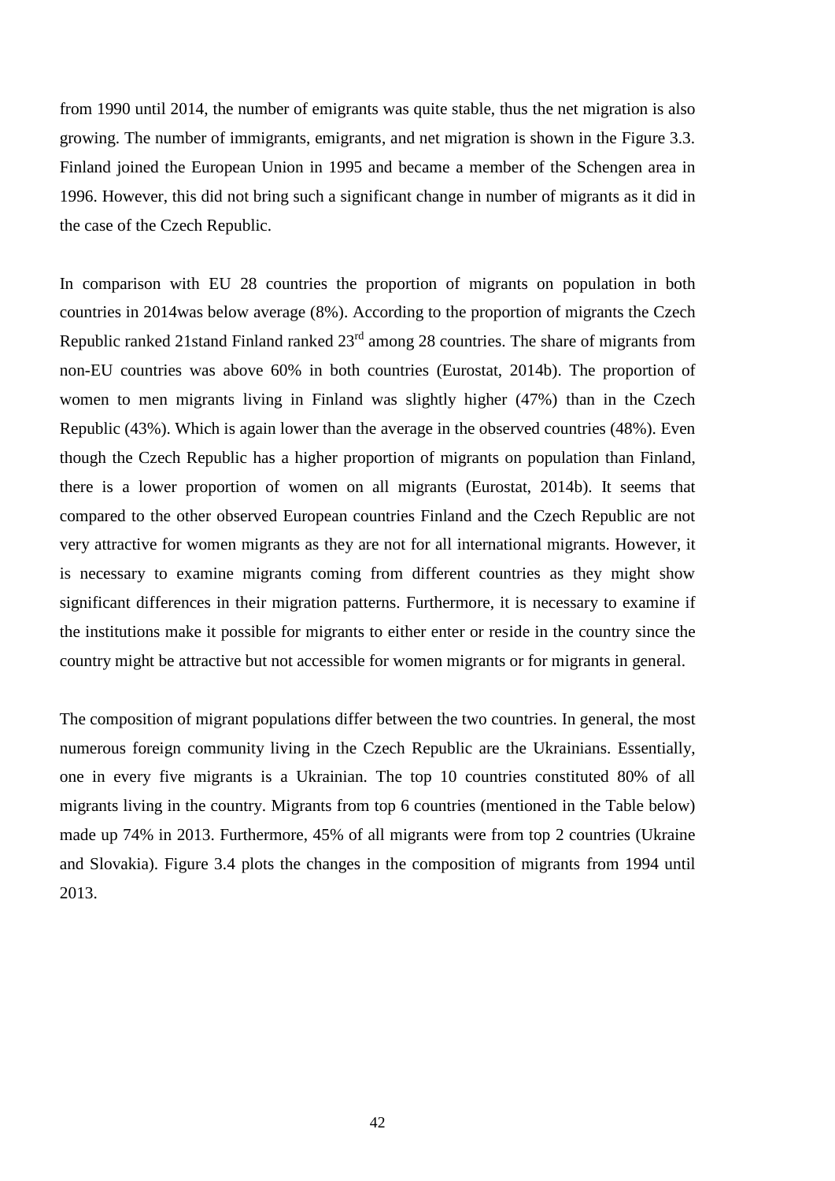from 1990 until 2014, the number of emigrants was quite stable, thus the net migration is also growing. The number of immigrants, emigrants, and net migration is shown in the Figure 3.3. Finland joined the European Union in 1995 and became a member of the Schengen area in 1996. However, this did not bring such a significant change in number of migrants as it did in the case of the Czech Republic.

In comparison with EU 28 countries the proportion of migrants on population in both countries in 2014was below average (8%). According to the proportion of migrants the Czech Republic ranked 21stand Finland ranked 23rd among 28 countries. The share of migrants from non-EU countries was above 60% in both countries (Eurostat, 2014b). The proportion of women to men migrants living in Finland was slightly higher (47%) than in the Czech Republic (43%). Which is again lower than the average in the observed countries (48%). Even though the Czech Republic has a higher proportion of migrants on population than Finland, there is a lower proportion of women on all migrants (Eurostat, 2014b). It seems that compared to the other observed European countries Finland and the Czech Republic are not very attractive for women migrants as they are not for all international migrants. However, it is necessary to examine migrants coming from different countries as they might show significant differences in their migration patterns. Furthermore, it is necessary to examine if the institutions make it possible for migrants to either enter or reside in the country since the country might be attractive but not accessible for women migrants or for migrants in general.

The composition of migrant populations differ between the two countries. In general, the most numerous foreign community living in the Czech Republic are the Ukrainians. Essentially, one in every five migrants is a Ukrainian. The top 10 countries constituted 80% of all migrants living in the country. Migrants from top 6 countries (mentioned in the Table below) made up 74% in 2013. Furthermore, 45% of all migrants were from top 2 countries (Ukraine and Slovakia). Figure 3.4 plots the changes in the composition of migrants from 1994 until 2013.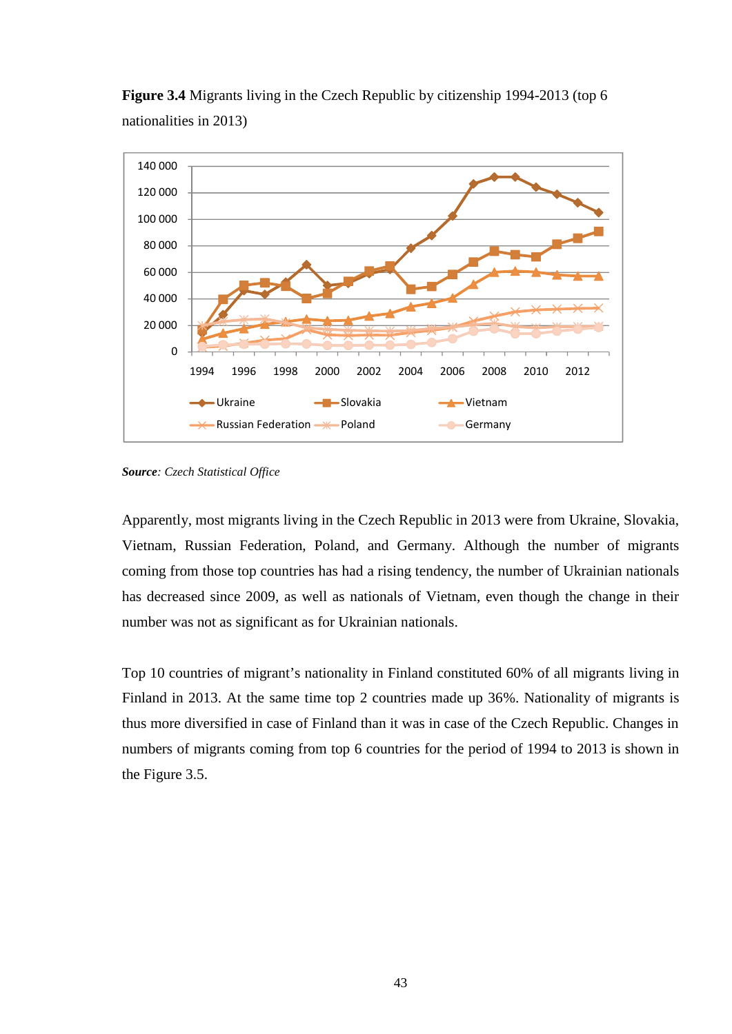**Figure 3.4** Migrants living in the Czech Republic by citizenship 1994-2013 (top 6 nationalities in 2013)

***Source**: Czech Statistical Office*

Apparently, most migrants living in the Czech Republic in 2013 were from Ukraine, Slovakia, Vietnam, Russian Federation, Poland, and Germany. Although the number of migrants coming from those top countries has had a rising tendency, the number of Ukrainian nationals has decreased since 2009, as well as nationals of Vietnam, even though the change in their number was not as significant as for Ukrainian nationals.

Top 10 countries of migrant's nationality in Finland constituted 60% of all migrants living in Finland in 2013. At the same time top 2 countries made up 36%. Nationality of migrants is thus more diversified in case of Finland than it was in case of the Czech Republic. Changes in numbers of migrants coming from top 6 countries for the period of 1994 to 2013 is shown in the Figure 3.5.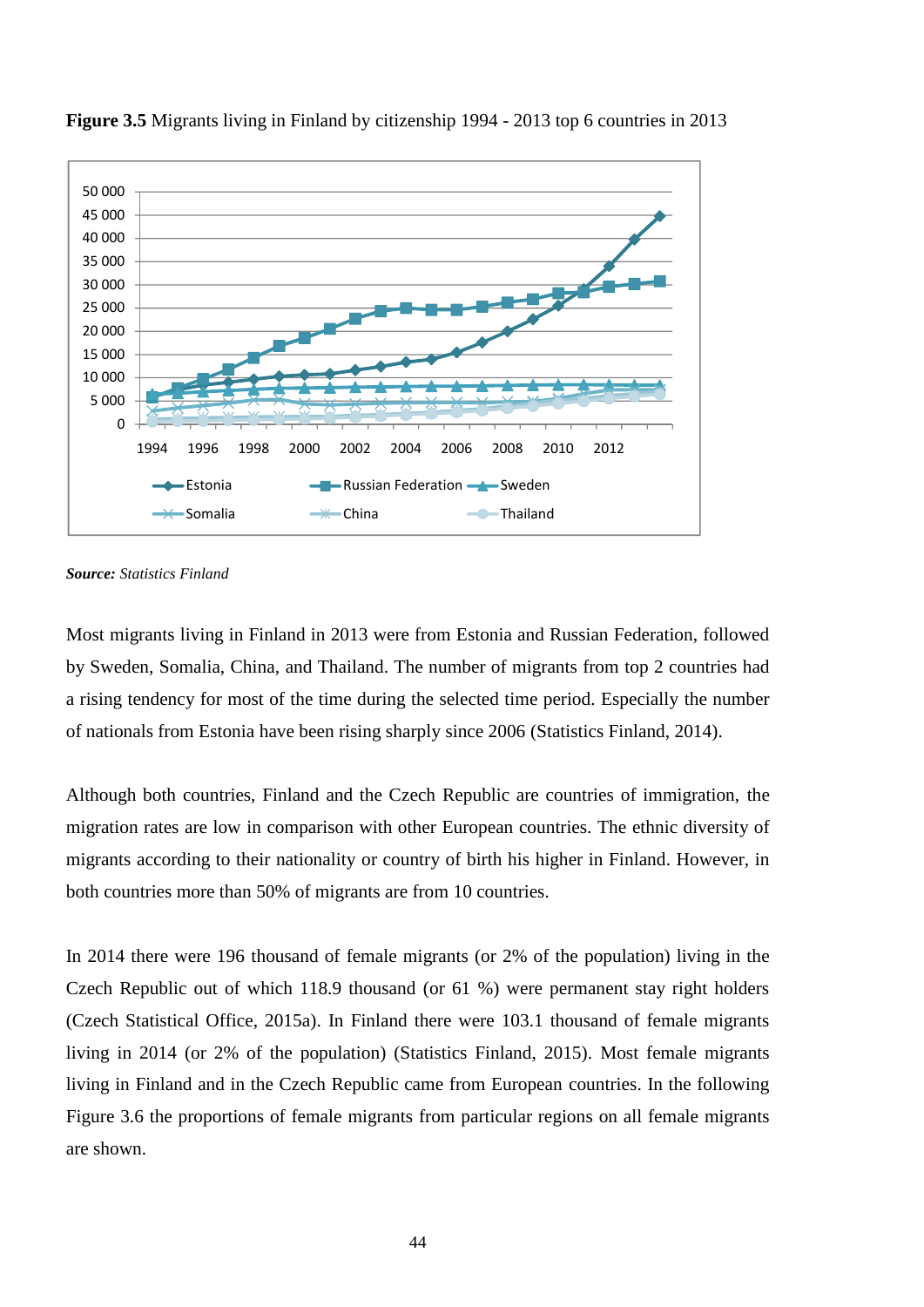**Figure 3.5** Migrants living in Finland by citizenship 1994 - 2013 top 6 countries in 2013

***Source:*** *Statistics Finland*

Most migrants living in Finland in 2013 were from Estonia and Russian Federation, followed by Sweden, Somalia, China, and Thailand. The number of migrants from top 2 countries had a rising tendency for most of the time during the selected time period. Especially the number of nationals from Estonia have been rising sharply since 2006 (Statistics Finland, 2014).

Although both countries, Finland and the Czech Republic are countries of immigration, the migration rates are low in comparison with other European countries. The ethnic diversity of migrants according to their nationality or country of birth his higher in Finland. However, in both countries more than 50% of migrants are from 10 countries.

In 2014 there were 196 thousand of female migrants (or 2% of the population) living in the Czech Republic out of which 118.9 thousand (or 61 %) were permanent stay right holders (Czech Statistical Office, 2015a). In Finland there were 103.1 thousand of female migrants living in 2014 (or 2% of the population) (Statistics Finland, 2015). Most female migrants living in Finland and in the Czech Republic came from European countries. In the following Figure 3.6 the proportions of female migrants from particular regions on all female migrants are shown.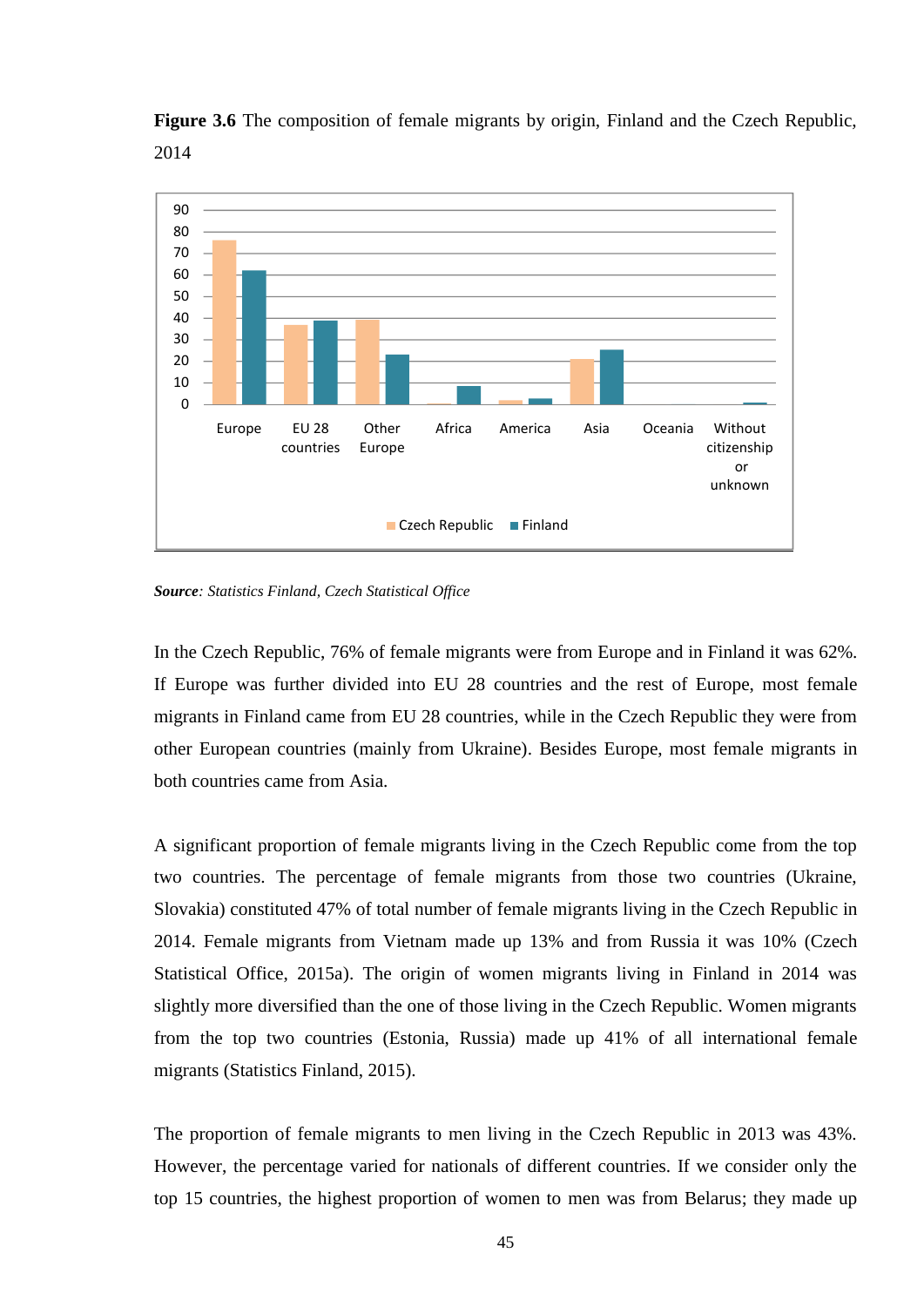**Figure 3.6** The composition of female migrants by origin, Finland and the Czech Republic, 2014

***Source**: Statistics Finland, Czech Statistical Office*

In the Czech Republic, 76% of female migrants were from Europe and in Finland it was 62%. If Europe was further divided into EU 28 countries and the rest of Europe, most female migrants in Finland came from EU 28 countries, while in the Czech Republic they were from other European countries (mainly from Ukraine). Besides Europe, most female migrants in both countries came from Asia.

A significant proportion of female migrants living in the Czech Republic come from the top two countries. The percentage of female migrants from those two countries (Ukraine, Slovakia) constituted 47% of total number of female migrants living in the Czech Republic in 2014. Female migrants from Vietnam made up 13% and from Russia it was 10% (Czech Statistical Office, 2015a). The origin of women migrants living in Finland in 2014 was slightly more diversified than the one of those living in the Czech Republic. Women migrants from the top two countries (Estonia, Russia) made up 41% of all international female migrants (Statistics Finland, 2015).

The proportion of female migrants to men living in the Czech Republic in 2013 was 43%. However, the percentage varied for nationals of different countries. If we consider only the top 15 countries, the highest proportion of women to men was from Belarus; they made up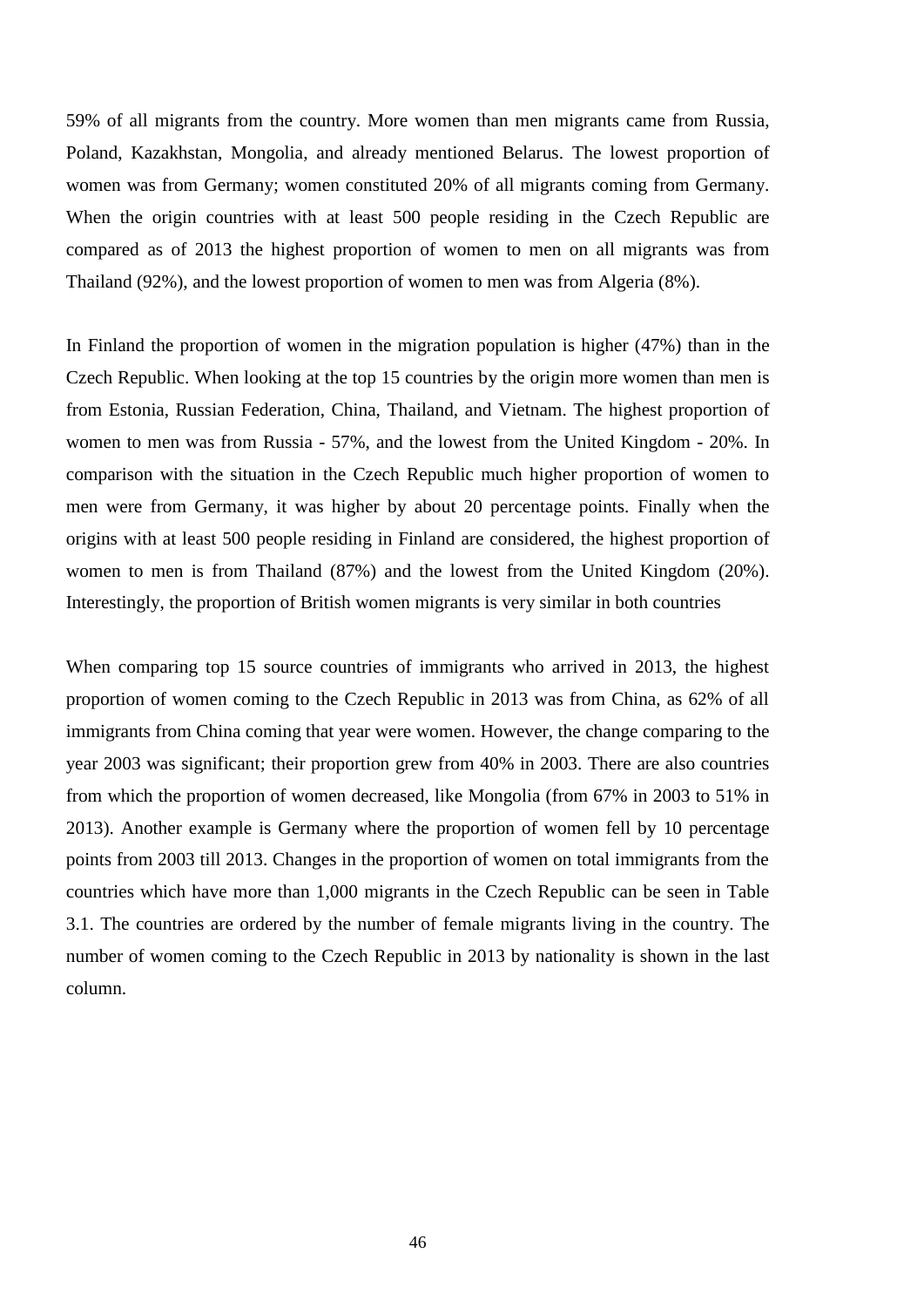59% of all migrants from the country. More women than men migrants came from Russia, Poland, Kazakhstan, Mongolia, and already mentioned Belarus. The lowest proportion of women was from Germany; women constituted 20% of all migrants coming from Germany. When the origin countries with at least 500 people residing in the Czech Republic are compared as of 2013 the highest proportion of women to men on all migrants was from Thailand (92%), and the lowest proportion of women to men was from Algeria (8%).

In Finland the proportion of women in the migration population is higher (47%) than in the Czech Republic. When looking at the top 15 countries by the origin more women than men is from Estonia, Russian Federation, China, Thailand, and Vietnam. The highest proportion of women to men was from Russia - 57%, and the lowest from the United Kingdom - 20%. In comparison with the situation in the Czech Republic much higher proportion of women to men were from Germany, it was higher by about 20 percentage points. Finally when the origins with at least 500 people residing in Finland are considered, the highest proportion of women to men is from Thailand (87%) and the lowest from the United Kingdom (20%). Interestingly, the proportion of British women migrants is very similar in both countries

When comparing top 15 source countries of immigrants who arrived in 2013, the highest proportion of women coming to the Czech Republic in 2013 was from China, as 62% of all immigrants from China coming that year were women. However, the change comparing to the year 2003 was significant; their proportion grew from 40% in 2003. There are also countries from which the proportion of women decreased, like Mongolia (from 67% in 2003 to 51% in 2013). Another example is Germany where the proportion of women fell by 10 percentage points from 2003 till 2013. Changes in the proportion of women on total immigrants from the countries which have more than 1,000 migrants in the Czech Republic can be seen in Table 3.1. The countries are ordered by the number of female migrants living in the country. The number of women coming to the Czech Republic in 2013 by nationality is shown in the last column.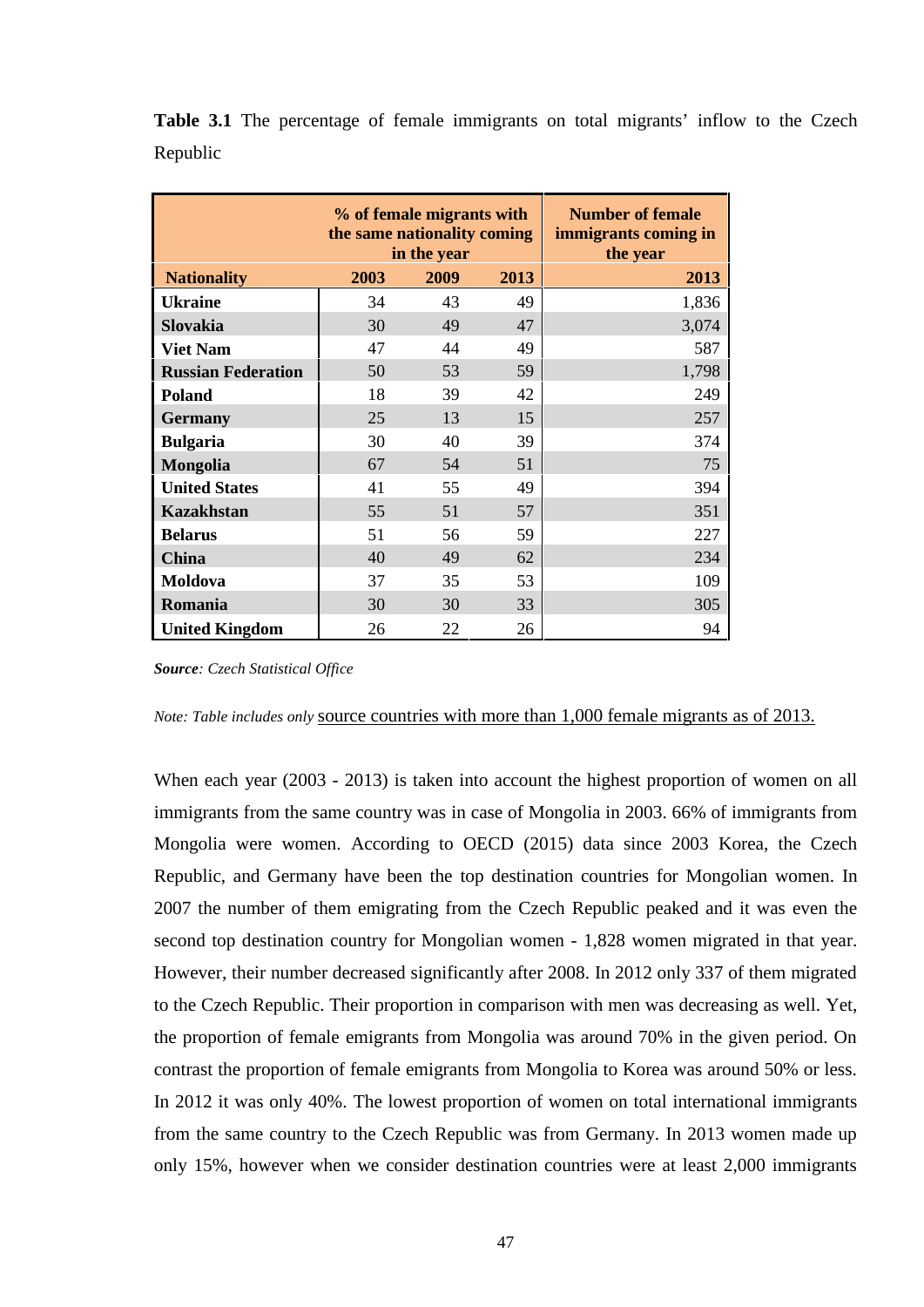**Table 3.1** The percentage of female immigrants on total migrants' inflow to the Czech Republic

| | % of female migrants with the same nationality coming in the year | | | Number of female immigrants coming in the year |
|---|---|---|---|---|
| **Nationality** | **2003** | **2009** | **2013** | **2013** |
| **Ukraine** | 34 | 43 | 49 | 1,836 |
| **Slovakia** | 30 | 49 | 47 | 3,074 |
| **Viet Nam** | 47 | 44 | 49 | 587 |
| **Russian Federation** | 50 | 53 | 59 | 1,798 |
| **Poland** | 18 | 39 | 42 | 249 |
| **Germany** | 25 | 13 | 15 | 257 |
| **Bulgaria** | 30 | 40 | 39 | 374 |
| **Mongolia** | 67 | 54 | 51 | 75 |
| **United States** | 41 | 55 | 49 | 394 |
| **Kazakhstan** | 55 | 51 | 57 | 351 |
| **Belarus** | 51 | 56 | 59 | 227 |
| **China** | 40 | 49 | 62 | 234 |
| **Moldova** | 37 | 35 | 53 | 109 |
| **Romania** | 30 | 30 | 33 | 305 |
| **United Kingdom** | 26 | 22 | 26 | 94 |

***Source**: Czech Statistical Office*

*Note: Table includes only* source countries with more than 1,000 female migrants as of 2013.

When each year (2003 - 2013) is taken into account the highest proportion of women on all immigrants from the same country was in case of Mongolia in 2003. 66% of immigrants from Mongolia were women. According to OECD (2015) data since 2003 Korea, the Czech Republic, and Germany have been the top destination countries for Mongolian women. In 2007 the number of them emigrating from the Czech Republic peaked and it was even the second top destination country for Mongolian women - 1,828 women migrated in that year. However, their number decreased significantly after 2008. In 2012 only 337 of them migrated to the Czech Republic. Their proportion in comparison with men was decreasing as well. Yet, the proportion of female emigrants from Mongolia was around 70% in the given period. On contrast the proportion of female emigrants from Mongolia to Korea was around 50% or less. In 2012 it was only 40%. The lowest proportion of women on total international immigrants from the same country to the Czech Republic was from Germany. In 2013 women made up only 15%, however when we consider destination countries were at least 2,000 immigrants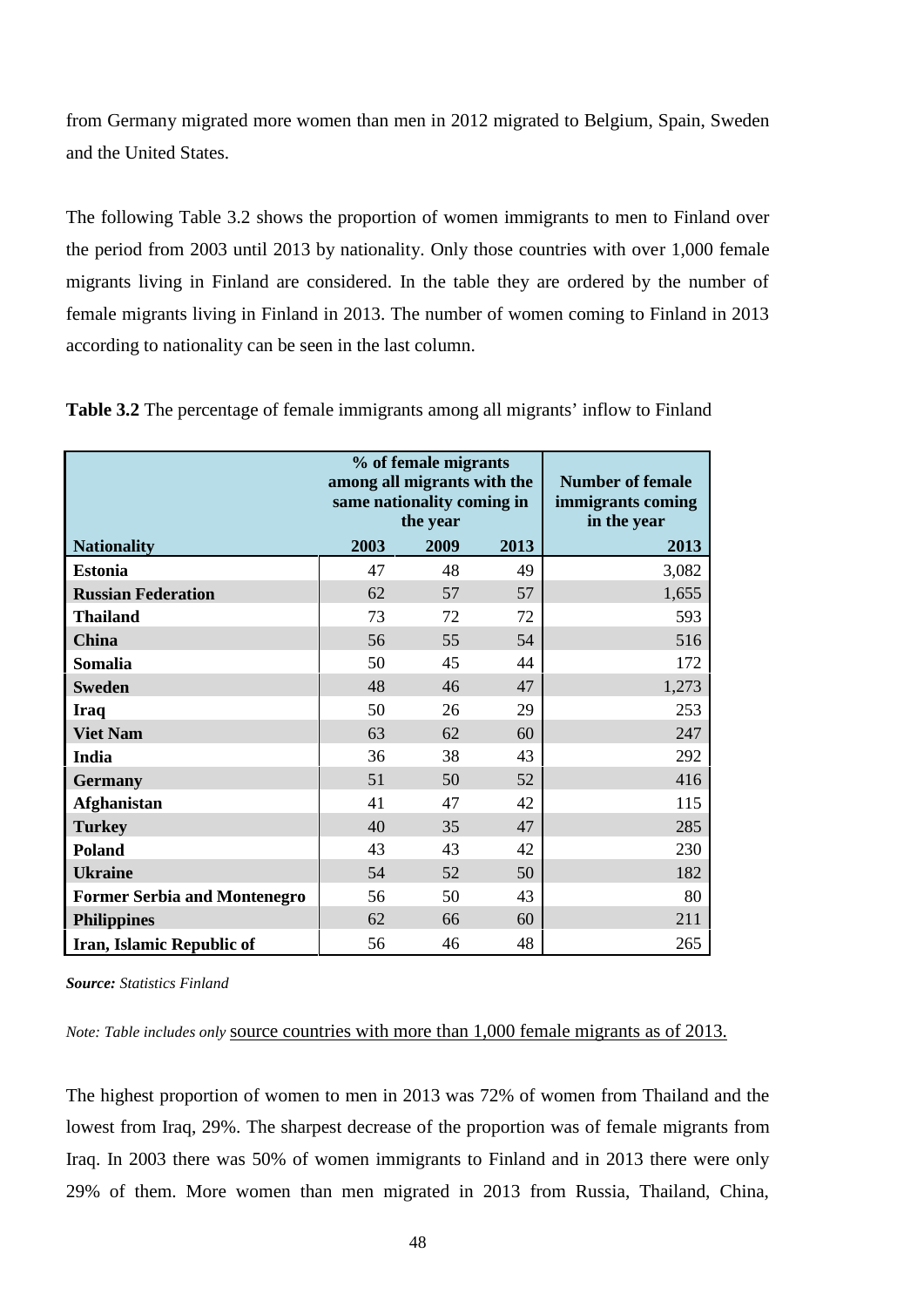from Germany migrated more women than men in 2012 migrated to Belgium, Spain, Sweden and the United States.

The following Table 3.2 shows the proportion of women immigrants to men to Finland over the period from 2003 until 2013 by nationality. Only those countries with over 1,000 female migrants living in Finland are considered. In the table they are ordered by the number of female migrants living in Finland in 2013. The number of women coming to Finland in 2013 according to nationality can be seen in the last column.

**Table 3.2** The percentage of female immigrants among all migrants' inflow to Finland

| | % of female migrants among all migrants with the same nationality coming in the year | | | Number of female immigrants coming in the year |
|---|---|---|---|---|
| **Nationality** | **2003** | **2009** | **2013** | **2013** |
| **Estonia** | 47 | 48 | 49 | 3,082 |
| **Russian Federation** | 62 | 57 | 57 | 1,655 |
| **Thailand** | 73 | 72 | 72 | 593 |
| **China** | 56 | 55 | 54 | 516 |
| **Somalia** | 50 | 45 | 44 | 172 |
| **Sweden** | 48 | 46 | 47 | 1,273 |
| **Iraq** | 50 | 26 | 29 | 253 |
| **Viet Nam** | 63 | 62 | 60 | 247 |
| **India** | 36 | 38 | 43 | 292 |
| **Germany** | 51 | 50 | 52 | 416 |
| **Afghanistan** | 41 | 47 | 42 | 115 |
| **Turkey** | 40 | 35 | 47 | 285 |
| **Poland** | 43 | 43 | 42 | 230 |
| **Ukraine** | 54 | 52 | 50 | 182 |
| **Former Serbia and Montenegro** | 56 | 50 | 43 | 80 |
| **Philippines** | 62 | 66 | 60 | 211 |
| **Iran, Islamic Republic of** | 56 | 46 | 48 | 265 |

***Source:*** *Statistics Finland*

*Note: Table includes only* source countries with more than 1,000 female migrants as of 2013.

The highest proportion of women to men in 2013 was 72% of women from Thailand and the lowest from Iraq, 29%. The sharpest decrease of the proportion was of female migrants from Iraq. In 2003 there was 50% of women immigrants to Finland and in 2013 there were only 29% of them. More women than men migrated in 2013 from Russia, Thailand, China,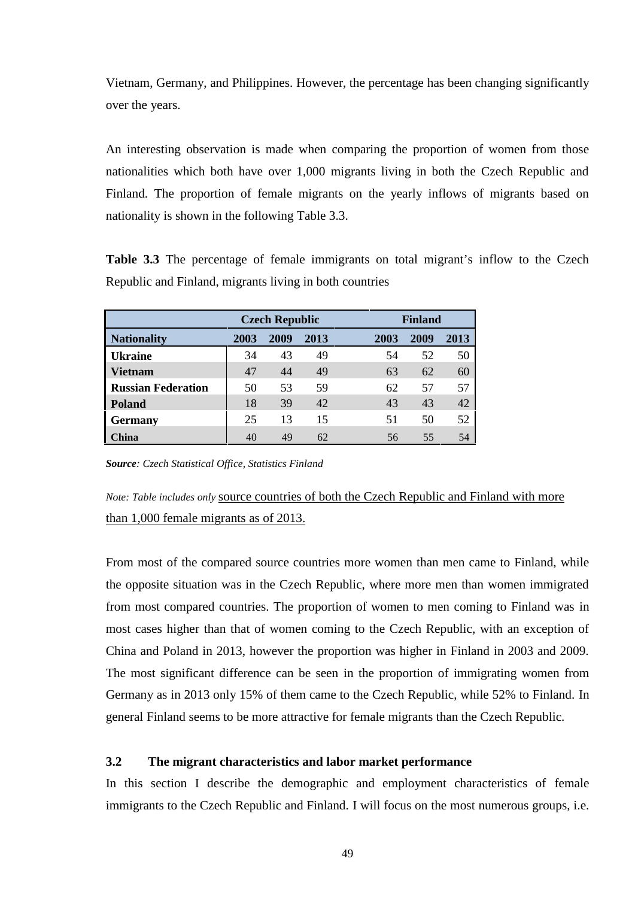Vietnam, Germany, and Philippines. However, the percentage has been changing significantly over the years.

An interesting observation is made when comparing the proportion of women from those nationalities which both have over 1,000 migrants living in both the Czech Republic and Finland. The proportion of female migrants on the yearly inflows of migrants based on nationality is shown in the following Table 3.3.

**Table 3.3** The percentage of female immigrants on total migrant's inflow to the Czech Republic and Finland, migrants living in both countries

| | Czech Republic | | | Finland | | |
|---|---|---|---|---|---|---|
| **Nationality** | **2003** | **2009** | **2013** | **2003** | **2009** | **2013** |
| **Ukraine** | 34 | 43 | 49 | 54 | 52 | 50 |
| **Vietnam** | 47 | 44 | 49 | 63 | 62 | 60 |
| **Russian Federation** | 50 | 53 | 59 | 62 | 57 | 57 |
| **Poland** | 18 | 39 | 42 | 43 | 43 | 42 |
| **Germany** | 25 | 13 | 15 | 51 | 50 | 52 |
| **China** | 40 | 49 | 62 | 56 | 55 | 54 |

***Source**: Czech Statistical Office, Statistics Finland*

*Note: Table includes only* source countries of both the Czech Republic and Finland with more than 1,000 female migrants as of 2013.

From most of the compared source countries more women than men came to Finland, while the opposite situation was in the Czech Republic, where more men than women immigrated from most compared countries. The proportion of women to men coming to Finland was in most cases higher than that of women coming to the Czech Republic, with an exception of China and Poland in 2013, however the proportion was higher in Finland in 2003 and 2009. The most significant difference can be seen in the proportion of immigrating women from Germany as in 2013 only 15% of them came to the Czech Republic, while 52% to Finland. In general Finland seems to be more attractive for female migrants than the Czech Republic.

### 3.2 The migrant characteristics and labor market performance

In this section I describe the demographic and employment characteristics of female immigrants to the Czech Republic and Finland. I will focus on the most numerous groups, i.e.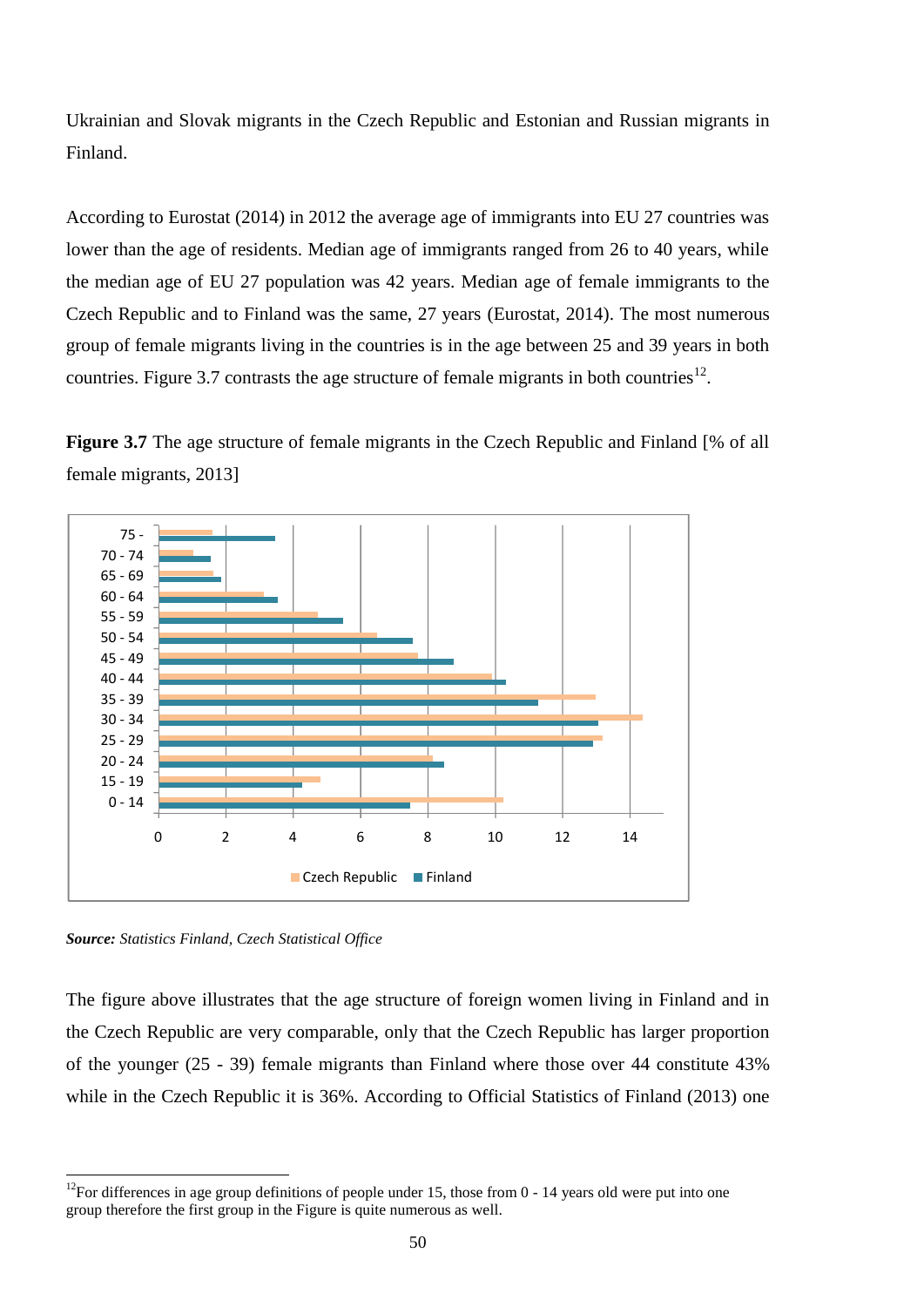Ukrainian and Slovak migrants in the Czech Republic and Estonian and Russian migrants in Finland.

According to Eurostat (2014) in 2012 the average age of immigrants into EU 27 countries was lower than the age of residents. Median age of immigrants ranged from 26 to 40 years, while the median age of EU 27 population was 42 years. Median age of female immigrants to the Czech Republic and to Finland was the same, 27 years (Eurostat, 2014). The most numerous group of female migrants living in the countries is in the age between 25 and 39 years in both countries. Figure 3.7 contrasts the age structure of female migrants in both countries[12].

**Figure 3.7** The age structure of female migrants in the Czech Republic and Finland [% of all female migrants, 2013]

*Source:* *Statistics Finland, Czech Statistical Office*

The figure above illustrates that the age structure of foreign women living in Finland and in the Czech Republic are very comparable, only that the Czech Republic has larger proportion of the younger (25 - 39) female migrants than Finland where those over 44 constitute 43% while in the Czech Republic it is 36%. According to Official Statistics of Finland (2013) one

[12] For differences in age group definitions of people under 15, those from 0 - 14 years old were put into one group therefore the first group in the Figure is quite numerous as well.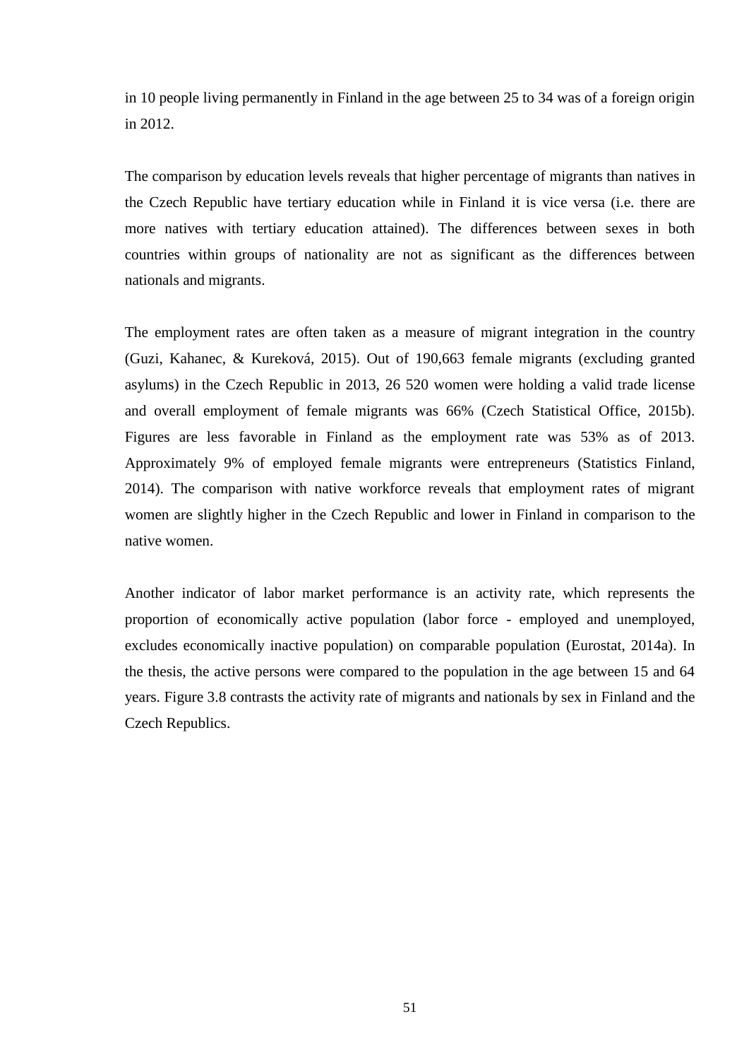in 10 people living permanently in Finland in the age between 25 to 34 was of a foreign origin in 2012.

The comparison by education levels reveals that higher percentage of migrants than natives in the Czech Republic have tertiary education while in Finland it is vice versa (i.e. there are more natives with tertiary education attained). The differences between sexes in both countries within groups of nationality are not as significant as the differences between nationals and migrants.

The employment rates are often taken as a measure of migrant integration in the country (Guzi, Kahanec, & Kureková, 2015). Out of 190,663 female migrants (excluding granted asylums) in the Czech Republic in 2013, 26 520 women were holding a valid trade license and overall employment of female migrants was 66% (Czech Statistical Office, 2015b). Figures are less favorable in Finland as the employment rate was 53% as of 2013. Approximately 9% of employed female migrants were entrepreneurs (Statistics Finland, 2014). The comparison with native workforce reveals that employment rates of migrant women are slightly higher in the Czech Republic and lower in Finland in comparison to the native women.

Another indicator of labor market performance is an activity rate, which represents the proportion of economically active population (labor force - employed and unemployed, excludes economically inactive population) on comparable population (Eurostat, 2014a). In the thesis, the active persons were compared to the population in the age between 15 and 64 years. Figure 3.8 contrasts the activity rate of migrants and nationals by sex in Finland and the Czech Republics.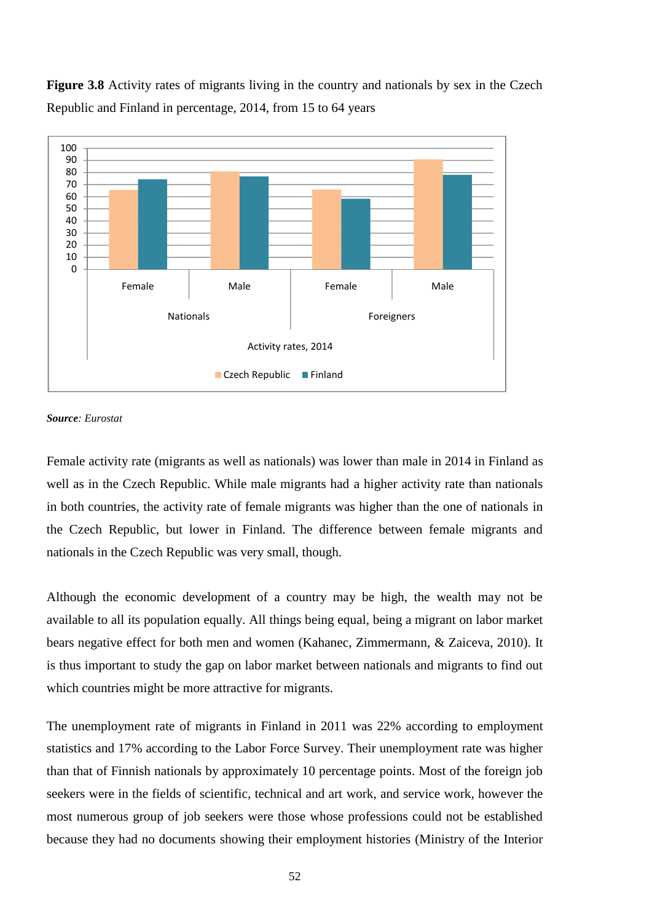**Figure 3.8** Activity rates of migrants living in the country and nationals by sex in the Czech Republic and Finland in percentage, 2014, from 15 to 64 years

***Source**: Eurostat*

Female activity rate (migrants as well as nationals) was lower than male in 2014 in Finland as well as in the Czech Republic. While male migrants had a higher activity rate than nationals in both countries, the activity rate of female migrants was higher than the one of nationals in the Czech Republic, but lower in Finland. The difference between female migrants and nationals in the Czech Republic was very small, though.

Although the economic development of a country may be high, the wealth may not be available to all its population equally. All things being equal, being a migrant on labor market bears negative effect for both men and women (Kahanec, Zimmermann, & Zaiceva, 2010). It is thus important to study the gap on labor market between nationals and migrants to find out which countries might be more attractive for migrants.

The unemployment rate of migrants in Finland in 2011 was 22% according to employment statistics and 17% according to the Labor Force Survey. Their unemployment rate was higher than that of Finnish nationals by approximately 10 percentage points. Most of the foreign job seekers were in the fields of scientific, technical and art work, and service work, however the most numerous group of job seekers were those whose professions could not be established because they had no documents showing their employment histories (Ministry of the Interior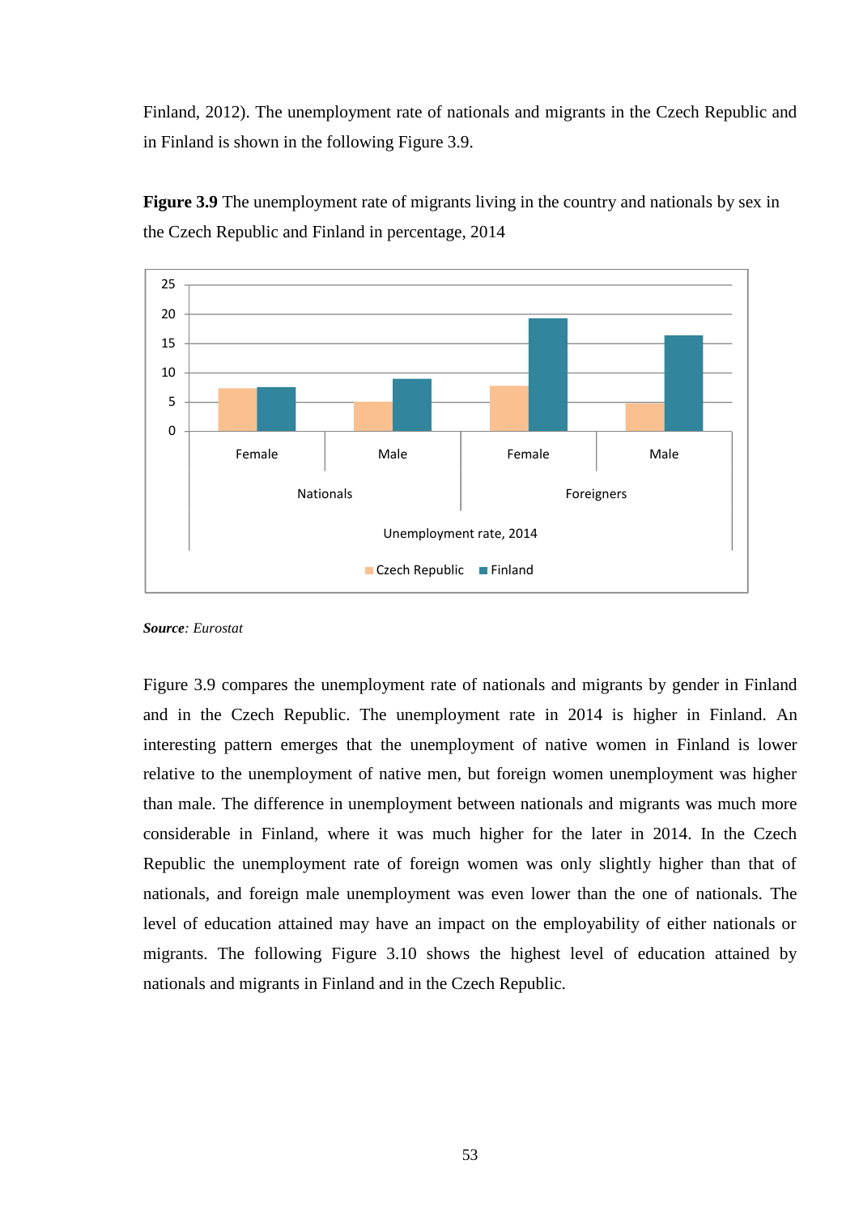Finland, 2012). The unemployment rate of nationals and migrants in the Czech Republic and in Finland is shown in the following Figure 3.9.

**Figure 3.9** The unemployment rate of migrants living in the country and nationals by sex in the Czech Republic and Finland in percentage, 2014

***Source**: Eurostat*

Figure 3.9 compares the unemployment rate of nationals and migrants by gender in Finland and in the Czech Republic. The unemployment rate in 2014 is higher in Finland. An interesting pattern emerges that the unemployment of native women in Finland is lower relative to the unemployment of native men, but foreign women unemployment was higher than male. The difference in unemployment between nationals and migrants was much more considerable in Finland, where it was much higher for the later in 2014. In the Czech Republic the unemployment rate of foreign women was only slightly higher than that of nationals, and foreign male unemployment was even lower than the one of nationals. The level of education attained may have an impact on the employability of either nationals or migrants. The following Figure 3.10 shows the highest level of education attained by nationals and migrants in Finland and in the Czech Republic.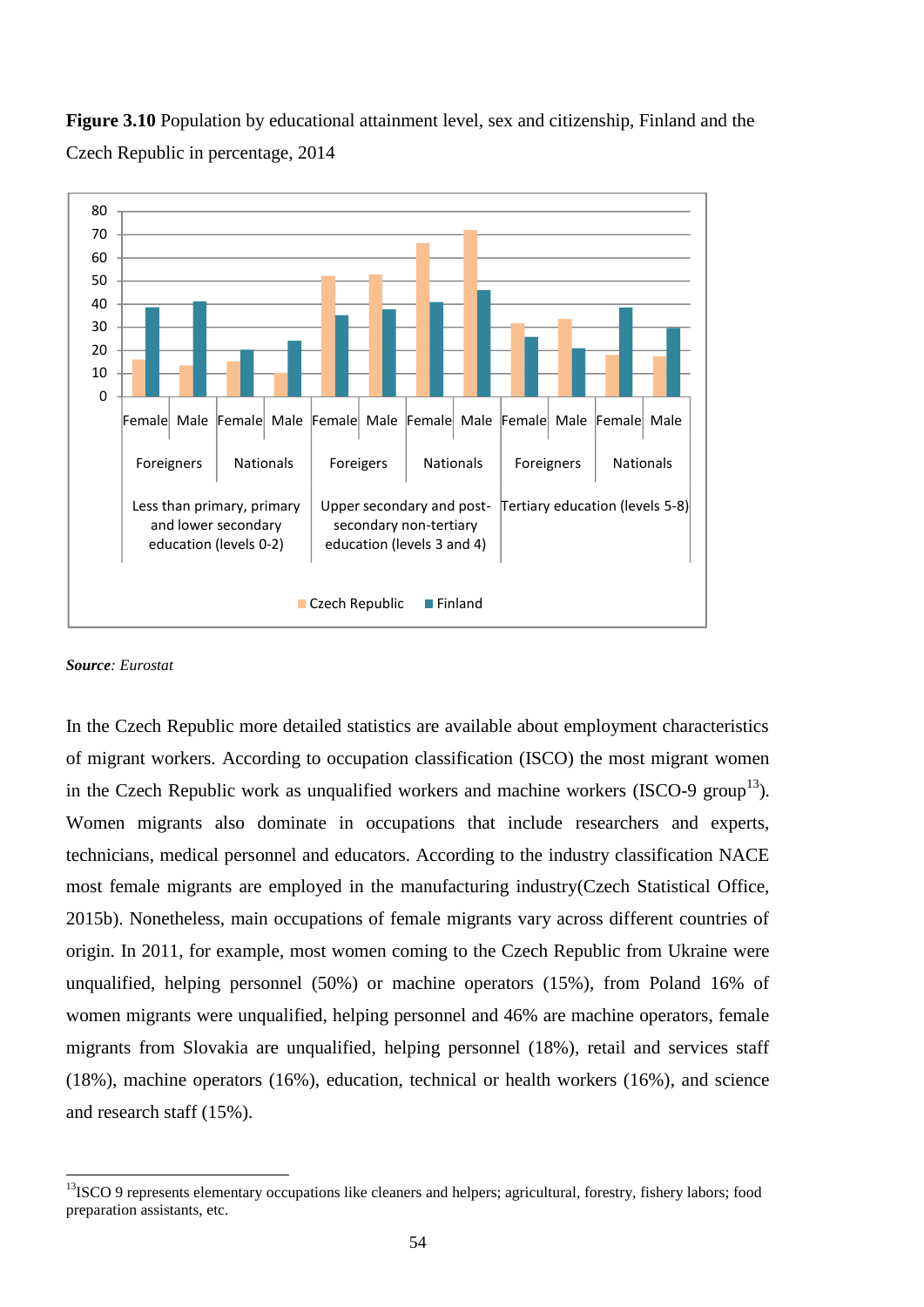**Figure 3.10** Population by educational attainment level, sex and citizenship, Finland and the Czech Republic in percentage, 2014

*Source: Eurostat*

In the Czech Republic more detailed statistics are available about employment characteristics of migrant workers. According to occupation classification (ISCO) the most migrant women in the Czech Republic work as unqualified workers and machine workers (ISCO-9 group[13]). Women migrants also dominate in occupations that include researchers and experts, technicians, medical personnel and educators. According to the industry classification NACE most female migrants are employed in the manufacturing industry(Czech Statistical Office, 2015b). Nonetheless, main occupations of female migrants vary across different countries of origin. In 2011, for example, most women coming to the Czech Republic from Ukraine were unqualified, helping personnel (50%) or machine operators (15%), from Poland 16% of women migrants were unqualified, helping personnel and 46% are machine operators, female migrants from Slovakia are unqualified, helping personnel (18%), retail and services staff (18%), machine operators (16%), education, technical or health workers (16%), and science and research staff (15%).

---

[13]ISCO 9 represents elementary occupations like cleaners and helpers; agricultural, forestry, fishery labors; food preparation assistants, etc.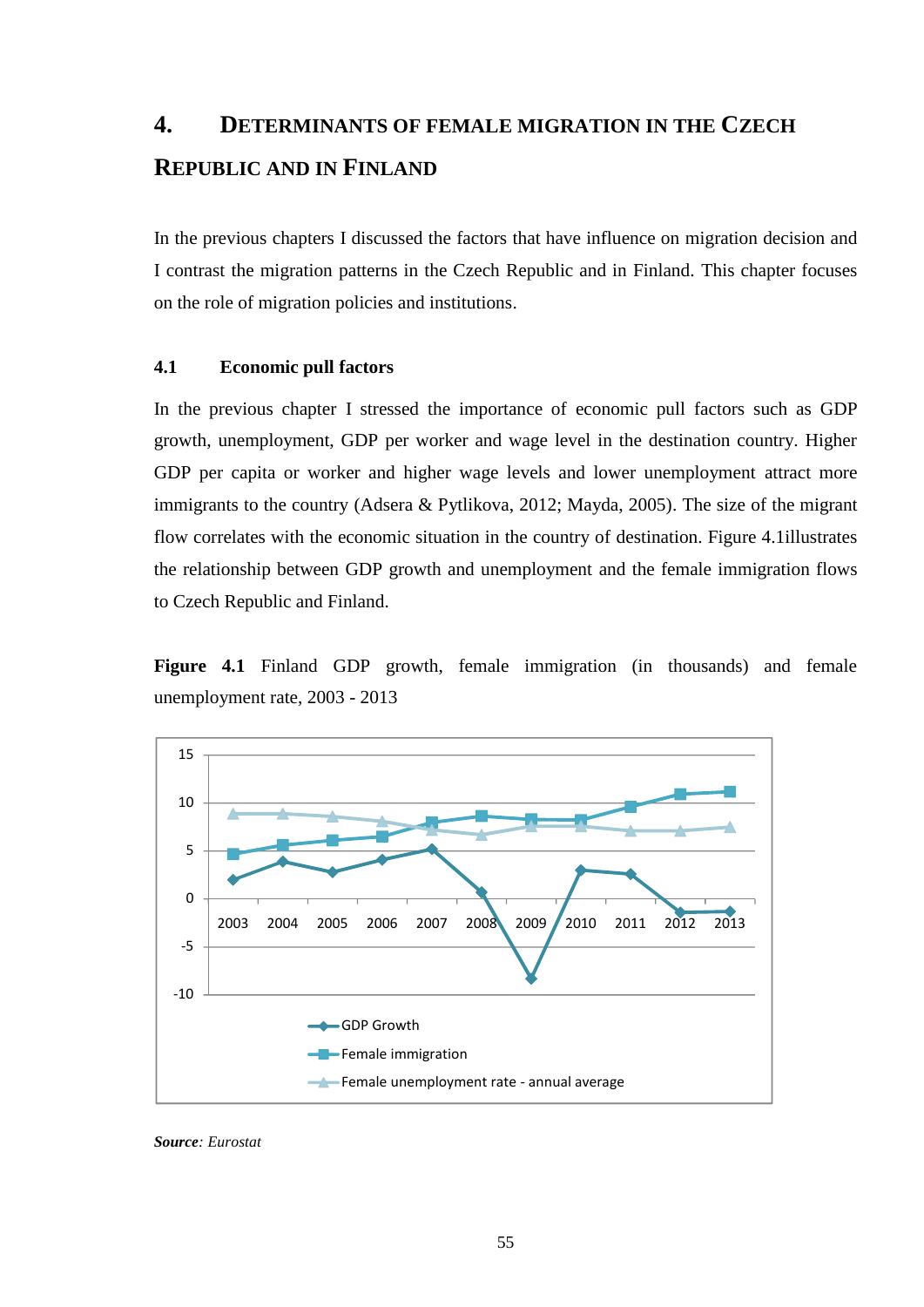# 4. Determinants of Female Migration in the Czech Republic and in Finland

In the previous chapters I discussed the factors that have influence on migration decision and I contrast the migration patterns in the Czech Republic and in Finland. This chapter focuses on the role of migration policies and institutions.

## 4.1 Economic pull factors

In the previous chapter I stressed the importance of economic pull factors such as GDP growth, unemployment, GDP per worker and wage level in the destination country. Higher GDP per capita or worker and higher wage levels and lower unemployment attract more immigrants to the country (Adsera & Pytlikova, 2012; Mayda, 2005). The size of the migrant flow correlates with the economic situation in the country of destination. Figure 4.1illustrates the relationship between GDP growth and unemployment and the female immigration flows to Czech Republic and Finland.

**Figure 4.1** Finland GDP growth, female immigration (in thousands) and female unemployment rate, 2003 - 2013

***Source**: Eurostat*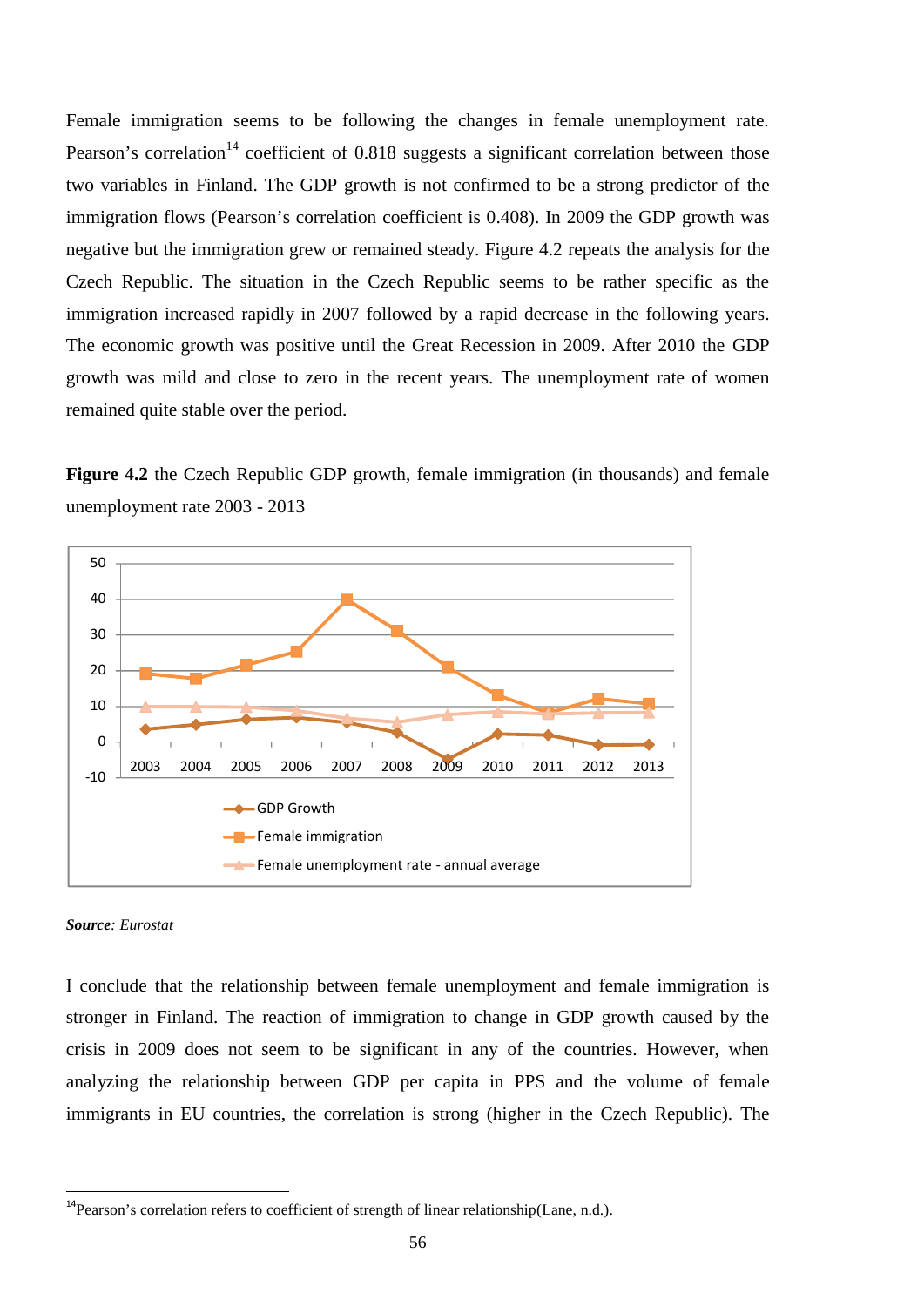Female immigration seems to be following the changes in female unemployment rate. Pearson's correlation[14] coefficient of 0.818 suggests a significant correlation between those two variables in Finland. The GDP growth is not confirmed to be a strong predictor of the immigration flows (Pearson's correlation coefficient is 0.408). In 2009 the GDP growth was negative but the immigration grew or remained steady. Figure 4.2 repeats the analysis for the Czech Republic. The situation in the Czech Republic seems to be rather specific as the immigration increased rapidly in 2007 followed by a rapid decrease in the following years. The economic growth was positive until the Great Recession in 2009. After 2010 the GDP growth was mild and close to zero in the recent years. The unemployment rate of women remained quite stable over the period.

**Figure 4.2** the Czech Republic GDP growth, female immigration (in thousands) and female unemployment rate 2003 - 2013

***Source**: Eurostat*

I conclude that the relationship between female unemployment and female immigration is stronger in Finland. The reaction of immigration to change in GDP growth caused by the crisis in 2009 does not seem to be significant in any of the countries. However, when analyzing the relationship between GDP per capita in PPS and the volume of female immigrants in EU countries, the correlation is strong (higher in the Czech Republic). The

---

[14] Pearson's correlation refers to coefficient of strength of linear relationship(Lane, n.d.).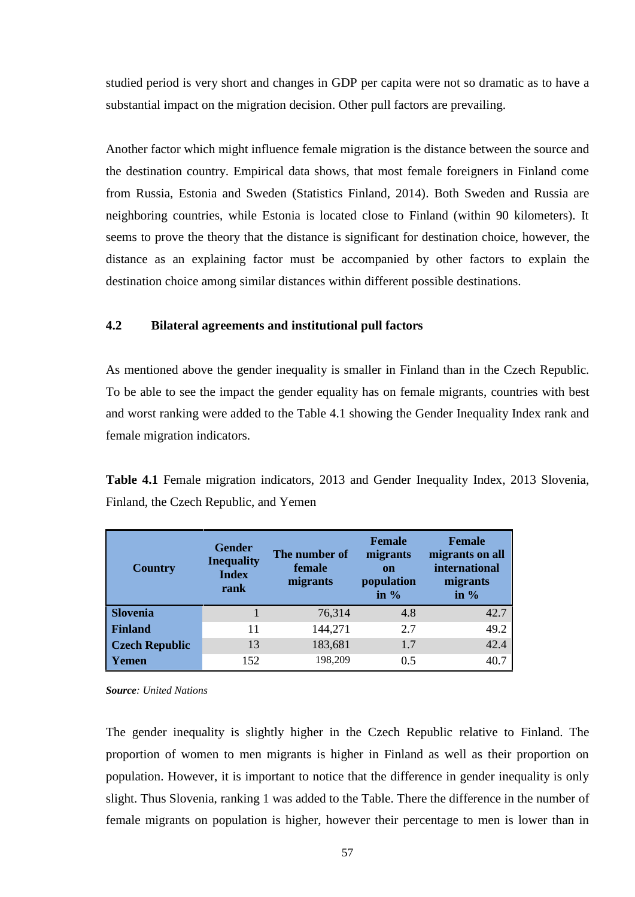studied period is very short and changes in GDP per capita were not so dramatic as to have a substantial impact on the migration decision. Other pull factors are prevailing.

Another factor which might influence female migration is the distance between the source and the destination country. Empirical data shows, that most female foreigners in Finland come from Russia, Estonia and Sweden (Statistics Finland, 2014). Both Sweden and Russia are neighboring countries, while Estonia is located close to Finland (within 90 kilometers). It seems to prove the theory that the distance is significant for destination choice, however, the distance as an explaining factor must be accompanied by other factors to explain the destination choice among similar distances within different possible destinations.

### 4.2 Bilateral agreements and institutional pull factors

As mentioned above the gender inequality is smaller in Finland than in the Czech Republic. To be able to see the impact the gender equality has on female migrants, countries with best and worst ranking were added to the Table 4.1 showing the Gender Inequality Index rank and female migration indicators.

**Table 4.1** Female migration indicators, 2013 and Gender Inequality Index, 2013 Slovenia, Finland, the Czech Republic, and Yemen

| Country | Gender Inequality Index rank | The number of female migrants | Female migrants on population in % | Female migrants on all international migrants in % |
|---|---|---|---|---|
| **Slovenia** | 1 | 76,314 | 4.8 | 42.7 |
| **Finland** | 11 | 144,271 | 2.7 | 49.2 |
| **Czech Republic** | 13 | 183,681 | 1.7 | 42.4 |
| **Yemen** | 152 | 198,209 | 0.5 | 40.7 |

***Source**: United Nations*

The gender inequality is slightly higher in the Czech Republic relative to Finland. The proportion of women to men migrants is higher in Finland as well as their proportion on population. However, it is important to notice that the difference in gender inequality is only slight. Thus Slovenia, ranking 1 was added to the Table. There the difference in the number of female migrants on population is higher, however their percentage to men is lower than in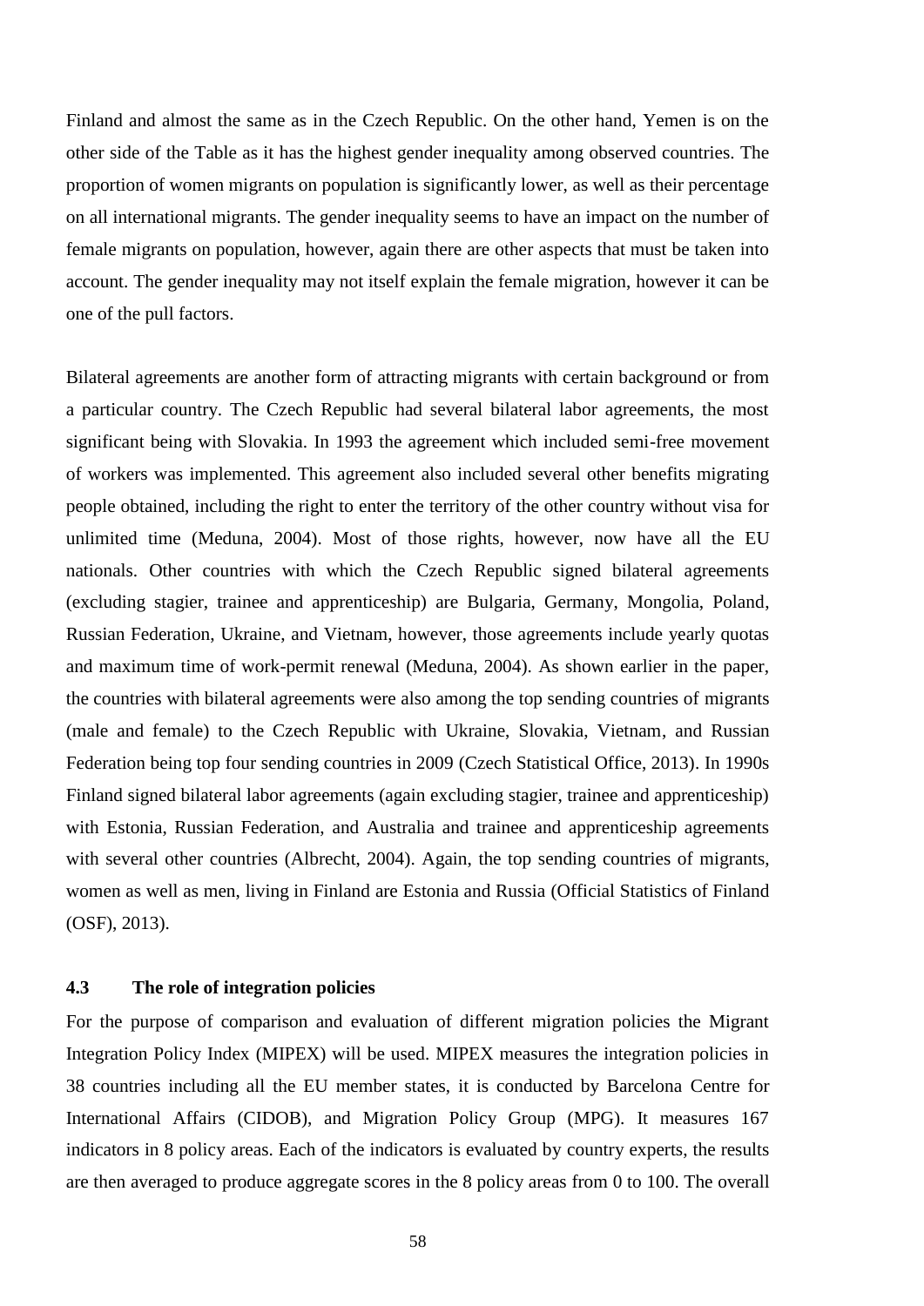Finland and almost the same as in the Czech Republic. On the other hand, Yemen is on the other side of the Table as it has the highest gender inequality among observed countries. The proportion of women migrants on population is significantly lower, as well as their percentage on all international migrants. The gender inequality seems to have an impact on the number of female migrants on population, however, again there are other aspects that must be taken into account. The gender inequality may not itself explain the female migration, however it can be one of the pull factors.

Bilateral agreements are another form of attracting migrants with certain background or from a particular country. The Czech Republic had several bilateral labor agreements, the most significant being with Slovakia. In 1993 the agreement which included semi-free movement of workers was implemented. This agreement also included several other benefits migrating people obtained, including the right to enter the territory of the other country without visa for unlimited time (Meduna, 2004). Most of those rights, however, now have all the EU nationals. Other countries with which the Czech Republic signed bilateral agreements (excluding stagier, trainee and apprenticeship) are Bulgaria, Germany, Mongolia, Poland, Russian Federation, Ukraine, and Vietnam, however, those agreements include yearly quotas and maximum time of work-permit renewal (Meduna, 2004). As shown earlier in the paper, the countries with bilateral agreements were also among the top sending countries of migrants (male and female) to the Czech Republic with Ukraine, Slovakia, Vietnam, and Russian Federation being top four sending countries in 2009 (Czech Statistical Office, 2013). In 1990s Finland signed bilateral labor agreements (again excluding stagier, trainee and apprenticeship) with Estonia, Russian Federation, and Australia and trainee and apprenticeship agreements with several other countries (Albrecht, 2004). Again, the top sending countries of migrants, women as well as men, living in Finland are Estonia and Russia (Official Statistics of Finland (OSF), 2013).

### 4.3 The role of integration policies

For the purpose of comparison and evaluation of different migration policies the Migrant Integration Policy Index (MIPEX) will be used. MIPEX measures the integration policies in 38 countries including all the EU member states, it is conducted by Barcelona Centre for International Affairs (CIDOB), and Migration Policy Group (MPG). It measures 167 indicators in 8 policy areas. Each of the indicators is evaluated by country experts, the results are then averaged to produce aggregate scores in the 8 policy areas from 0 to 100. The overall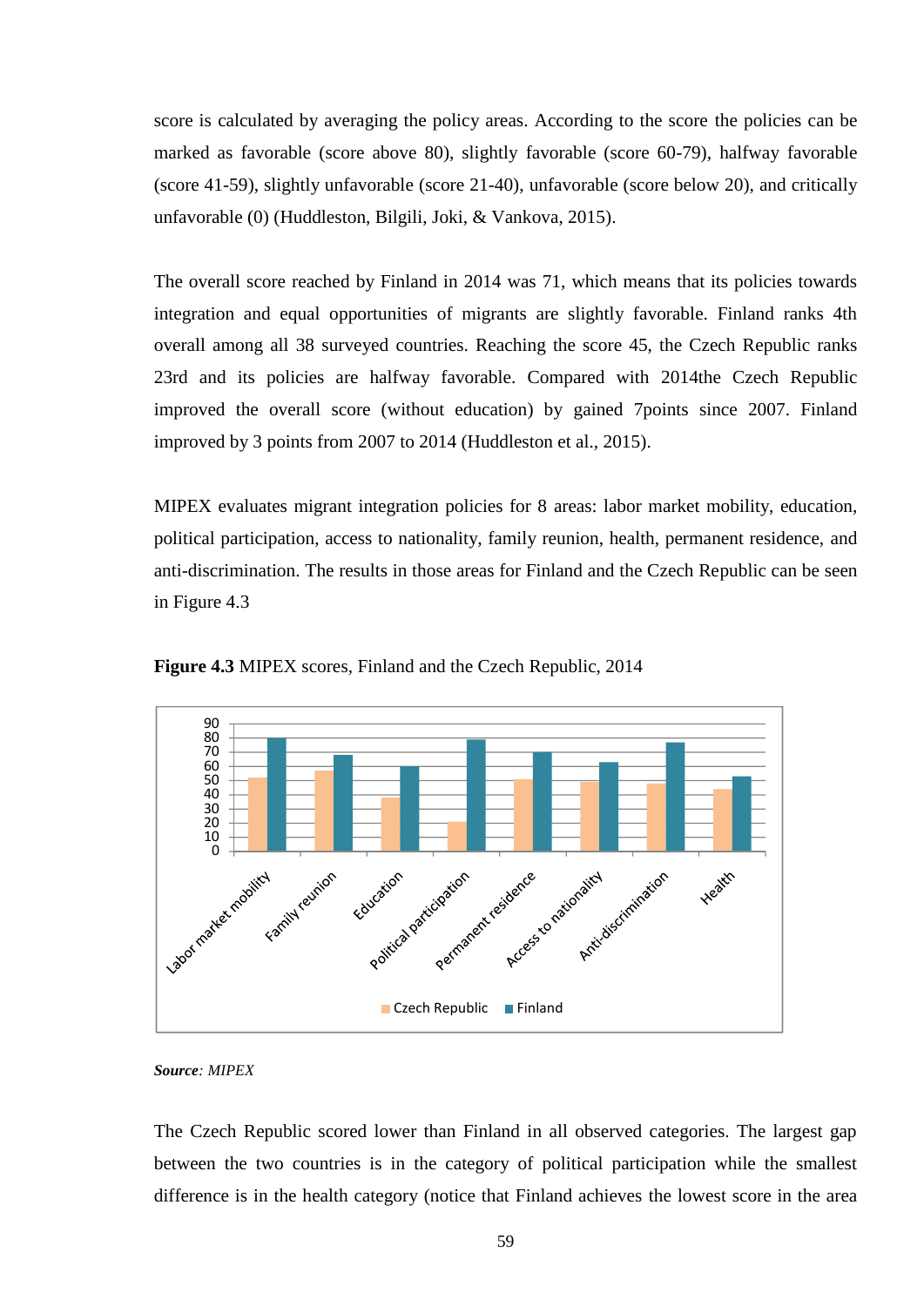score is calculated by averaging the policy areas. According to the score the policies can be marked as favorable (score above 80), slightly favorable (score 60-79), halfway favorable (score 41-59), slightly unfavorable (score 21-40), unfavorable (score below 20), and critically unfavorable (0) (Huddleston, Bilgili, Joki, & Vankova, 2015).

The overall score reached by Finland in 2014 was 71, which means that its policies towards integration and equal opportunities of migrants are slightly favorable. Finland ranks 4th overall among all 38 surveyed countries. Reaching the score 45, the Czech Republic ranks 23rd and its policies are halfway favorable. Compared with 2014the Czech Republic improved the overall score (without education) by gained 7points since 2007. Finland improved by 3 points from 2007 to 2014 (Huddleston et al., 2015).

MIPEX evaluates migrant integration policies for 8 areas: labor market mobility, education, political participation, access to nationality, family reunion, health, permanent residence, and anti-discrimination. The results in those areas for Finland and the Czech Republic can be seen in Figure 4.3

**Figure 4.3** MIPEX scores, Finland and the Czech Republic, 2014

***Source**: MIPEX*

The Czech Republic scored lower than Finland in all observed categories. The largest gap between the two countries is in the category of political participation while the smallest difference is in the health category (notice that Finland achieves the lowest score in the area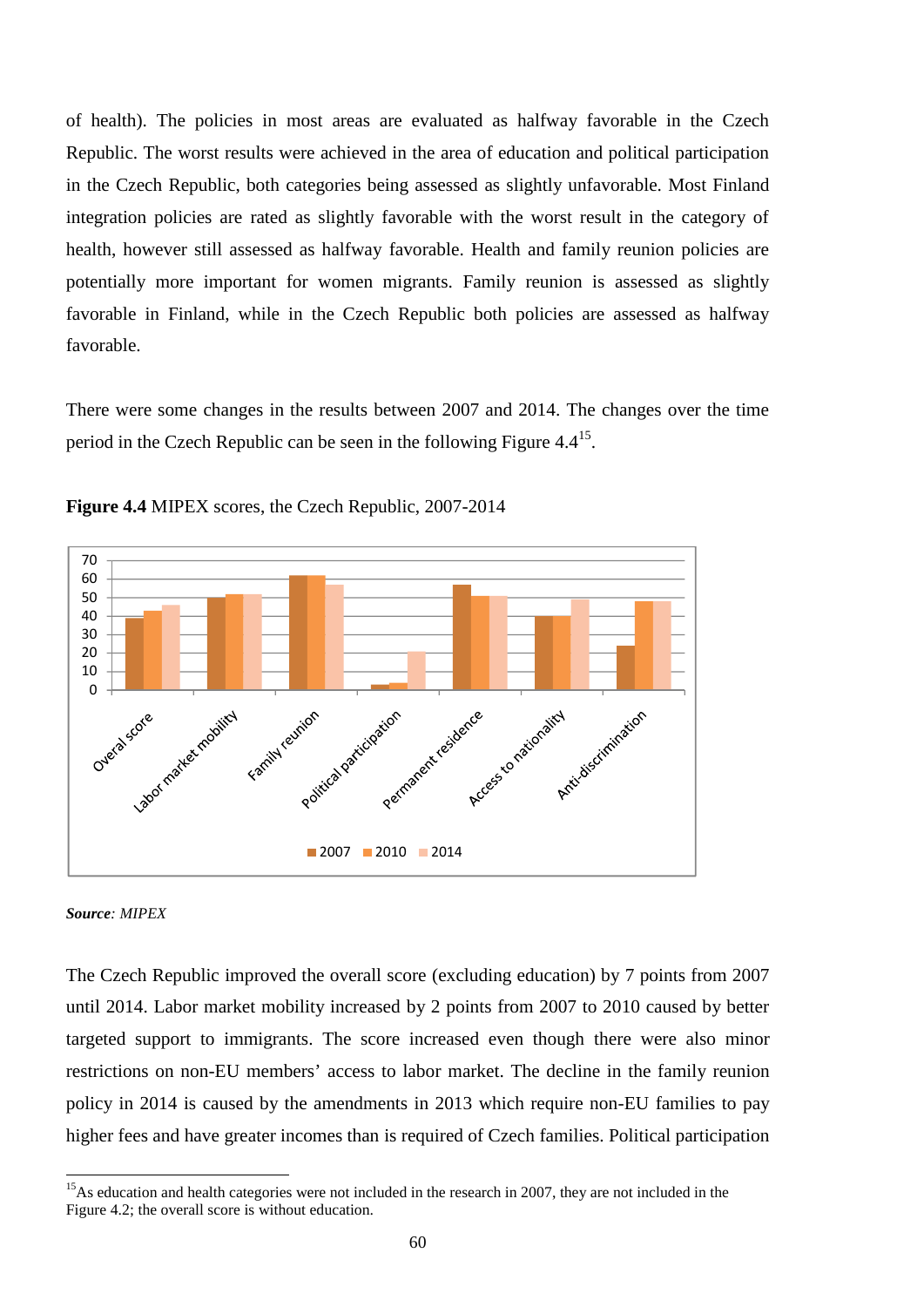of health). The policies in most areas are evaluated as halfway favorable in the Czech Republic. The worst results were achieved in the area of education and political participation in the Czech Republic, both categories being assessed as slightly unfavorable. Most Finland integration policies are rated as slightly favorable with the worst result in the category of health, however still assessed as halfway favorable. Health and family reunion policies are potentially more important for women migrants. Family reunion is assessed as slightly favorable in Finland, while in the Czech Republic both policies are assessed as halfway favorable.

There were some changes in the results between 2007 and 2014. The changes over the time period in the Czech Republic can be seen in the following Figure 4.4[15].

**Figure 4.4** MIPEX scores, the Czech Republic, 2007-2014

***Source**: MIPEX*

The Czech Republic improved the overall score (excluding education) by 7 points from 2007 until 2014. Labor market mobility increased by 2 points from 2007 to 2010 caused by better targeted support to immigrants. The score increased even though there were also minor restrictions on non-EU members' access to labor market. The decline in the family reunion policy in 2014 is caused by the amendments in 2013 which require non-EU families to pay higher fees and have greater incomes than is required of Czech families. Political participation

---

[15] As education and health categories were not included in the research in 2007, they are not included in the Figure 4.2; the overall score is without education.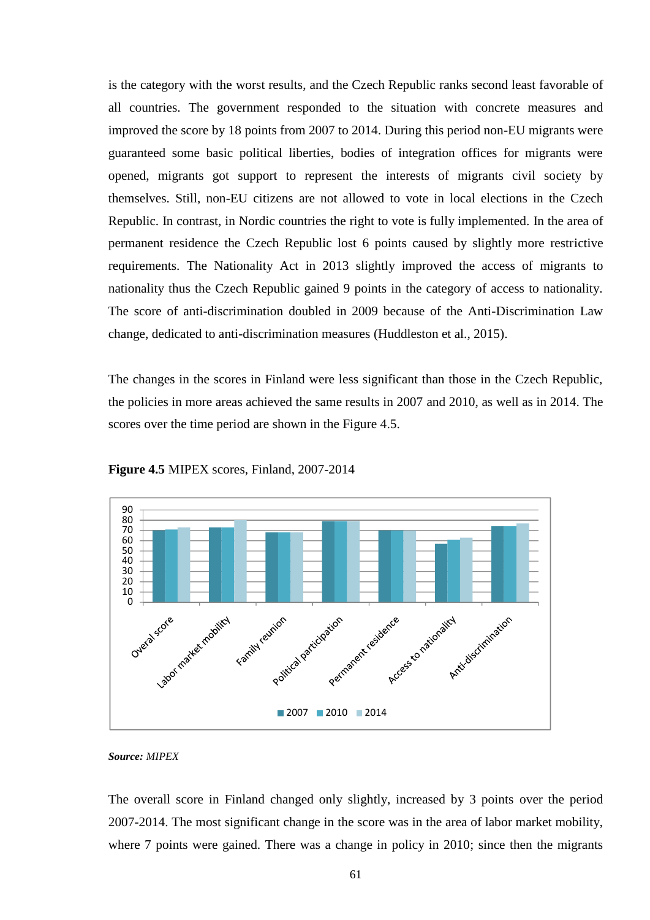is the category with the worst results, and the Czech Republic ranks second least favorable of all countries. The government responded to the situation with concrete measures and improved the score by 18 points from 2007 to 2014. During this period non-EU migrants were guaranteed some basic political liberties, bodies of integration offices for migrants were opened, migrants got support to represent the interests of migrants civil society by themselves. Still, non-EU citizens are not allowed to vote in local elections in the Czech Republic. In contrast, in Nordic countries the right to vote is fully implemented. In the area of permanent residence the Czech Republic lost 6 points caused by slightly more restrictive requirements. The Nationality Act in 2013 slightly improved the access of migrants to nationality thus the Czech Republic gained 9 points in the category of access to nationality. The score of anti-discrimination doubled in 2009 because of the Anti-Discrimination Law change, dedicated to anti-discrimination measures (Huddleston et al., 2015).

The changes in the scores in Finland were less significant than those in the Czech Republic, the policies in more areas achieved the same results in 2007 and 2010, as well as in 2014. The scores over the time period are shown in the Figure 4.5.

**Figure 4.5** MIPEX scores, Finland, 2007-2014

***Source:*** *MIPEX*

The overall score in Finland changed only slightly, increased by 3 points over the period 2007-2014. The most significant change in the score was in the area of labor market mobility, where 7 points were gained. There was a change in policy in 2010; since then the migrants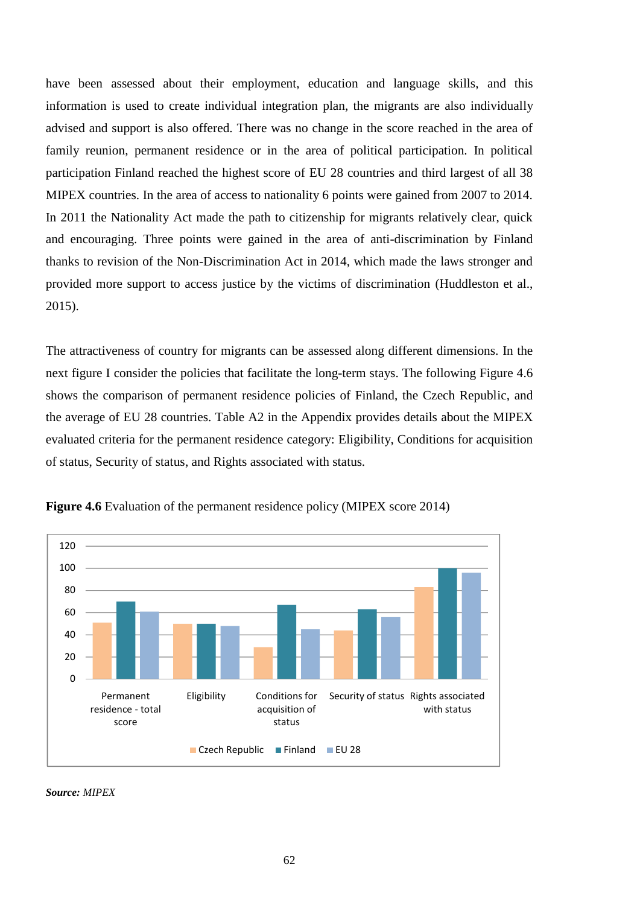have been assessed about their employment, education and language skills, and this information is used to create individual integration plan, the migrants are also individually advised and support is also offered. There was no change in the score reached in the area of family reunion, permanent residence or in the area of political participation. In political participation Finland reached the highest score of EU 28 countries and third largest of all 38 MIPEX countries. In the area of access to nationality 6 points were gained from 2007 to 2014. In 2011 the Nationality Act made the path to citizenship for migrants relatively clear, quick and encouraging. Three points were gained in the area of anti-discrimination by Finland thanks to revision of the Non-Discrimination Act in 2014, which made the laws stronger and provided more support to access justice by the victims of discrimination (Huddleston et al., 2015).

The attractiveness of country for migrants can be assessed along different dimensions. In the next figure I consider the policies that facilitate the long-term stays. The following Figure 4.6 shows the comparison of permanent residence policies of Finland, the Czech Republic, and the average of EU 28 countries. Table A2 in the Appendix provides details about the MIPEX evaluated criteria for the permanent residence category: Eligibility, Conditions for acquisition of status, Security of status, and Rights associated with status.

**Figure 4.6** Evaluation of the permanent residence policy (MIPEX score 2014)

*Source:* *MIPEX*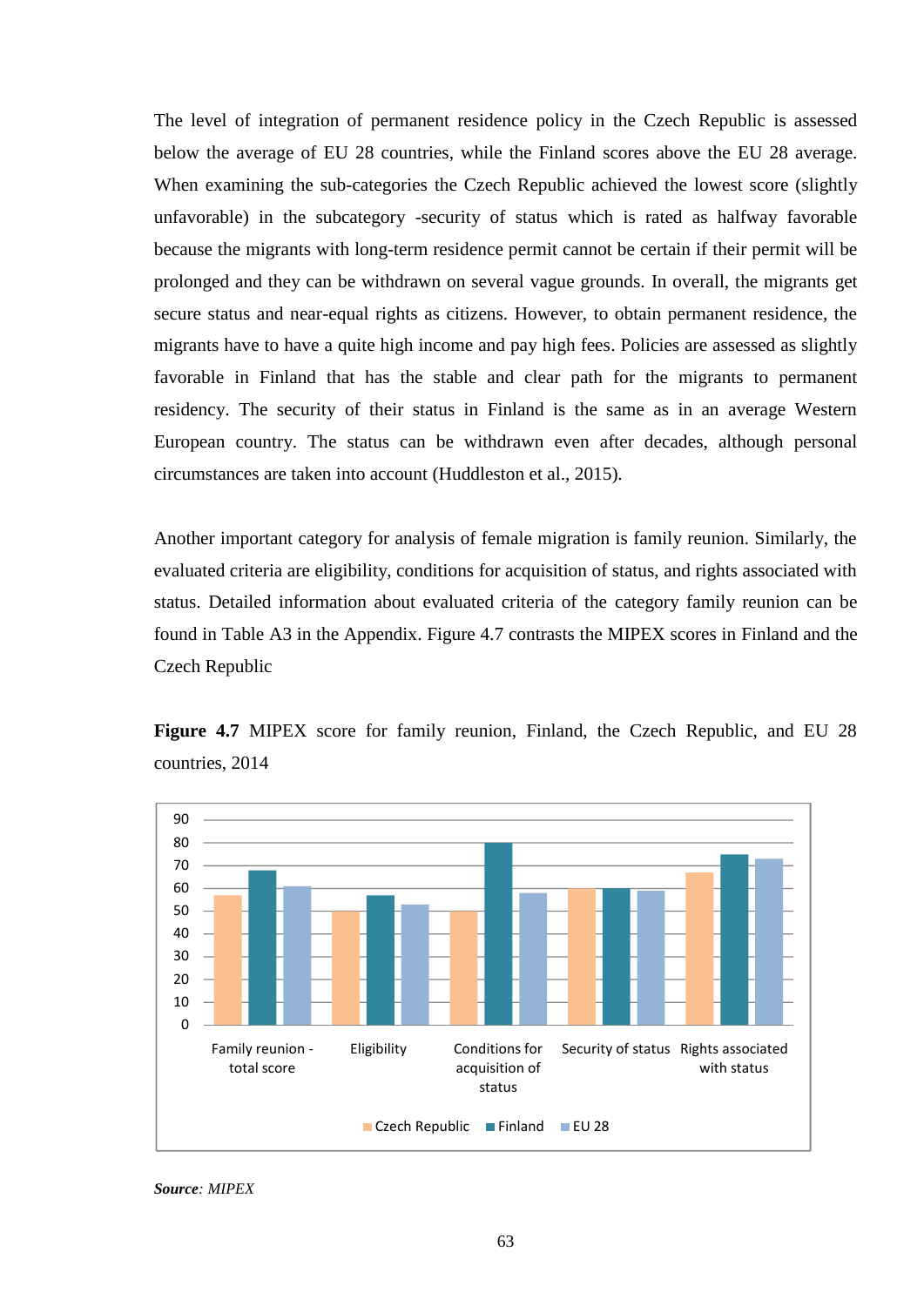The level of integration of permanent residence policy in the Czech Republic is assessed below the average of EU 28 countries, while the Finland scores above the EU 28 average. When examining the sub-categories the Czech Republic achieved the lowest score (slightly unfavorable) in the subcategory -security of status which is rated as halfway favorable because the migrants with long-term residence permit cannot be certain if their permit will be prolonged and they can be withdrawn on several vague grounds. In overall, the migrants get secure status and near-equal rights as citizens. However, to obtain permanent residence, the migrants have to have a quite high income and pay high fees. Policies are assessed as slightly favorable in Finland that has the stable and clear path for the migrants to permanent residency. The security of their status in Finland is the same as in an average Western European country. The status can be withdrawn even after decades, although personal circumstances are taken into account (Huddleston et al., 2015).

Another important category for analysis of female migration is family reunion. Similarly, the evaluated criteria are eligibility, conditions for acquisition of status, and rights associated with status. Detailed information about evaluated criteria of the category family reunion can be found in Table A3 in the Appendix. Figure 4.7 contrasts the MIPEX scores in Finland and the Czech Republic

**Figure 4.7** MIPEX score for family reunion, Finland, the Czech Republic, and EU 28 countries, 2014

| | Czech Republic | Finland | EU 28 |
|---|---|---|---|
| Family reunion - total score | 57 | 68 | 61 |
| Eligibility | 50 | 57 | 53 |
| Conditions for acquisition of status | 50 | 80 | 58 |
| Security of status | 60 | 60 | 59 |
| Rights associated with status | 67 | 75 | 73 |

***Source****: MIPEX*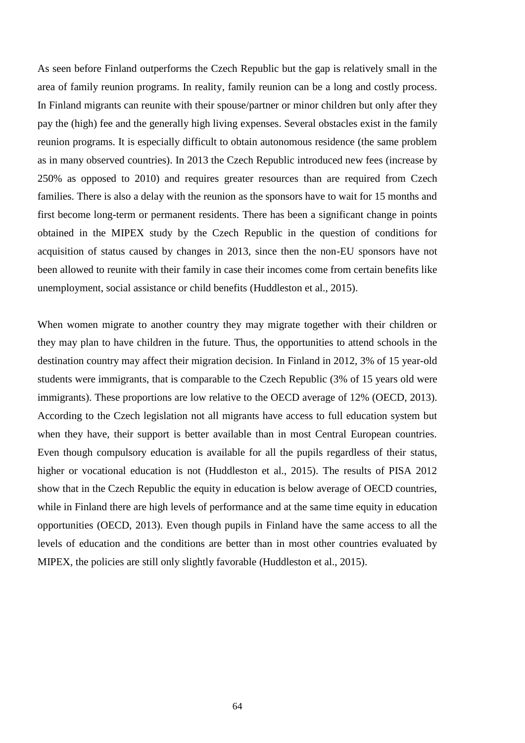As seen before Finland outperforms the Czech Republic but the gap is relatively small in the area of family reunion programs. In reality, family reunion can be a long and costly process. In Finland migrants can reunite with their spouse/partner or minor children but only after they pay the (high) fee and the generally high living expenses. Several obstacles exist in the family reunion programs. It is especially difficult to obtain autonomous residence (the same problem as in many observed countries). In 2013 the Czech Republic introduced new fees (increase by 250% as opposed to 2010) and requires greater resources than are required from Czech families. There is also a delay with the reunion as the sponsors have to wait for 15 months and first become long-term or permanent residents. There has been a significant change in points obtained in the MIPEX study by the Czech Republic in the question of conditions for acquisition of status caused by changes in 2013, since then the non-EU sponsors have not been allowed to reunite with their family in case their incomes come from certain benefits like unemployment, social assistance or child benefits (Huddleston et al., 2015).

When women migrate to another country they may migrate together with their children or they may plan to have children in the future. Thus, the opportunities to attend schools in the destination country may affect their migration decision. In Finland in 2012, 3% of 15 year-old students were immigrants, that is comparable to the Czech Republic (3% of 15 years old were immigrants). These proportions are low relative to the OECD average of 12% (OECD, 2013). According to the Czech legislation not all migrants have access to full education system but when they have, their support is better available than in most Central European countries. Even though compulsory education is available for all the pupils regardless of their status, higher or vocational education is not (Huddleston et al., 2015). The results of PISA 2012 show that in the Czech Republic the equity in education is below average of OECD countries, while in Finland there are high levels of performance and at the same time equity in education opportunities (OECD, 2013). Even though pupils in Finland have the same access to all the levels of education and the conditions are better than in most other countries evaluated by MIPEX, the policies are still only slightly favorable (Huddleston et al., 2015).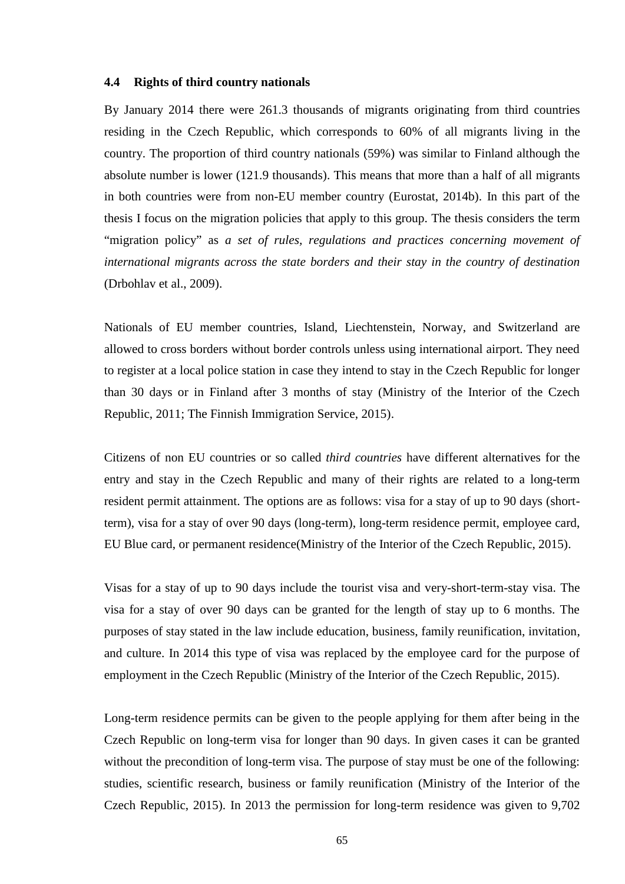### 4.4 Rights of third country nationals

By January 2014 there were 261.3 thousands of migrants originating from third countries residing in the Czech Republic, which corresponds to 60% of all migrants living in the country. The proportion of third country nationals (59%) was similar to Finland although the absolute number is lower (121.9 thousands). This means that more than a half of all migrants in both countries were from non-EU member country (Eurostat, 2014b). In this part of the thesis I focus on the migration policies that apply to this group. The thesis considers the term "migration policy" as *a set of rules, regulations and practices concerning movement of international migrants across the state borders and their stay in the country of destination* (Drbohlav et al., 2009).

Nationals of EU member countries, Island, Liechtenstein, Norway, and Switzerland are allowed to cross borders without border controls unless using international airport. They need to register at a local police station in case they intend to stay in the Czech Republic for longer than 30 days or in Finland after 3 months of stay (Ministry of the Interior of the Czech Republic, 2011; The Finnish Immigration Service, 2015).

Citizens of non EU countries or so called *third countries* have different alternatives for the entry and stay in the Czech Republic and many of their rights are related to a long-term resident permit attainment. The options are as follows: visa for a stay of up to 90 days (short-term), visa for a stay of over 90 days (long-term), long-term residence permit, employee card, EU Blue card, or permanent residence(Ministry of the Interior of the Czech Republic, 2015).

Visas for a stay of up to 90 days include the tourist visa and very-short-term-stay visa. The visa for a stay of over 90 days can be granted for the length of stay up to 6 months. The purposes of stay stated in the law include education, business, family reunification, invitation, and culture. In 2014 this type of visa was replaced by the employee card for the purpose of employment in the Czech Republic (Ministry of the Interior of the Czech Republic, 2015).

Long-term residence permits can be given to the people applying for them after being in the Czech Republic on long-term visa for longer than 90 days. In given cases it can be granted without the precondition of long-term visa. The purpose of stay must be one of the following: studies, scientific research, business or family reunification (Ministry of the Interior of the Czech Republic, 2015). In 2013 the permission for long-term residence was given to 9,702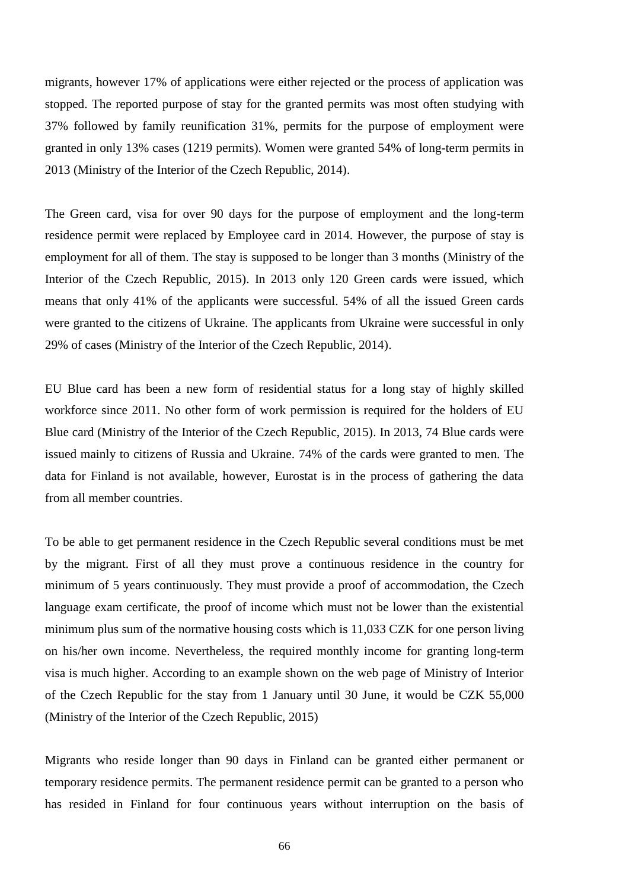migrants, however 17% of applications were either rejected or the process of application was stopped. The reported purpose of stay for the granted permits was most often studying with 37% followed by family reunification 31%, permits for the purpose of employment were granted in only 13% cases (1219 permits). Women were granted 54% of long-term permits in 2013 (Ministry of the Interior of the Czech Republic, 2014).

The Green card, visa for over 90 days for the purpose of employment and the long-term residence permit were replaced by Employee card in 2014. However, the purpose of stay is employment for all of them. The stay is supposed to be longer than 3 months (Ministry of the Interior of the Czech Republic, 2015). In 2013 only 120 Green cards were issued, which means that only 41% of the applicants were successful. 54% of all the issued Green cards were granted to the citizens of Ukraine. The applicants from Ukraine were successful in only 29% of cases (Ministry of the Interior of the Czech Republic, 2014).

EU Blue card has been a new form of residential status for a long stay of highly skilled workforce since 2011. No other form of work permission is required for the holders of EU Blue card (Ministry of the Interior of the Czech Republic, 2015). In 2013, 74 Blue cards were issued mainly to citizens of Russia and Ukraine. 74% of the cards were granted to men. The data for Finland is not available, however, Eurostat is in the process of gathering the data from all member countries.

To be able to get permanent residence in the Czech Republic several conditions must be met by the migrant. First of all they must prove a continuous residence in the country for minimum of 5 years continuously. They must provide a proof of accommodation, the Czech language exam certificate, the proof of income which must not be lower than the existential minimum plus sum of the normative housing costs which is 11,033 CZK for one person living on his/her own income. Nevertheless, the required monthly income for granting long-term visa is much higher. According to an example shown on the web page of Ministry of Interior of the Czech Republic for the stay from 1 January until 30 June, it would be CZK 55,000 (Ministry of the Interior of the Czech Republic, 2015)

Migrants who reside longer than 90 days in Finland can be granted either permanent or temporary residence permits. The permanent residence permit can be granted to a person who has resided in Finland for four continuous years without interruption on the basis of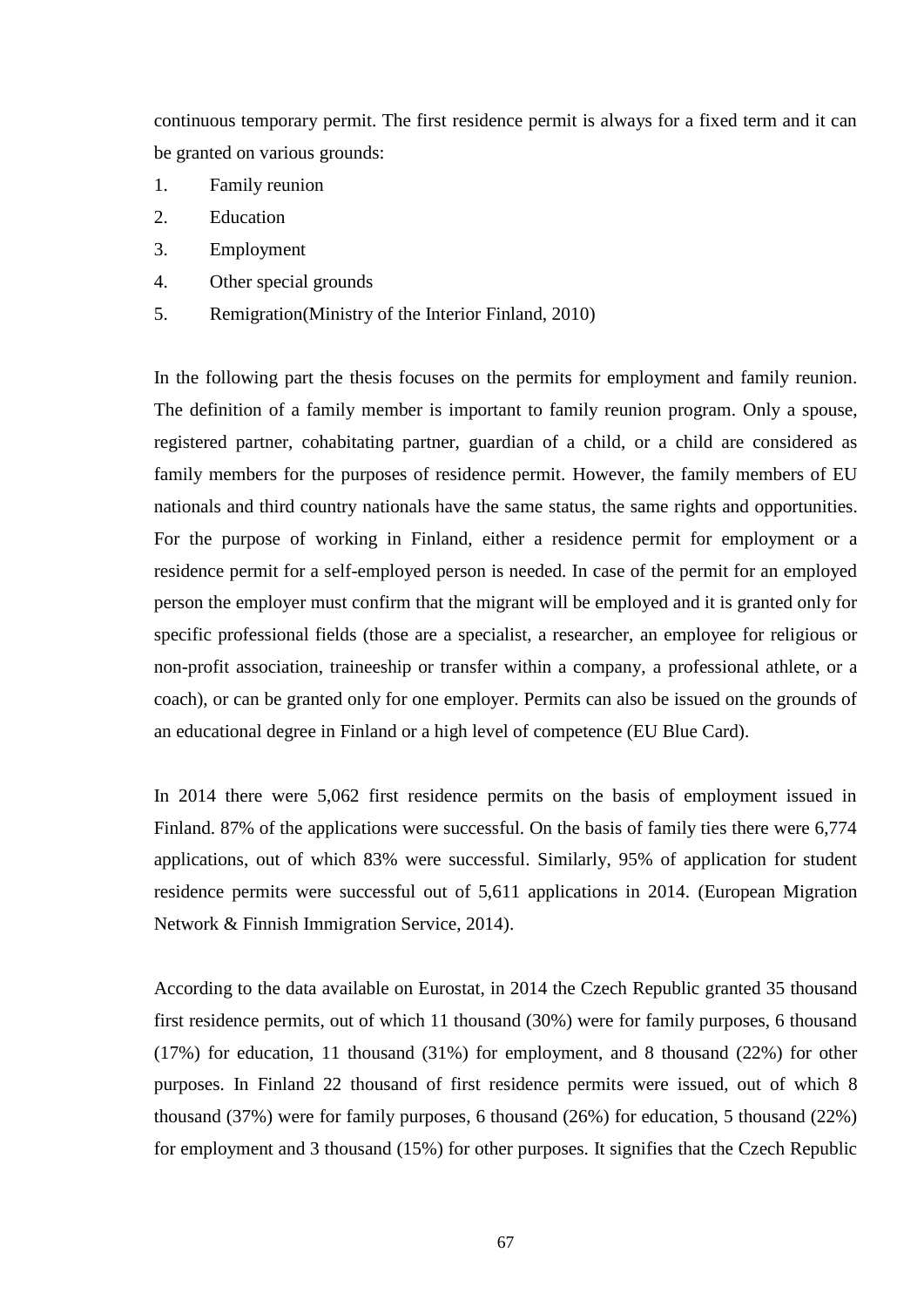continuous temporary permit. The first residence permit is always for a fixed term and it can be granted on various grounds:

1. Family reunion
2. Education
3. Employment
4. Other special grounds
5. Remigration(Ministry of the Interior Finland, 2010)

In the following part the thesis focuses on the permits for employment and family reunion. The definition of a family member is important to family reunion program. Only a spouse, registered partner, cohabitating partner, guardian of a child, or a child are considered as family members for the purposes of residence permit. However, the family members of EU nationals and third country nationals have the same status, the same rights and opportunities. For the purpose of working in Finland, either a residence permit for employment or a residence permit for a self-employed person is needed. In case of the permit for an employed person the employer must confirm that the migrant will be employed and it is granted only for specific professional fields (those are a specialist, a researcher, an employee for religious or non-profit association, traineeship or transfer within a company, a professional athlete, or a coach), or can be granted only for one employer. Permits can also be issued on the grounds of an educational degree in Finland or a high level of competence (EU Blue Card).

In 2014 there were 5,062 first residence permits on the basis of employment issued in Finland. 87% of the applications were successful. On the basis of family ties there were 6,774 applications, out of which 83% were successful. Similarly, 95% of application for student residence permits were successful out of 5,611 applications in 2014. (European Migration Network & Finnish Immigration Service, 2014).

According to the data available on Eurostat, in 2014 the Czech Republic granted 35 thousand first residence permits, out of which 11 thousand (30%) were for family purposes, 6 thousand (17%) for education, 11 thousand (31%) for employment, and 8 thousand (22%) for other purposes. In Finland 22 thousand of first residence permits were issued, out of which 8 thousand (37%) were for family purposes, 6 thousand (26%) for education, 5 thousand (22%) for employment and 3 thousand (15%) for other purposes. It signifies that the Czech Republic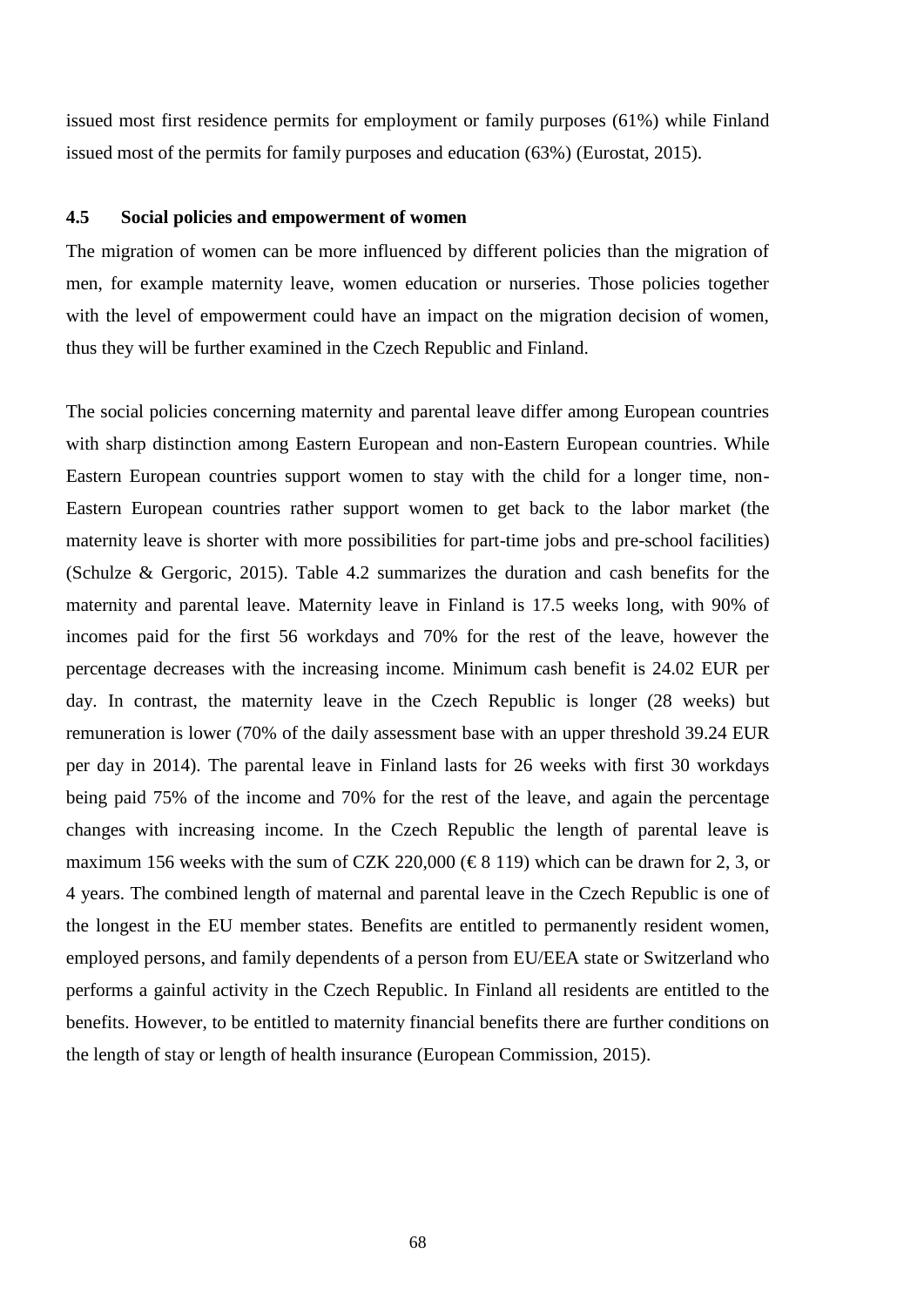issued most first residence permits for employment or family purposes (61%) while Finland issued most of the permits for family purposes and education (63%) (Eurostat, 2015).

### 4.5 Social policies and empowerment of women

The migration of women can be more influenced by different policies than the migration of men, for example maternity leave, women education or nurseries. Those policies together with the level of empowerment could have an impact on the migration decision of women, thus they will be further examined in the Czech Republic and Finland.

The social policies concerning maternity and parental leave differ among European countries with sharp distinction among Eastern European and non-Eastern European countries. While Eastern European countries support women to stay with the child for a longer time, non-Eastern European countries rather support women to get back to the labor market (the maternity leave is shorter with more possibilities for part-time jobs and pre-school facilities) (Schulze & Gergoric, 2015). Table 4.2 summarizes the duration and cash benefits for the maternity and parental leave. Maternity leave in Finland is 17.5 weeks long, with 90% of incomes paid for the first 56 workdays and 70% for the rest of the leave, however the percentage decreases with the increasing income. Minimum cash benefit is 24.02 EUR per day. In contrast, the maternity leave in the Czech Republic is longer (28 weeks) but remuneration is lower (70% of the daily assessment base with an upper threshold 39.24 EUR per day in 2014). The parental leave in Finland lasts for 26 weeks with first 30 workdays being paid 75% of the income and 70% for the rest of the leave, and again the percentage changes with increasing income. In the Czech Republic the length of parental leave is maximum 156 weeks with the sum of CZK 220,000 (€ 8 119) which can be drawn for 2, 3, or 4 years. The combined length of maternal and parental leave in the Czech Republic is one of the longest in the EU member states. Benefits are entitled to permanently resident women, employed persons, and family dependents of a person from EU/EEA state or Switzerland who performs a gainful activity in the Czech Republic. In Finland all residents are entitled to the benefits. However, to be entitled to maternity financial benefits there are further conditions on the length of stay or length of health insurance (European Commission, 2015).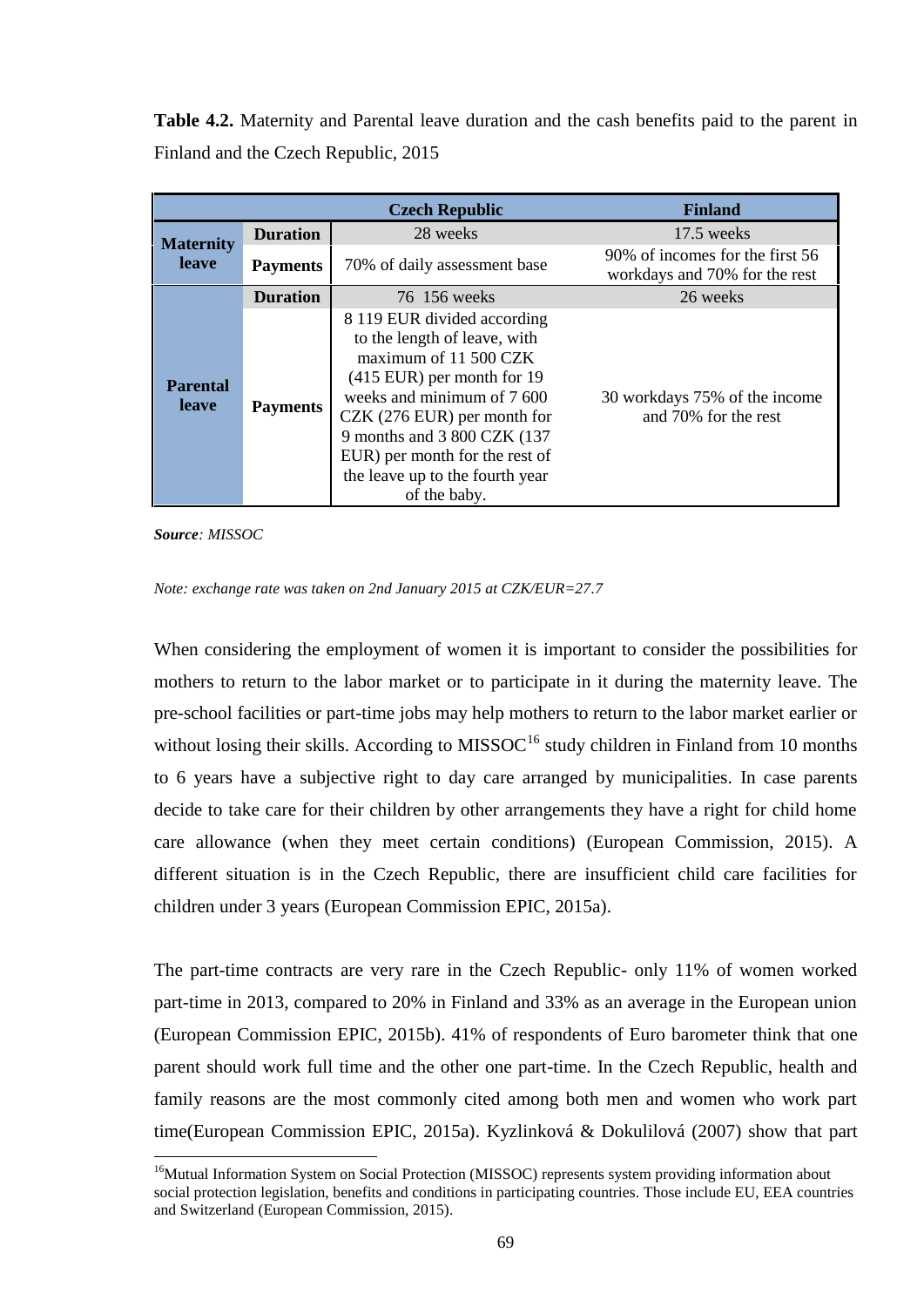**Table 4.2.** Maternity and Parental leave duration and the cash benefits paid to the parent in Finland and the Czech Republic, 2015

| | | Czech Republic | Finland |
|---|---|---|---|
| **Maternity leave** | **Duration** | 28 weeks | 17.5 weeks |
| | **Payments** | 70% of daily assessment base | 90% of incomes for the first 56 workdays and 70% for the rest |
| **Parental leave** | **Duration** | 76 156 weeks | 26 weeks |
| | **Payments** | 8 119 EUR divided according to the length of leave, with maximum of 11 500 CZK (415 EUR) per month for 19 weeks and minimum of 7 600 CZK (276 EUR) per month for 9 months and 3 800 CZK (137 EUR) per month for the rest of the leave up to the fourth year of the baby. | 30 workdays 75% of the income and 70% for the rest |

***Source****: MISSOC*

*Note: exchange rate was taken on 2nd January 2015 at CZK/EUR=27.7*

When considering the employment of women it is important to consider the possibilities for mothers to return to the labor market or to participate in it during the maternity leave. The pre-school facilities or part-time jobs may help mothers to return to the labor market earlier or without losing their skills. According to MISSOC[16] study children in Finland from 10 months to 6 years have a subjective right to day care arranged by municipalities. In case parents decide to take care for their children by other arrangements they have a right for child home care allowance (when they meet certain conditions) (European Commission, 2015). A different situation is in the Czech Republic, there are insufficient child care facilities for children under 3 years (European Commission EPIC, 2015a).

The part-time contracts are very rare in the Czech Republic- only 11% of women worked part-time in 2013, compared to 20% in Finland and 33% as an average in the European union (European Commission EPIC, 2015b). 41% of respondents of Euro barometer think that one parent should work full time and the other one part-time. In the Czech Republic, health and family reasons are the most commonly cited among both men and women who work part time(European Commission EPIC, 2015a). Kyzlinková & Dokulilová (2007) show that part

[16] Mutual Information System on Social Protection (MISSOC) represents system providing information about social protection legislation, benefits and conditions in participating countries. Those include EU, EEA countries and Switzerland (European Commission, 2015).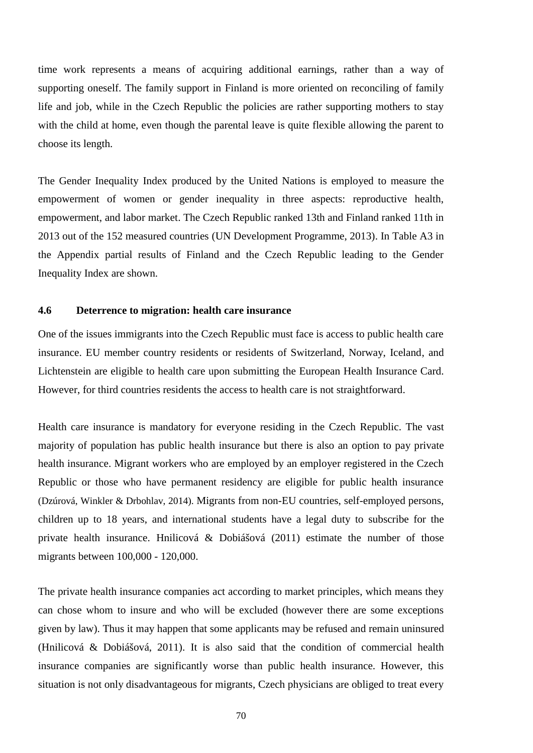time work represents a means of acquiring additional earnings, rather than a way of supporting oneself. The family support in Finland is more oriented on reconciling of family life and job, while in the Czech Republic the policies are rather supporting mothers to stay with the child at home, even though the parental leave is quite flexible allowing the parent to choose its length.

The Gender Inequality Index produced by the United Nations is employed to measure the empowerment of women or gender inequality in three aspects: reproductive health, empowerment, and labor market. The Czech Republic ranked 13th and Finland ranked 11th in 2013 out of the 152 measured countries (UN Development Programme, 2013). In Table A3 in the Appendix partial results of Finland and the Czech Republic leading to the Gender Inequality Index are shown.

### 4.6 Deterrence to migration: health care insurance

One of the issues immigrants into the Czech Republic must face is access to public health care insurance. EU member country residents or residents of Switzerland, Norway, Iceland, and Lichtenstein are eligible to health care upon submitting the European Health Insurance Card. However, for third countries residents the access to health care is not straightforward.

Health care insurance is mandatory for everyone residing in the Czech Republic. The vast majority of population has public health insurance but there is also an option to pay private health insurance. Migrant workers who are employed by an employer registered in the Czech Republic or those who have permanent residency are eligible for public health insurance (Dzúrová, Winkler & Drbohlav, 2014). Migrants from non-EU countries, self-employed persons, children up to 18 years, and international students have a legal duty to subscribe for the private health insurance. Hnilicová & Dobiášová (2011) estimate the number of those migrants between 100,000 - 120,000.

The private health insurance companies act according to market principles, which means they can chose whom to insure and who will be excluded (however there are some exceptions given by law). Thus it may happen that some applicants may be refused and remain uninsured (Hnilicová & Dobiášová, 2011). It is also said that the condition of commercial health insurance companies are significantly worse than public health insurance. However, this situation is not only disadvantageous for migrants, Czech physicians are obliged to treat every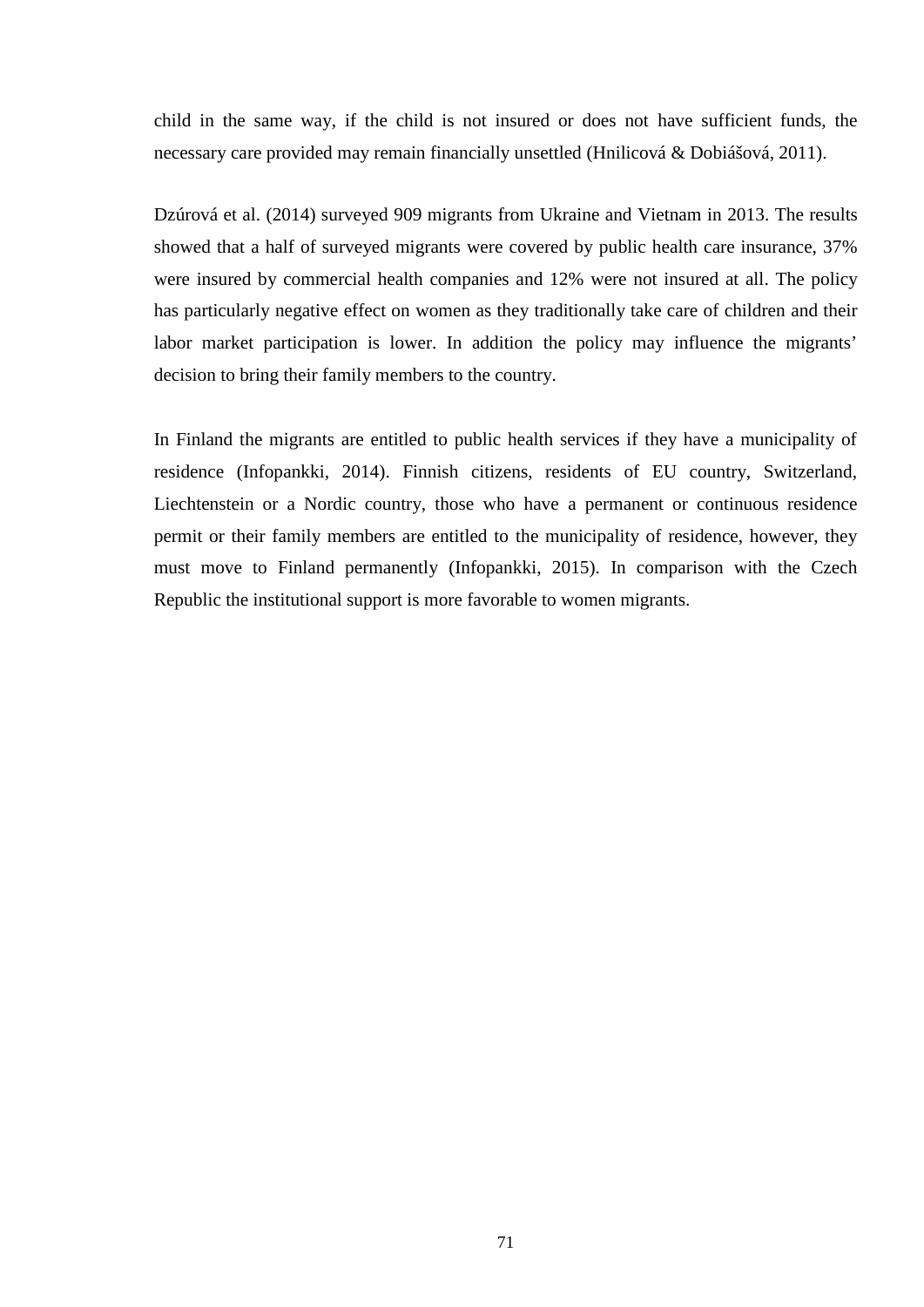child in the same way, if the child is not insured or does not have sufficient funds, the necessary care provided may remain financially unsettled (Hnilicová & Dobiášová, 2011).

Dzúrová et al. (2014) surveyed 909 migrants from Ukraine and Vietnam in 2013. The results showed that a half of surveyed migrants were covered by public health care insurance, 37% were insured by commercial health companies and 12% were not insured at all. The policy has particularly negative effect on women as they traditionally take care of children and their labor market participation is lower. In addition the policy may influence the migrants' decision to bring their family members to the country.

In Finland the migrants are entitled to public health services if they have a municipality of residence (Infopankki, 2014). Finnish citizens, residents of EU country, Switzerland, Liechtenstein or a Nordic country, those who have a permanent or continuous residence permit or their family members are entitled to the municipality of residence, however, they must move to Finland permanently (Infopankki, 2015). In comparison with the Czech Republic the institutional support is more favorable to women migrants.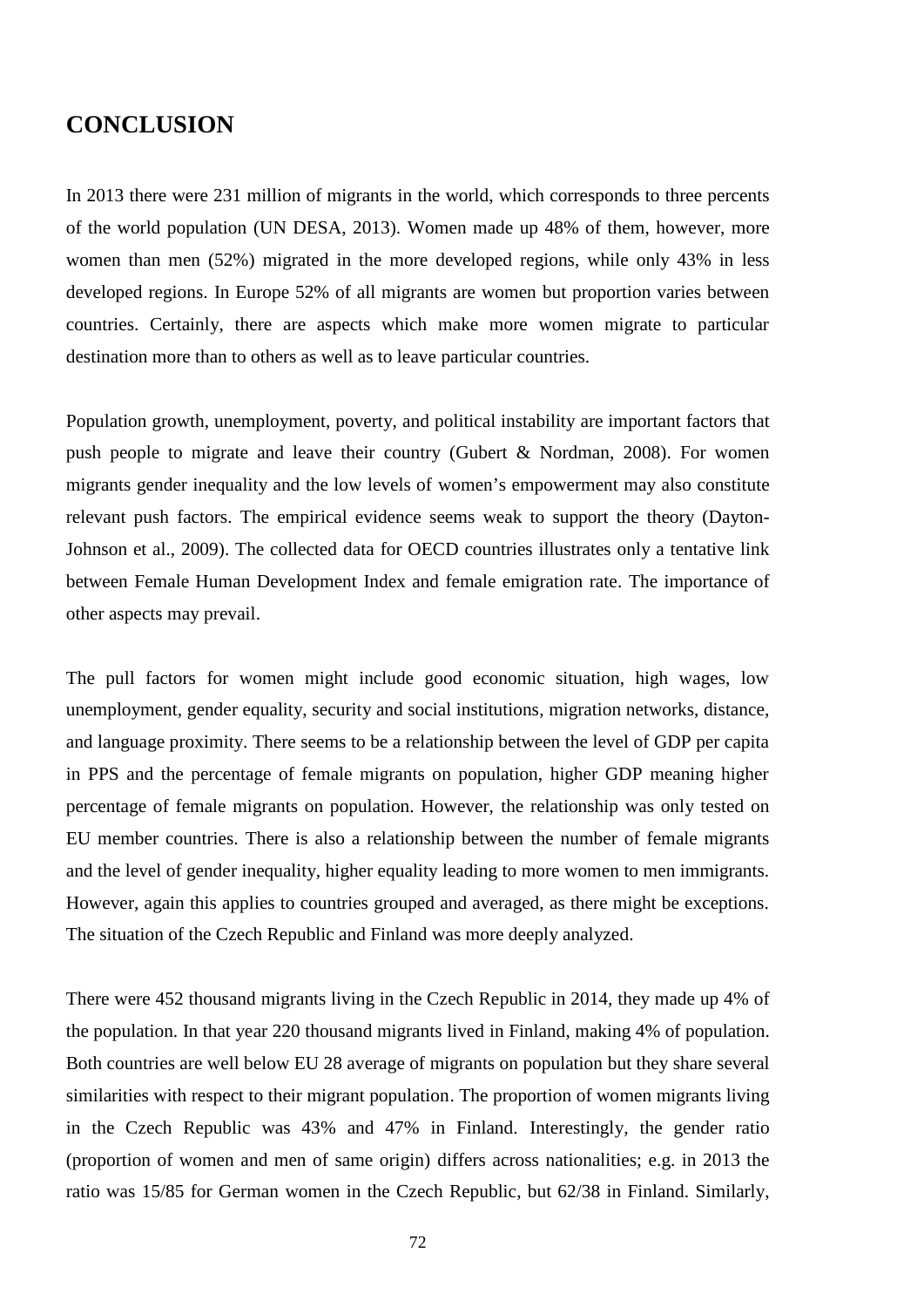# CONCLUSION

In 2013 there were 231 million of migrants in the world, which corresponds to three percents of the world population (UN DESA, 2013). Women made up 48% of them, however, more women than men (52%) migrated in the more developed regions, while only 43% in less developed regions. In Europe 52% of all migrants are women but proportion varies between countries. Certainly, there are aspects which make more women migrate to particular destination more than to others as well as to leave particular countries.

Population growth, unemployment, poverty, and political instability are important factors that push people to migrate and leave their country (Gubert & Nordman, 2008). For women migrants gender inequality and the low levels of women's empowerment may also constitute relevant push factors. The empirical evidence seems weak to support the theory (Dayton-Johnson et al., 2009). The collected data for OECD countries illustrates only a tentative link between Female Human Development Index and female emigration rate. The importance of other aspects may prevail.

The pull factors for women might include good economic situation, high wages, low unemployment, gender equality, security and social institutions, migration networks, distance, and language proximity. There seems to be a relationship between the level of GDP per capita in PPS and the percentage of female migrants on population, higher GDP meaning higher percentage of female migrants on population. However, the relationship was only tested on EU member countries. There is also a relationship between the number of female migrants and the level of gender inequality, higher equality leading to more women to men immigrants. However, again this applies to countries grouped and averaged, as there might be exceptions. The situation of the Czech Republic and Finland was more deeply analyzed.

There were 452 thousand migrants living in the Czech Republic in 2014, they made up 4% of the population. In that year 220 thousand migrants lived in Finland, making 4% of population. Both countries are well below EU 28 average of migrants on population but they share several similarities with respect to their migrant population. The proportion of women migrants living in the Czech Republic was 43% and 47% in Finland. Interestingly, the gender ratio (proportion of women and men of same origin) differs across nationalities; e.g. in 2013 the ratio was 15/85 for German women in the Czech Republic, but 62/38 in Finland. Similarly,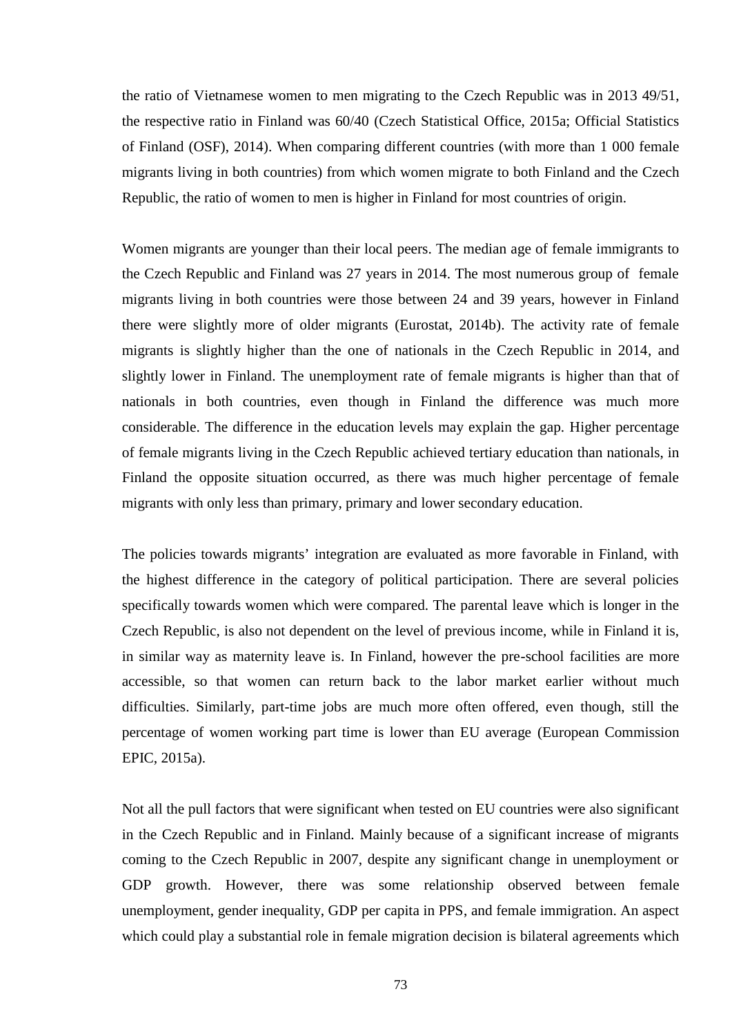the ratio of Vietnamese women to men migrating to the Czech Republic was in 2013 49/51, the respective ratio in Finland was 60/40 (Czech Statistical Office, 2015a; Official Statistics of Finland (OSF), 2014). When comparing different countries (with more than 1 000 female migrants living in both countries) from which women migrate to both Finland and the Czech Republic, the ratio of women to men is higher in Finland for most countries of origin.

Women migrants are younger than their local peers. The median age of female immigrants to the Czech Republic and Finland was 27 years in 2014. The most numerous group of female migrants living in both countries were those between 24 and 39 years, however in Finland there were slightly more of older migrants (Eurostat, 2014b). The activity rate of female migrants is slightly higher than the one of nationals in the Czech Republic in 2014, and slightly lower in Finland. The unemployment rate of female migrants is higher than that of nationals in both countries, even though in Finland the difference was much more considerable. The difference in the education levels may explain the gap. Higher percentage of female migrants living in the Czech Republic achieved tertiary education than nationals, in Finland the opposite situation occurred, as there was much higher percentage of female migrants with only less than primary, primary and lower secondary education.

The policies towards migrants' integration are evaluated as more favorable in Finland, with the highest difference in the category of political participation. There are several policies specifically towards women which were compared. The parental leave which is longer in the Czech Republic, is also not dependent on the level of previous income, while in Finland it is, in similar way as maternity leave is. In Finland, however the pre-school facilities are more accessible, so that women can return back to the labor market earlier without much difficulties. Similarly, part-time jobs are much more often offered, even though, still the percentage of women working part time is lower than EU average (European Commission EPIC, 2015a).

Not all the pull factors that were significant when tested on EU countries were also significant in the Czech Republic and in Finland. Mainly because of a significant increase of migrants coming to the Czech Republic in 2007, despite any significant change in unemployment or GDP growth. However, there was some relationship observed between female unemployment, gender inequality, GDP per capita in PPS, and female immigration. An aspect which could play a substantial role in female migration decision is bilateral agreements which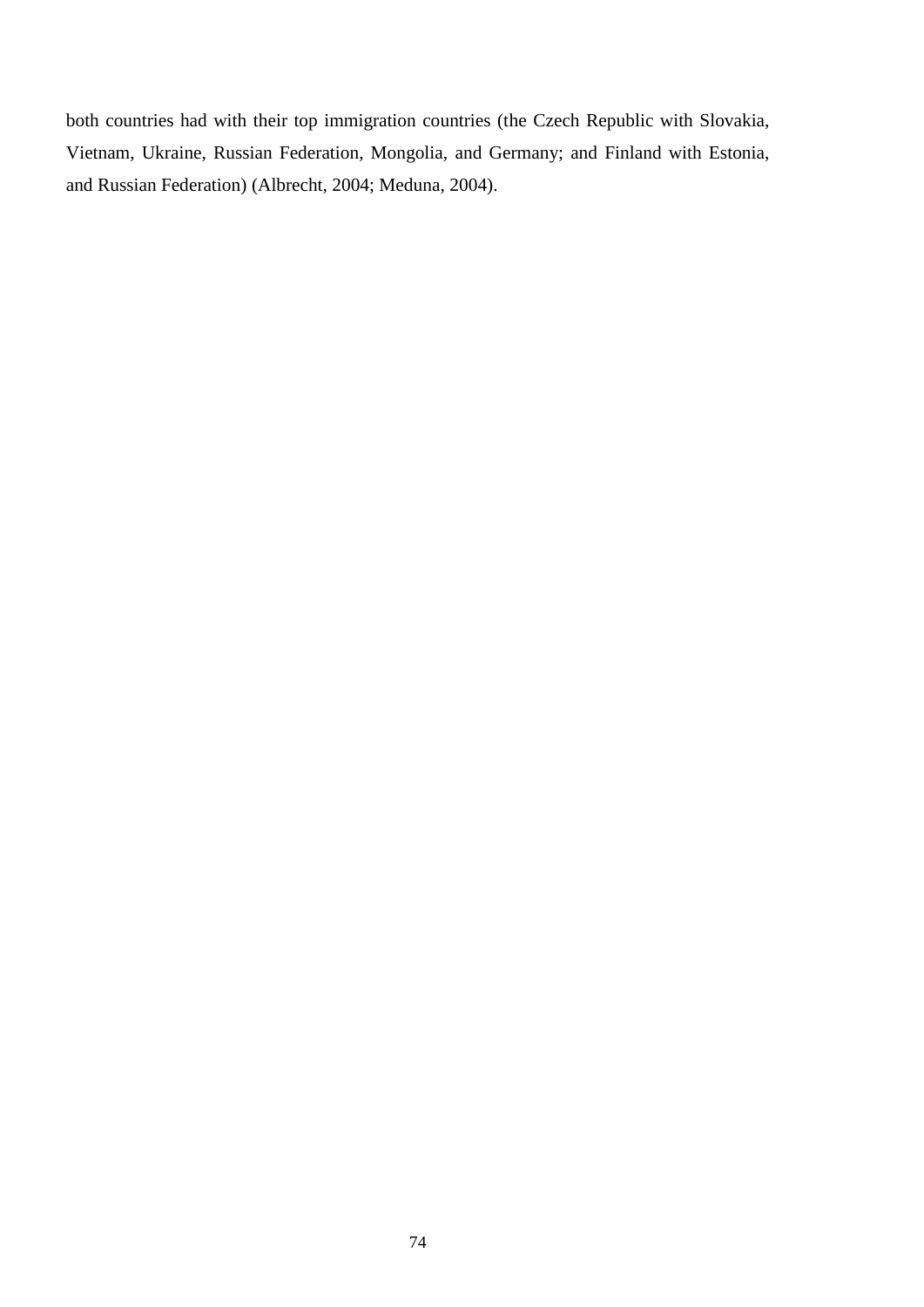both countries had with their top immigration countries (the Czech Republic with Slovakia, Vietnam, Ukraine, Russian Federation, Mongolia, and Germany; and Finland with Estonia, and Russian Federation) (Albrecht, 2004; Meduna, 2004).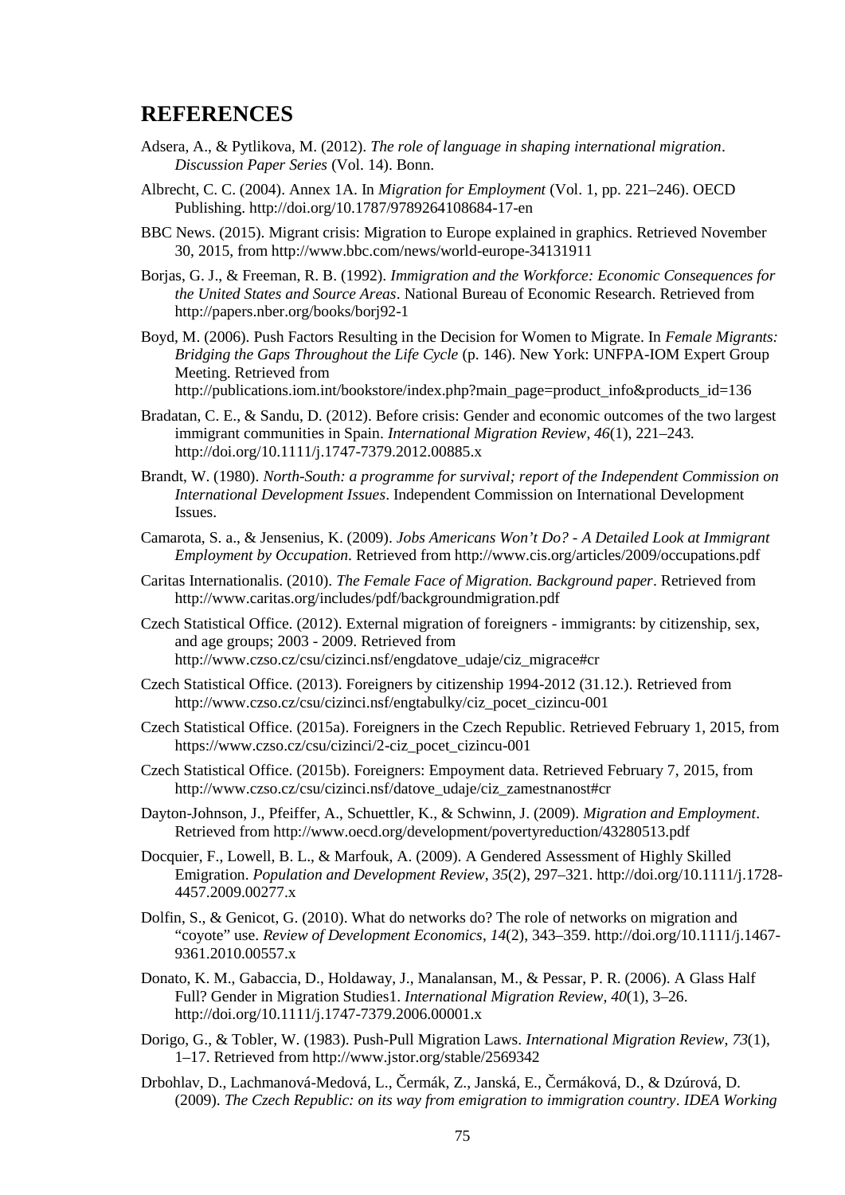# REFERENCES

Adsera, A., & Pytlikova, M. (2012). *The role of language in shaping international migration*. *Discussion Paper Series* (Vol. 14). Bonn.

Albrecht, C. C. (2004). Annex 1A. In *Migration for Employment* (Vol. 1, pp. 221–246). OECD Publishing. http://doi.org/10.1787/9789264108684-17-en

BBC News. (2015). Migrant crisis: Migration to Europe explained in graphics. Retrieved November 30, 2015, from http://www.bbc.com/news/world-europe-34131911

Borjas, G. J., & Freeman, R. B. (1992). *Immigration and the Workforce: Economic Consequences for the United States and Source Areas*. National Bureau of Economic Research. Retrieved from http://papers.nber.org/books/borj92-1

Boyd, M. (2006). Push Factors Resulting in the Decision for Women to Migrate. In *Female Migrants: Bridging the Gaps Throughout the Life Cycle* (p. 146). New York: UNFPA-IOM Expert Group Meeting. Retrieved from http://publications.iom.int/bookstore/index.php?main_page=product_info&products_id=136

Bradatan, C. E., & Sandu, D. (2012). Before crisis: Gender and economic outcomes of the two largest immigrant communities in Spain. *International Migration Review*, *46*(1), 221–243. http://doi.org/10.1111/j.1747-7379.2012.00885.x

Brandt, W. (1980). *North-South: a programme for survival; report of the Independent Commission on International Development Issues*. Independent Commission on International Development Issues.

Camarota, S. a., & Jensenius, K. (2009). *Jobs Americans Won't Do? - A Detailed Look at Immigrant Employment by Occupation*. Retrieved from http://www.cis.org/articles/2009/occupations.pdf

Caritas Internationalis. (2010). *The Female Face of Migration. Background paper*. Retrieved from http://www.caritas.org/includes/pdf/backgroundmigration.pdf

Czech Statistical Office. (2012). External migration of foreigners - immigrants: by citizenship, sex, and age groups; 2003 - 2009. Retrieved from http://www.czso.cz/csu/cizinci.nsf/engdatove_udaje/ciz_migrace#cr

Czech Statistical Office. (2013). Foreigners by citizenship 1994-2012 (31.12.). Retrieved from http://www.czso.cz/csu/cizinci.nsf/engtabulky/ciz_pocet_cizincu-001

Czech Statistical Office. (2015a). Foreigners in the Czech Republic. Retrieved February 1, 2015, from https://www.czso.cz/csu/cizinci/2-ciz_pocet_cizincu-001

Czech Statistical Office. (2015b). Foreigners: Empoyment data. Retrieved February 7, 2015, from http://www.czso.cz/csu/cizinci.nsf/datove_udaje/ciz_zamestnanost#cr

Dayton-Johnson, J., Pfeiffer, A., Schuettler, K., & Schwinn, J. (2009). *Migration and Employment*. Retrieved from http://www.oecd.org/development/povertyreduction/43280513.pdf

Docquier, F., Lowell, B. L., & Marfouk, A. (2009). A Gendered Assessment of Highly Skilled Emigration. *Population and Development Review*, *35*(2), 297–321. http://doi.org/10.1111/j.1728-4457.2009.00277.x

Dolfin, S., & Genicot, G. (2010). What do networks do? The role of networks on migration and "coyote" use. *Review of Development Economics*, *14*(2), 343–359. http://doi.org/10.1111/j.1467-9361.2010.00557.x

Donato, K. M., Gabaccia, D., Holdaway, J., Manalansan, M., & Pessar, P. R. (2006). A Glass Half Full? Gender in Migration Studies1. *International Migration Review*, *40*(1), 3–26. http://doi.org/10.1111/j.1747-7379.2006.00001.x

Dorigo, G., & Tobler, W. (1983). Push-Pull Migration Laws. *International Migration Review*, *73*(1), 1–17. Retrieved from http://www.jstor.org/stable/2569342

Drbohlav, D., Lachmanová-Medová, L., Čermák, Z., Janská, E., Čermáková, D., & Dzúrová, D. (2009). *The Czech Republic: on its way from emigration to immigration country*. *IDEA Working*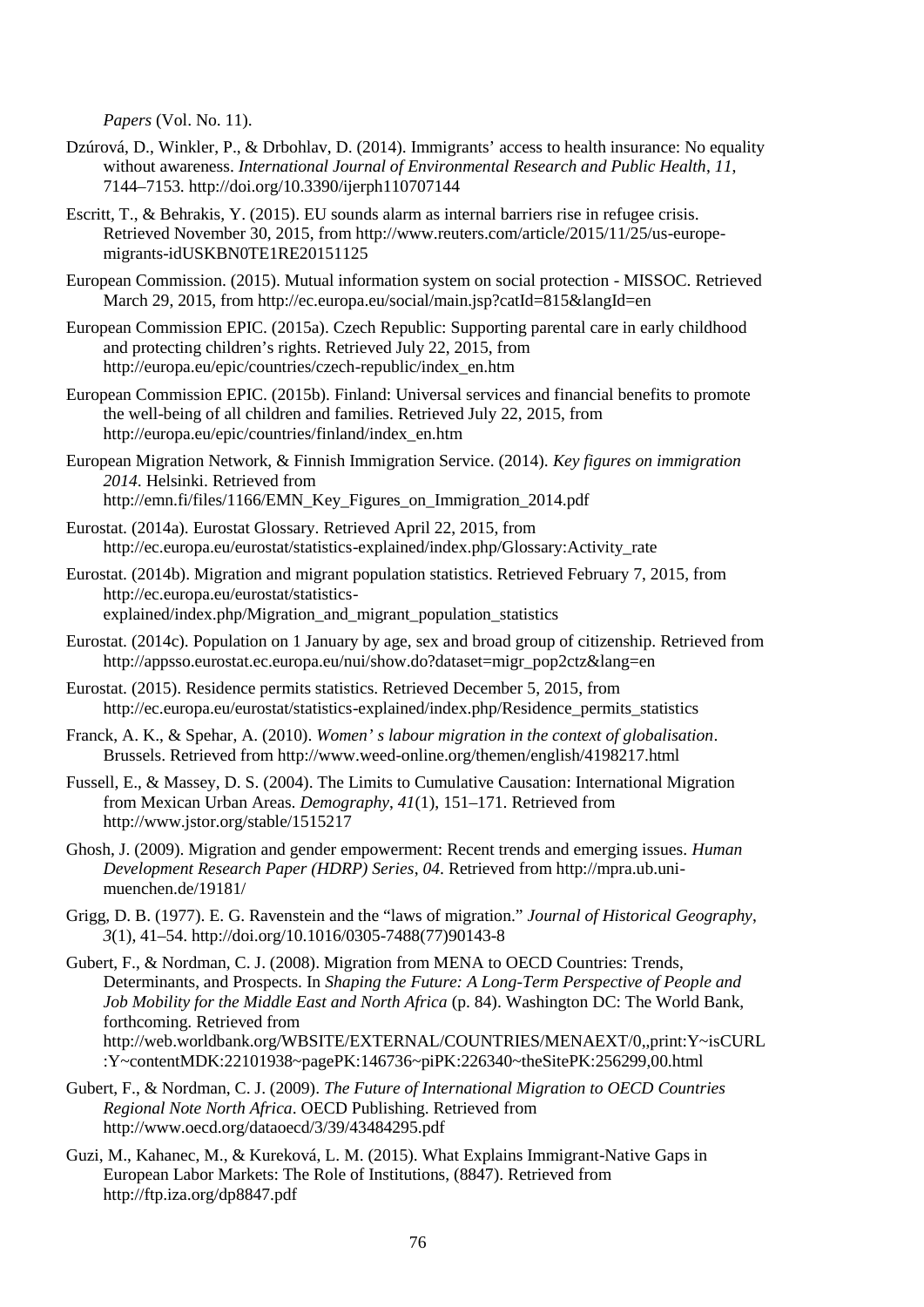*Papers* (Vol. No. 11).

Dzúrová, D., Winkler, P., & Drbohlav, D. (2014). Immigrants' access to health insurance: No equality without awareness. *International Journal of Environmental Research and Public Health*, *11*, 7144–7153. http://doi.org/10.3390/ijerph110707144

Escritt, T., & Behrakis, Y. (2015). EU sounds alarm as internal barriers rise in refugee crisis. Retrieved November 30, 2015, from http://www.reuters.com/article/2015/11/25/us-europe-migrants-idUSKBN0TE1RE20151125

European Commission. (2015). Mutual information system on social protection - MISSOC. Retrieved March 29, 2015, from http://ec.europa.eu/social/main.jsp?catId=815&langId=en

European Commission EPIC. (2015a). Czech Republic: Supporting parental care in early childhood and protecting children's rights. Retrieved July 22, 2015, from http://europa.eu/epic/countries/czech-republic/index_en.htm

European Commission EPIC. (2015b). Finland: Universal services and financial benefits to promote the well-being of all children and families. Retrieved July 22, 2015, from http://europa.eu/epic/countries/finland/index_en.htm

European Migration Network, & Finnish Immigration Service. (2014). *Key figures on immigration 2014*. Helsinki. Retrieved from http://emn.fi/files/1166/EMN_Key_Figures_on_Immigration_2014.pdf

Eurostat. (2014a). Eurostat Glossary. Retrieved April 22, 2015, from http://ec.europa.eu/eurostat/statistics-explained/index.php/Glossary:Activity_rate

Eurostat. (2014b). Migration and migrant population statistics. Retrieved February 7, 2015, from http://ec.europa.eu/eurostat/statistics-explained/index.php/Migration_and_migrant_population_statistics

Eurostat. (2014c). Population on 1 January by age, sex and broad group of citizenship. Retrieved from http://appsso.eurostat.ec.europa.eu/nui/show.do?dataset=migr_pop2ctz&lang=en

Eurostat. (2015). Residence permits statistics. Retrieved December 5, 2015, from http://ec.europa.eu/eurostat/statistics-explained/index.php/Residence_permits_statistics

Franck, A. K., & Spehar, A. (2010). *Women' s labour migration in the context of globalisation*. Brussels. Retrieved from http://www.weed-online.org/themen/english/4198217.html

Fussell, E., & Massey, D. S. (2004). The Limits to Cumulative Causation: International Migration from Mexican Urban Areas. *Demography*, *41*(1), 151–171. Retrieved from http://www.jstor.org/stable/1515217

Ghosh, J. (2009). Migration and gender empowerment: Recent trends and emerging issues. *Human Development Research Paper (HDRP) Series*, *04*. Retrieved from http://mpra.ub.uni-muenchen.de/19181/

Grigg, D. B. (1977). E. G. Ravenstein and the "laws of migration." *Journal of Historical Geography*, *3*(1), 41–54. http://doi.org/10.1016/0305-7488(77)90143-8

Gubert, F., & Nordman, C. J. (2008). Migration from MENA to OECD Countries: Trends, Determinants, and Prospects. In *Shaping the Future: A Long-Term Perspective of People and Job Mobility for the Middle East and North Africa* (p. 84). Washington DC: The World Bank, forthcoming. Retrieved from http://web.worldbank.org/WBSITE/EXTERNAL/COUNTRIES/MENAEXT/0,,print:Y~isCURL:Y~contentMDK:22101938~pagePK:146736~piPK:226340~theSitePK:256299,00.html

Gubert, F., & Nordman, C. J. (2009). *The Future of International Migration to OECD Countries Regional Note North Africa*. OECD Publishing. Retrieved from http://www.oecd.org/dataoecd/3/39/43484295.pdf

Guzi, M., Kahanec, M., & Kureková, L. M. (2015). What Explains Immigrant-Native Gaps in European Labor Markets: The Role of Institutions, (8847). Retrieved from http://ftp.iza.org/dp8847.pdf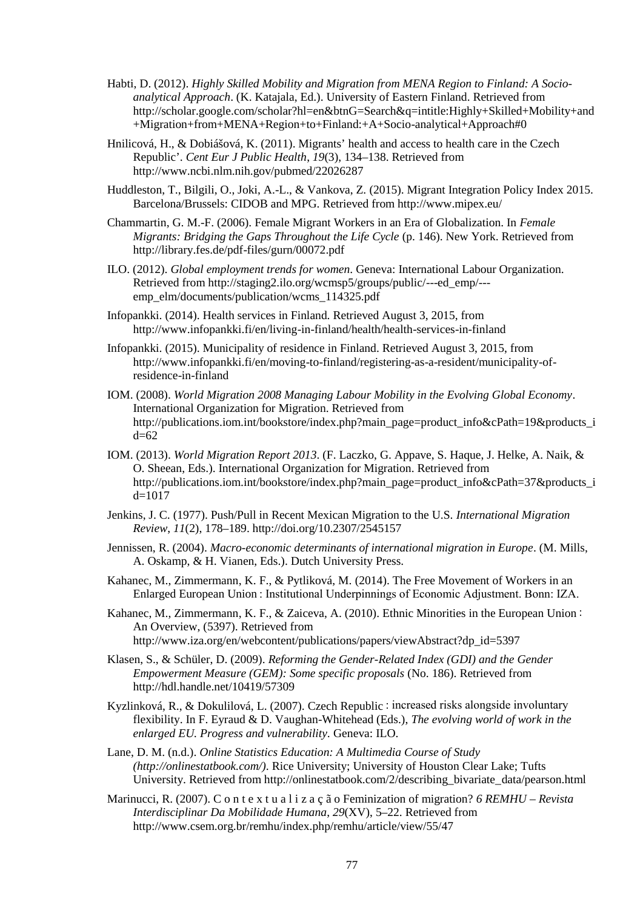Habti, D. (2012). *Highly Skilled Mobility and Migration from MENA Region to Finland: A Socio-analytical Approach*. (K. Katajala, Ed.). University of Eastern Finland. Retrieved from http://scholar.google.com/scholar?hl=en&btnG=Search&q=intitle:Highly+Skilled+Mobility+and+Migration+from+MENA+Region+to+Finland:+A+Socio-analytical+Approach#0

Hnilicová, H., & Dobiášová, K. (2011). Migrants' health and access to health care in the Czech Republic'. *Cent Eur J Public Health*, *19*(3), 134–138. Retrieved from http://www.ncbi.nlm.nih.gov/pubmed/22026287

Huddleston, T., Bilgili, O., Joki, A.-L., & Vankova, Z. (2015). Migrant Integration Policy Index 2015. Barcelona/Brussels: CIDOB and MPG. Retrieved from http://www.mipex.eu/

Chammartin, G. M.-F. (2006). Female Migrant Workers in an Era of Globalization. In *Female Migrants: Bridging the Gaps Throughout the Life Cycle* (p. 146). New York. Retrieved from http://library.fes.de/pdf-files/gurn/00072.pdf

ILO. (2012). *Global employment trends for women*. Geneva: International Labour Organization. Retrieved from http://staging2.ilo.org/wcmsp5/groups/public/---ed_emp/---emp_elm/documents/publication/wcms_114325.pdf

Infopankki. (2014). Health services in Finland. Retrieved August 3, 2015, from http://www.infopankki.fi/en/living-in-finland/health/health-services-in-finland

Infopankki. (2015). Municipality of residence in Finland. Retrieved August 3, 2015, from http://www.infopankki.fi/en/moving-to-finland/registering-as-a-resident/municipality-of-residence-in-finland

IOM. (2008). *World Migration 2008 Managing Labour Mobility in the Evolving Global Economy*. International Organization for Migration. Retrieved from http://publications.iom.int/bookstore/index.php?main_page=product_info&cPath=19&products_id=62

IOM. (2013). *World Migration Report 2013*. (F. Laczko, G. Appave, S. Haque, J. Helke, A. Naik, & O. Sheean, Eds.). International Organization for Migration. Retrieved from http://publications.iom.int/bookstore/index.php?main_page=product_info&cPath=37&products_id=1017

Jenkins, J. C. (1977). Push/Pull in Recent Mexican Migration to the U.S. *International Migration Review*, *11*(2), 178–189. http://doi.org/10.2307/2545157

Jennissen, R. (2004). *Macro-economic determinants of international migration in Europe*. (M. Mills, A. Oskamp, & H. Vianen, Eds.). Dutch University Press.

Kahanec, M., Zimmermann, K. F., & Pytliková, M. (2014). The Free Movement of Workers in an Enlarged European Union : Institutional Underpinnings of Economic Adjustment. Bonn: IZA.

Kahanec, M., Zimmermann, K. F., & Zaiceva, A. (2010). Ethnic Minorities in the European Union : An Overview, (5397). Retrieved from http://www.iza.org/en/webcontent/publications/papers/viewAbstract?dp_id=5397

Klasen, S., & Schüler, D. (2009). *Reforming the Gender-Related Index (GDI) and the Gender Empowerment Measure (GEM): Some specific proposals* (No. 186). Retrieved from http://hdl.handle.net/10419/57309

Kyzlinková, R., & Dokulilová, L. (2007). Czech Republic : increased risks alongside involuntary flexibility. In F. Eyraud & D. Vaughan-Whitehead (Eds.), *The evolving world of work in the enlarged EU. Progress and vulnerability*. Geneva: ILO.

Lane, D. M. (n.d.). *Online Statistics Education: A Multimedia Course of Study (http://onlinestatbook.com/)*. Rice University; University of Houston Clear Lake; Tufts University. Retrieved from http://onlinestatbook.com/2/describing_bivariate_data/pearson.html

Marinucci, R. (2007). C o n t e x t u a l i z a ç ã o Feminization of migration? *6 REMHU – Revista Interdisciplinar Da Mobilidade Humana*, *29*(XV), 5–22. Retrieved from http://www.csem.org.br/remhu/index.php/remhu/article/view/55/47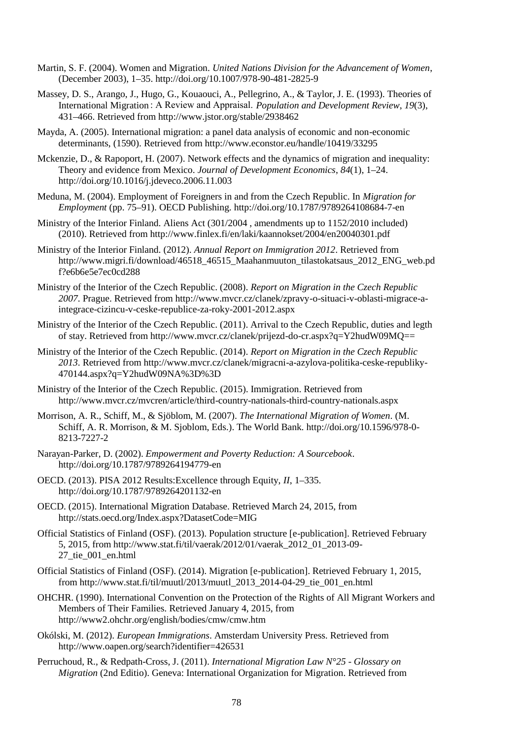Martin, S. F. (2004). Women and Migration. *United Nations Division for the Advancement of Women*, (December 2003), 1–35. http://doi.org/10.1007/978-90-481-2825-9

Massey, D. S., Arango, J., Hugo, G., Kouaouci, A., Pellegrino, A., & Taylor, J. E. (1993). Theories of International Migration : A Review and Appraisal. *Population and Development Review*, *19*(3), 431–466. Retrieved from http://www.jstor.org/stable/2938462

Mayda, A. (2005). International migration: a panel data analysis of economic and non-economic determinants, (1590). Retrieved from http://www.econstor.eu/handle/10419/33295

Mckenzie, D., & Rapoport, H. (2007). Network effects and the dynamics of migration and inequality: Theory and evidence from Mexico. *Journal of Development Economics*, *84*(1), 1–24. http://doi.org/10.1016/j.jdeveco.2006.11.003

Meduna, M. (2004). Employment of Foreigners in and from the Czech Republic. In *Migration for Employment* (pp. 75–91). OECD Publishing. http://doi.org/10.1787/9789264108684-7-en

Ministry of the Interior Finland. Aliens Act (301/2004 , amendments up to 1152/2010 included) (2010). Retrieved from http://www.finlex.fi/en/laki/kaannokset/2004/en20040301.pdf

Ministry of the Interior Finland. (2012). *Annual Report on Immigration 2012*. Retrieved from http://www.migri.fi/download/46518_46515_Maahanmuuton_tilastokatsaus_2012_ENG_web.pdf?e6b6e5e7ec0cd288

Ministry of the Interior of the Czech Republic. (2008). *Report on Migration in the Czech Republic 2007.* Prague. Retrieved from http://www.mvcr.cz/clanek/zpravy-o-situaci-v-oblasti-migrace-a-integrace-cizincu-v-ceske-republice-za-roky-2001-2012.aspx

Ministry of the Interior of the Czech Republic. (2011). Arrival to the Czech Republic, duties and legth of stay. Retrieved from http://www.mvcr.cz/clanek/prijezd-do-cr.aspx?q=Y2hudW09MQ==

Ministry of the Interior of the Czech Republic. (2014). *Report on Migration in the Czech Republic 2013.* Retrieved from http://www.mvcr.cz/clanek/migracni-a-azylova-politika-ceske-republiky-470144.aspx?q=Y2hudW09NA%3D%3D

Ministry of the Interior of the Czech Republic. (2015). Immigration. Retrieved from http://www.mvcr.cz/mvcren/article/third-country-nationals-third-country-nationals.aspx

Morrison, A. R., Schiff, M., & Sjöblom, M. (2007). *The International Migration of Women*. (M. Schiff, A. R. Morrison, & M. Sjoblom, Eds.). The World Bank. http://doi.org/10.1596/978-0-8213-7227-2

Narayan-Parker, D. (2002). *Empowerment and Poverty Reduction: A Sourcebook*. http://doi.org/10.1787/9789264194779-en

OECD. (2013). PISA 2012 Results:Excellence through Equity, *II*, 1–335. http://doi.org/10.1787/9789264201132-en

OECD. (2015). International Migration Database. Retrieved March 24, 2015, from http://stats.oecd.org/Index.aspx?DatasetCode=MIG

Official Statistics of Finland (OSF). (2013). Population structure [e-publication]. Retrieved February 5, 2015, from http://www.stat.fi/til/vaerak/2012/01/vaerak_2012_01_2013-09-27_tie_001_en.html

Official Statistics of Finland (OSF). (2014). Migration [e-publication]. Retrieved February 1, 2015, from http://www.stat.fi/til/muutl/2013/muutl_2013_2014-04-29_tie_001_en.html

OHCHR. (1990). International Convention on the Protection of the Rights of All Migrant Workers and Members of Their Families. Retrieved January 4, 2015, from http://www2.ohchr.org/english/bodies/cmw/cmw.htm

Okólski, M. (2012). *European Immigrations*. Amsterdam University Press. Retrieved from http://www.oapen.org/search?identifier=426531

Perruchoud, R., & Redpath-Cross, J. (2011). *International Migration Law N°25 - Glossary on Migration* (2nd Editio). Geneva: International Organization for Migration. Retrieved from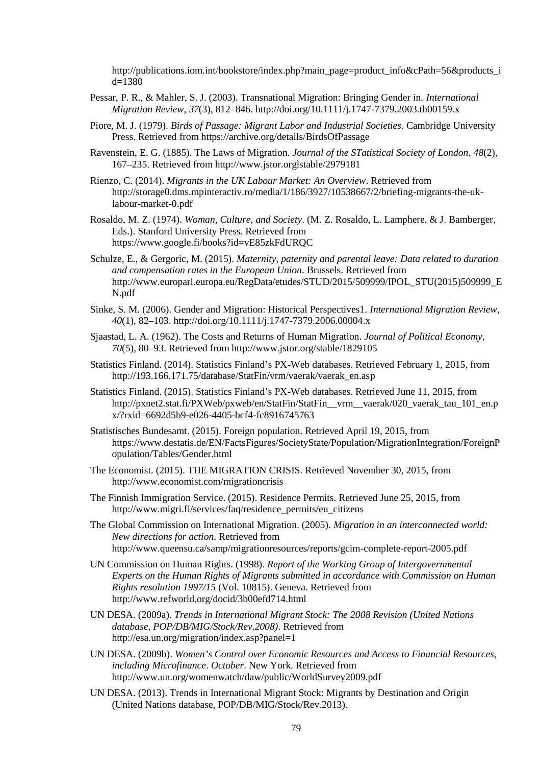http://publications.iom.int/bookstore/index.php?main_page=product_info&cPath=56&products_id=1380

Pessar, P. R., & Mahler, S. J. (2003). Transnational Migration: Bringing Gender in. *International Migration Review*, *37*(3), 812–846. http://doi.org/10.1111/j.1747-7379.2003.tb00159.x

Piore, M. J. (1979). *Birds of Passage: Migrant Labor and Industrial Societies*. Cambridge University Press. Retrieved from https://archive.org/details/BirdsOfPassage

Ravenstein, E. G. (1885). The Laws of Migration. *Journal of the STatistical Society of London*, *48*(2), 167–235. Retrieved from http://www.jstor.orglstable/2979181

Rienzo, C. (2014). *Migrants in the UK Labour Market: An Overview*. Retrieved from http://storage0.dms.mpinteractiv.ro/media/1/186/3927/10538667/2/briefing-migrants-the-uk-labour-market-0.pdf

Rosaldo, M. Z. (1974). *Woman, Culture, and Society*. (M. Z. Rosaldo, L. Lamphere, & J. Bamberger, Eds.). Stanford University Press. Retrieved from https://www.google.fi/books?id=vE85zkFdURQC

Schulze, E., & Gergoric, M. (2015). *Maternity, paternity and parental leave: Data related to duration and compensation rates in the European Union*. Brussels. Retrieved from http://www.europarl.europa.eu/RegData/etudes/STUD/2015/509999/IPOL_STU(2015)509999_EN.pdf

Sinke, S. M. (2006). Gender and Migration: Historical Perspectives1. *International Migration Review*, *40*(1), 82–103. http://doi.org/10.1111/j.1747-7379.2006.00004.x

Sjaastad, L. A. (1962). The Costs and Returns of Human Migration. *Journal of Political Economy*, *70*(5), 80–93. Retrieved from http://www.jstor.org/stable/1829105

Statistics Finland. (2014). Statistics Finland's PX-Web databases. Retrieved February 1, 2015, from http://193.166.171.75/database/StatFin/vrm/vaerak/vaerak_en.asp

Statistics Finland. (2015). Statistics Finland's PX-Web databases. Retrieved June 11, 2015, from http://pxnet2.stat.fi/PXWeb/pxweb/en/StatFin/StatFin__vrm__vaerak/020_vaerak_tau_101_en.px/?rxid=6692d5b9-e026-4405-bcf4-fc8916745763

Statistisches Bundesamt. (2015). Foreign population. Retrieved April 19, 2015, from https://www.destatis.de/EN/FactsFigures/SocietyState/Population/MigrationIntegration/ForeignPopulation/Tables/Gender.html

The Economist. (2015). THE MIGRATION CRISIS. Retrieved November 30, 2015, from http://www.economist.com/migrationcrisis

The Finnish Immigration Service. (2015). Residence Permits. Retrieved June 25, 2015, from http://www.migri.fi/services/faq/residence_permits/eu_citizens

The Global Commission on International Migration. (2005). *Migration in an interconnected world: New directions for action*. Retrieved from http://www.queensu.ca/samp/migrationresources/reports/gcim-complete-report-2005.pdf

UN Commission on Human Rights. (1998). *Report of the Working Group of Intergovernmental Experts on the Human Rights of Migrants submitted in accordance with Commission on Human Rights resolution 1997/15* (Vol. 10815). Geneva. Retrieved from http://www.refworld.org/docid/3b00efd714.html

UN DESA. (2009a). *Trends in International Migrant Stock: The 2008 Revision (United Nations database, POP/DB/MIG/Stock/Rev.2008)*. Retrieved from http://esa.un.org/migration/index.asp?panel=1

UN DESA. (2009b). *Women's Control over Economic Resources and Access to Financial Resources, including Microfinance*. *October*. New York. Retrieved from http://www.un.org/womenwatch/daw/public/WorldSurvey2009.pdf

UN DESA. (2013). Trends in International Migrant Stock: Migrants by Destination and Origin (United Nations database, POP/DB/MIG/Stock/Rev.2013).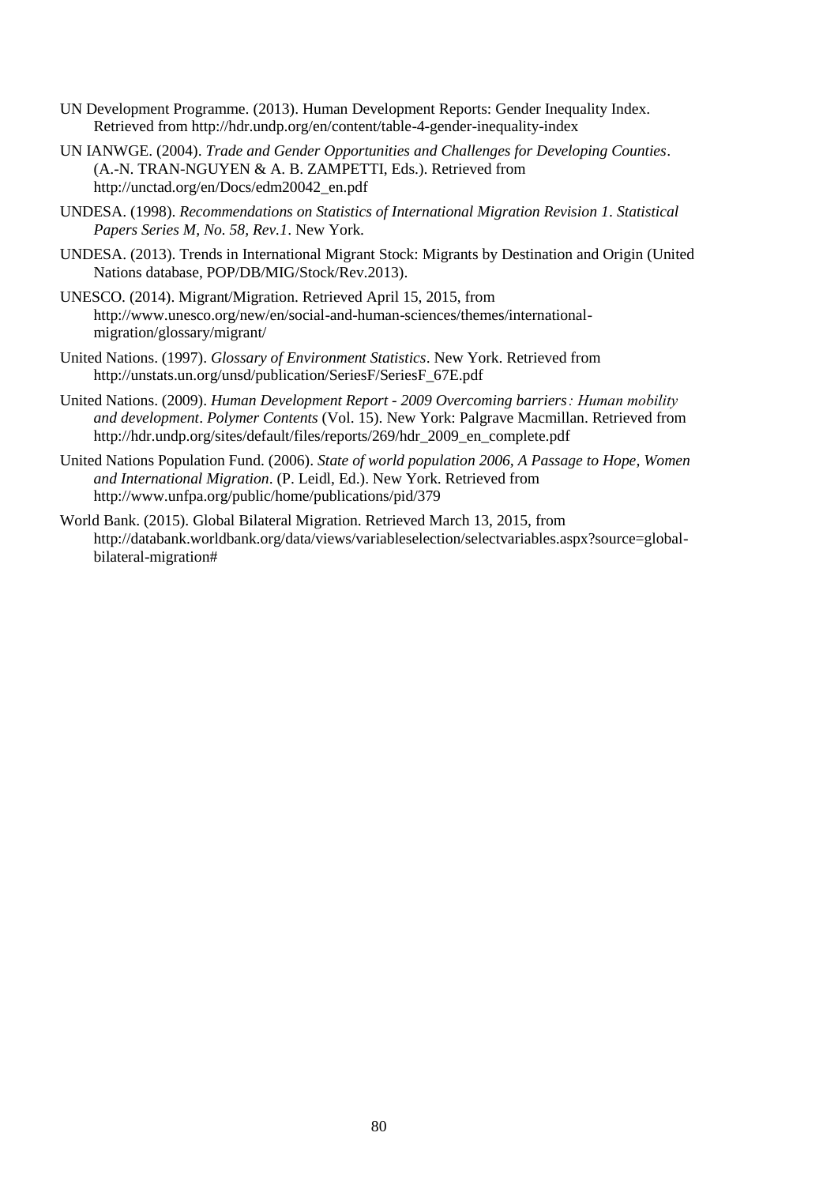UN Development Programme. (2013). Human Development Reports: Gender Inequality Index. Retrieved from http://hdr.undp.org/en/content/table-4-gender-inequality-index

UN IANWGE. (2004). *Trade and Gender Opportunities and Challenges for Developing Counties*. (A.-N. TRAN-NGUYEN & A. B. ZAMPETTI, Eds.). Retrieved from http://unctad.org/en/Docs/edm20042_en.pdf

UNDESA. (1998). *Recommendations on Statistics of International Migration Revision 1. Statistical Papers Series M, No. 58, Rev.1*. New York.

UNDESA. (2013). Trends in International Migrant Stock: Migrants by Destination and Origin (United Nations database, POP/DB/MIG/Stock/Rev.2013).

UNESCO. (2014). Migrant/Migration. Retrieved April 15, 2015, from http://www.unesco.org/new/en/social-and-human-sciences/themes/international-migration/glossary/migrant/

United Nations. (1997). *Glossary of Environment Statistics*. New York. Retrieved from http://unstats.un.org/unsd/publication/SeriesF/SeriesF_67E.pdf

United Nations. (2009). *Human Development Report - 2009 Overcoming barriers : Human mobility and development*. *Polymer Contents* (Vol. 15). New York: Palgrave Macmillan. Retrieved from http://hdr.undp.org/sites/default/files/reports/269/hdr_2009_en_complete.pdf

United Nations Population Fund. (2006). *State of world population 2006, A Passage to Hope, Women and International Migration*. (P. Leidl, Ed.). New York. Retrieved from http://www.unfpa.org/public/home/publications/pid/379

World Bank. (2015). Global Bilateral Migration. Retrieved March 13, 2015, from http://databank.worldbank.org/data/views/variableselection/selectvariables.aspx?source=global-bilateral-migration#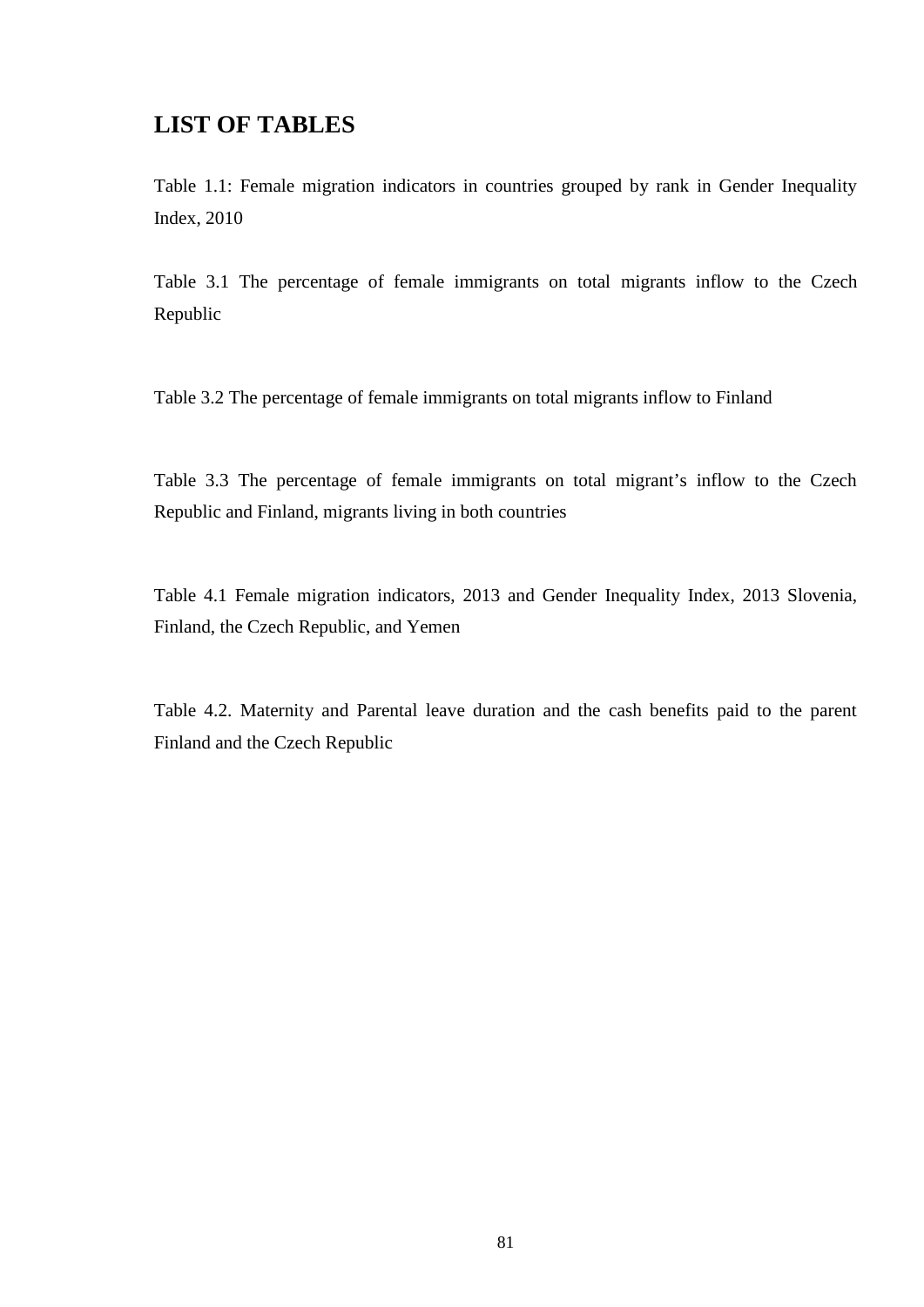# LIST OF TABLES

Table 1.1: Female migration indicators in countries grouped by rank in Gender Inequality Index, 2010

Table 3.1 The percentage of female immigrants on total migrants inflow to the Czech Republic

Table 3.2 The percentage of female immigrants on total migrants inflow to Finland

Table 3.3 The percentage of female immigrants on total migrant's inflow to the Czech Republic and Finland, migrants living in both countries

Table 4.1 Female migration indicators, 2013 and Gender Inequality Index, 2013 Slovenia, Finland, the Czech Republic, and Yemen

Table 4.2. Maternity and Parental leave duration and the cash benefits paid to the parent Finland and the Czech Republic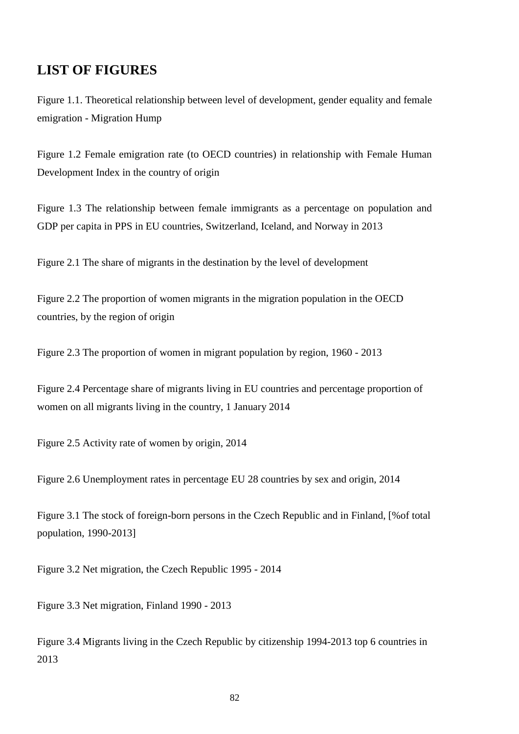## LIST OF FIGURES

Figure 1.1. Theoretical relationship between level of development, gender equality and female emigration - Migration Hump

Figure 1.2 Female emigration rate (to OECD countries) in relationship with Female Human Development Index in the country of origin

Figure 1.3 The relationship between female immigrants as a percentage on population and GDP per capita in PPS in EU countries, Switzerland, Iceland, and Norway in 2013

Figure 2.1 The share of migrants in the destination by the level of development

Figure 2.2 The proportion of women migrants in the migration population in the OECD countries, by the region of origin

Figure 2.3 The proportion of women in migrant population by region, 1960 - 2013

Figure 2.4 Percentage share of migrants living in EU countries and percentage proportion of women on all migrants living in the country, 1 January 2014

Figure 2.5 Activity rate of women by origin, 2014

Figure 2.6 Unemployment rates in percentage EU 28 countries by sex and origin, 2014

Figure 3.1 The stock of foreign-born persons in the Czech Republic and in Finland, [%of total population, 1990-2013]

Figure 3.2 Net migration, the Czech Republic 1995 - 2014

Figure 3.3 Net migration, Finland 1990 - 2013

Figure 3.4 Migrants living in the Czech Republic by citizenship 1994-2013 top 6 countries in 2013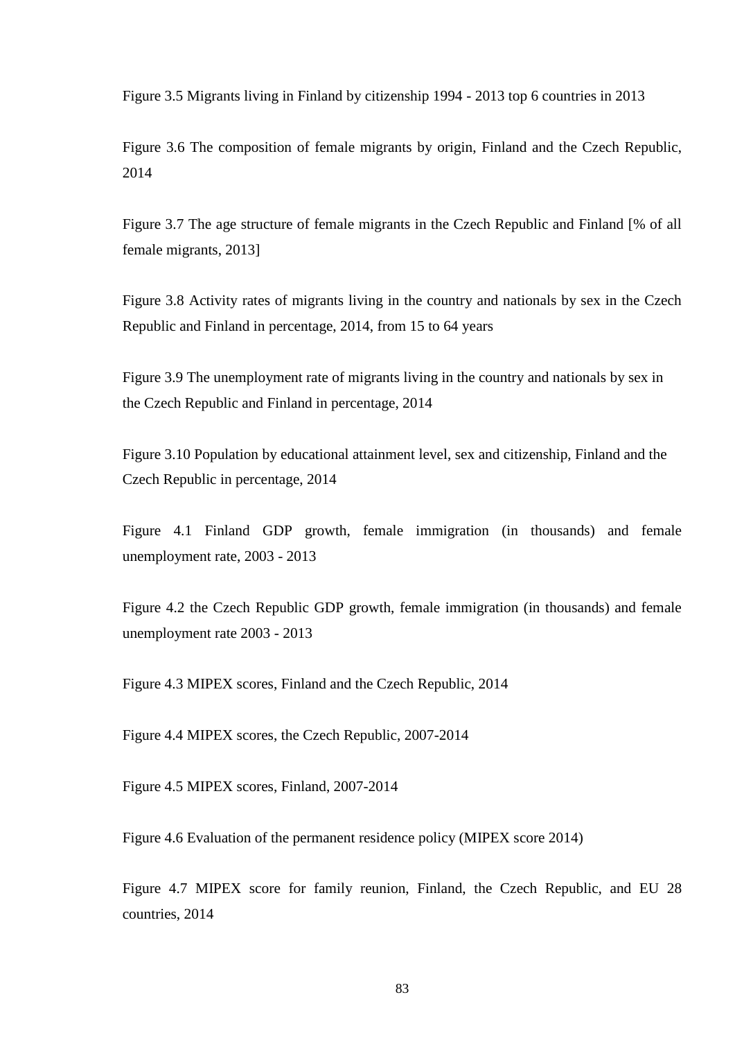Figure 3.5 Migrants living in Finland by citizenship 1994 - 2013 top 6 countries in 2013

Figure 3.6 The composition of female migrants by origin, Finland and the Czech Republic, 2014

Figure 3.7 The age structure of female migrants in the Czech Republic and Finland [% of all female migrants, 2013]

Figure 3.8 Activity rates of migrants living in the country and nationals by sex in the Czech Republic and Finland in percentage, 2014, from 15 to 64 years

Figure 3.9 The unemployment rate of migrants living in the country and nationals by sex in the Czech Republic and Finland in percentage, 2014

Figure 3.10 Population by educational attainment level, sex and citizenship, Finland and the Czech Republic in percentage, 2014

Figure 4.1 Finland GDP growth, female immigration (in thousands) and female unemployment rate, 2003 - 2013

Figure 4.2 the Czech Republic GDP growth, female immigration (in thousands) and female unemployment rate 2003 - 2013

Figure 4.3 MIPEX scores, Finland and the Czech Republic, 2014

Figure 4.4 MIPEX scores, the Czech Republic, 2007-2014

Figure 4.5 MIPEX scores, Finland, 2007-2014

Figure 4.6 Evaluation of the permanent residence policy (MIPEX score 2014)

Figure 4.7 MIPEX score for family reunion, Finland, the Czech Republic, and EU 28 countries, 2014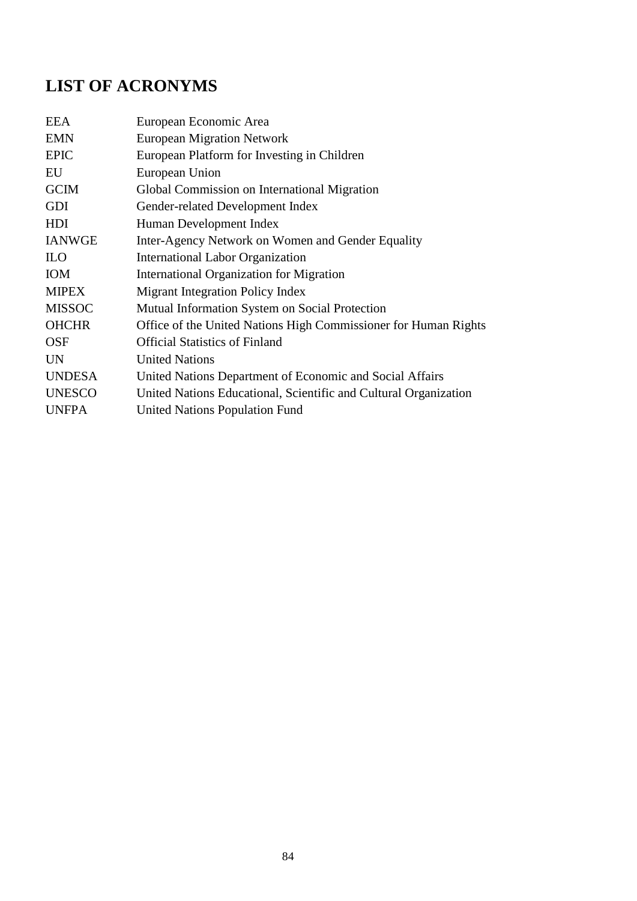## LIST OF ACRONYMS

| | |
|---|---|
| EEA | European Economic Area |
| EMN | European Migration Network |
| EPIC | European Platform for Investing in Children |
| EU | European Union |
| GCIM | Global Commission on International Migration |
| GDI | Gender-related Development Index |
| HDI | Human Development Index |
| IANWGE | Inter-Agency Network on Women and Gender Equality |
| ILO | International Labor Organization |
| IOM | International Organization for Migration |
| MIPEX | Migrant Integration Policy Index |
| MISSOC | Mutual Information System on Social Protection |
| OHCHR | Office of the United Nations High Commissioner for Human Rights |
| OSF | Official Statistics of Finland |
| UN | United Nations |
| UNDESA | United Nations Department of Economic and Social Affairs |
| UNESCO | United Nations Educational, Scientific and Cultural Organization |
| UNFPA | United Nations Population Fund |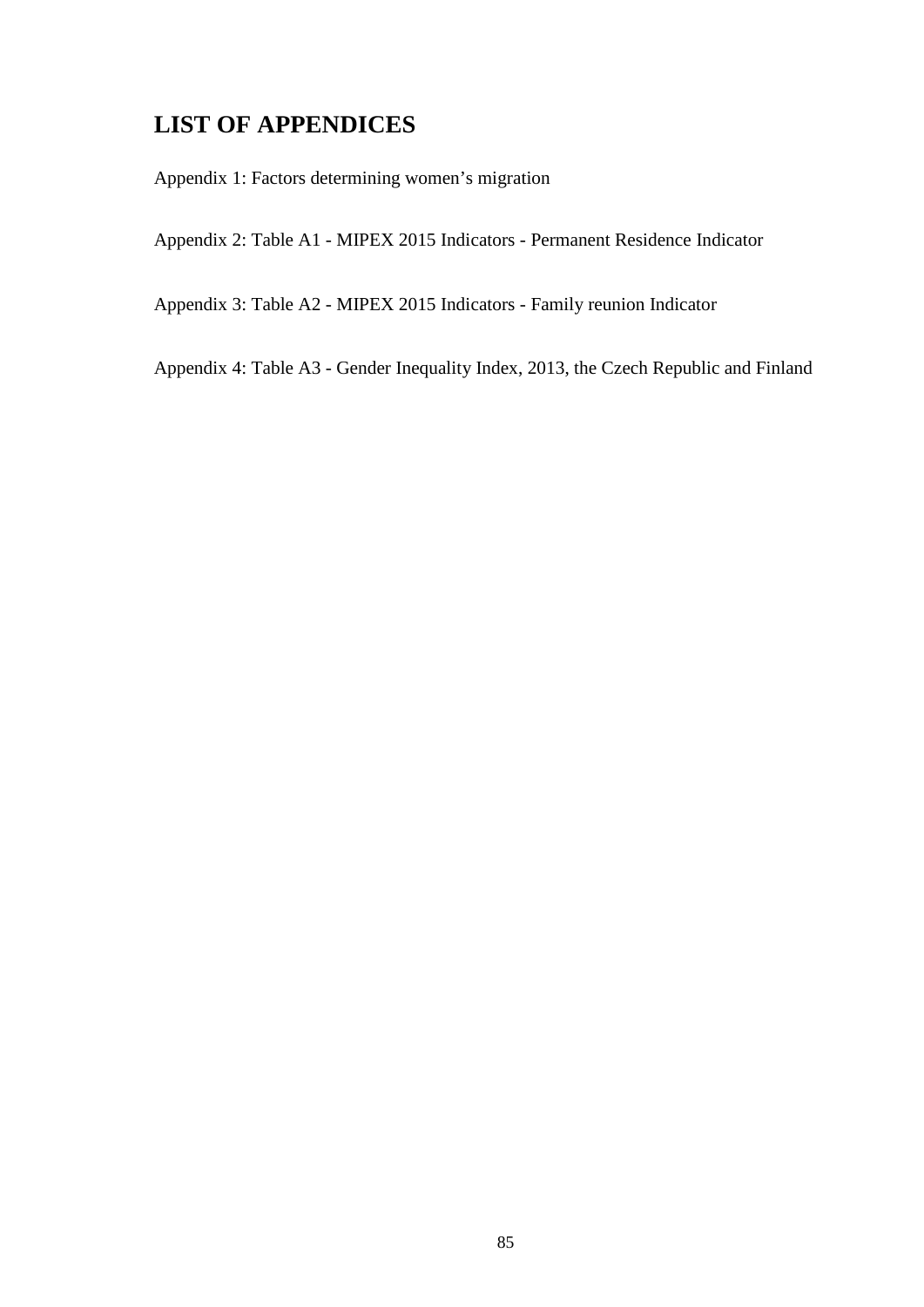# LIST OF APPENDICES

Appendix 1: Factors determining women's migration

Appendix 2: Table A1 - MIPEX 2015 Indicators - Permanent Residence Indicator

Appendix 3: Table A2 - MIPEX 2015 Indicators - Family reunion Indicator

Appendix 4: Table A3 - Gender Inequality Index, 2013, the Czech Republic and Finland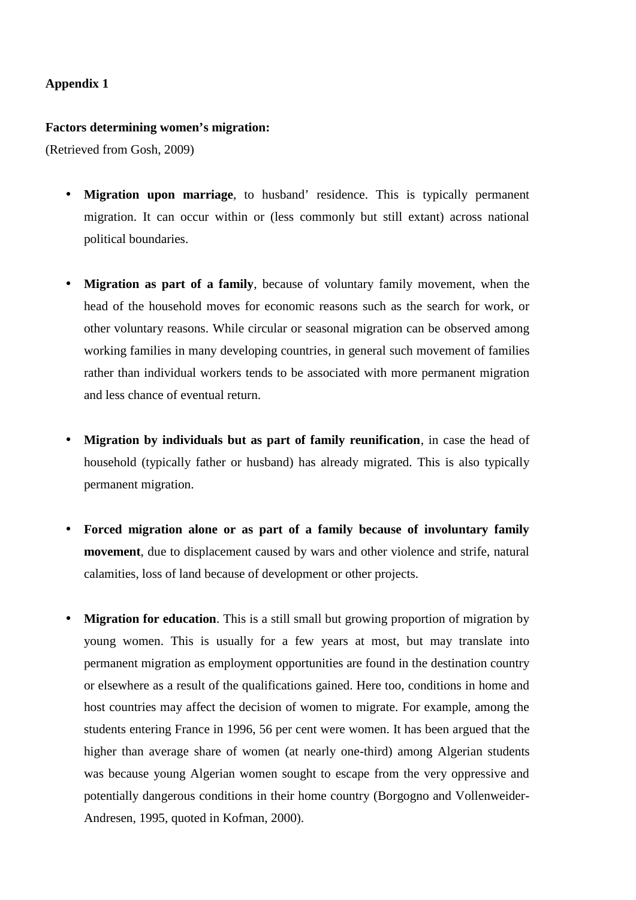**Appendix 1**

**Factors determining women's migration:**

(Retrieved from Gosh, 2009)

- **Migration upon marriage**, to husband' residence. This is typically permanent migration. It can occur within or (less commonly but still extant) across national political boundaries.

- **Migration as part of a family**, because of voluntary family movement, when the head of the household moves for economic reasons such as the search for work, or other voluntary reasons. While circular or seasonal migration can be observed among working families in many developing countries, in general such movement of families rather than individual workers tends to be associated with more permanent migration and less chance of eventual return.

- **Migration by individuals but as part of family reunification**, in case the head of household (typically father or husband) has already migrated. This is also typically permanent migration.

- **Forced migration alone or as part of a family because of involuntary family movement**, due to displacement caused by wars and other violence and strife, natural calamities, loss of land because of development or other projects.

- **Migration for education**. This is a still small but growing proportion of migration by young women. This is usually for a few years at most, but may translate into permanent migration as employment opportunities are found in the destination country or elsewhere as a result of the qualifications gained. Here too, conditions in home and host countries may affect the decision of women to migrate. For example, among the students entering France in 1996, 56 per cent were women. It has been argued that the higher than average share of women (at nearly one-third) among Algerian students was because young Algerian women sought to escape from the very oppressive and potentially dangerous conditions in their home country (Borgogno and Vollenweider-Andresen, 1995, quoted in Kofman, 2000).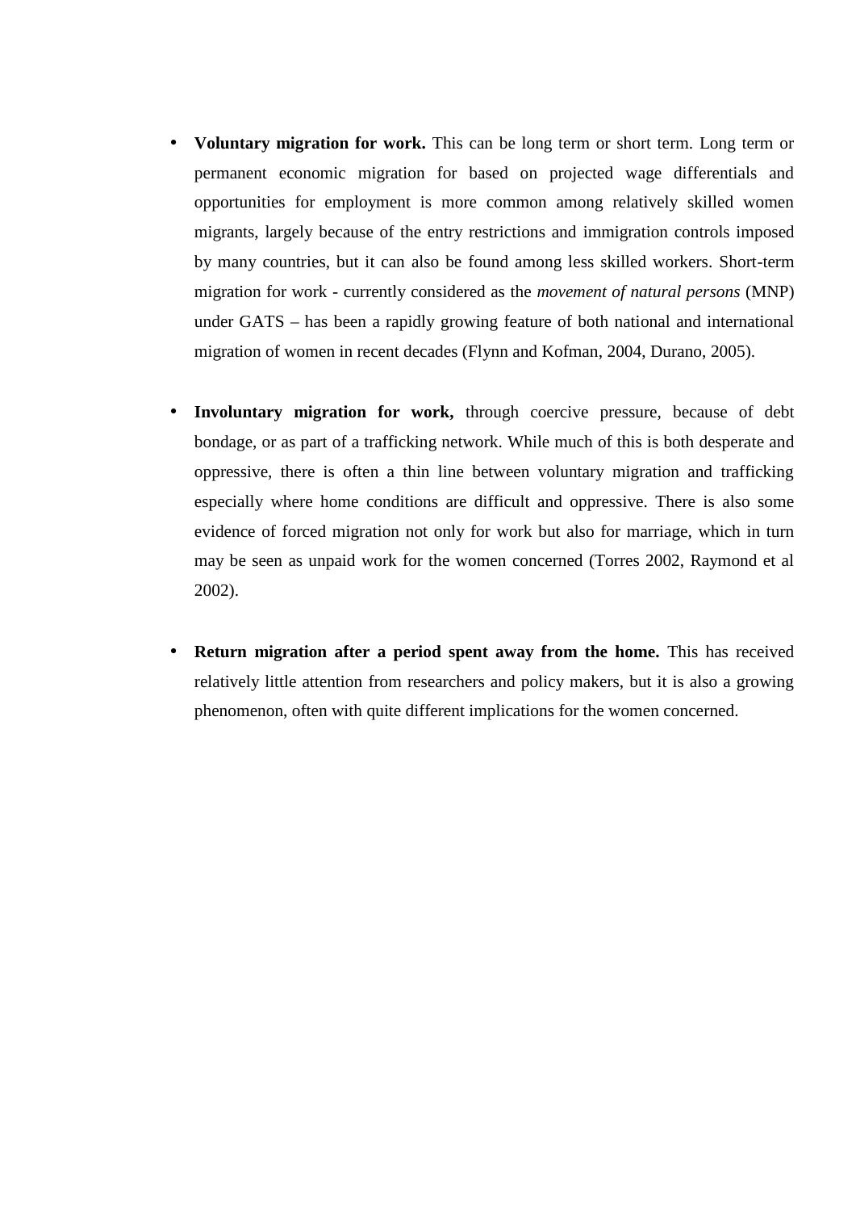- **Voluntary migration for work.** This can be long term or short term. Long term or permanent economic migration for based on projected wage differentials and opportunities for employment is more common among relatively skilled women migrants, largely because of the entry restrictions and immigration controls imposed by many countries, but it can also be found among less skilled workers. Short-term migration for work - currently considered as the *movement of natural persons* (MNP) under GATS – has been a rapidly growing feature of both national and international migration of women in recent decades (Flynn and Kofman, 2004, Durano, 2005).

- **Involuntary migration for work,** through coercive pressure, because of debt bondage, or as part of a trafficking network. While much of this is both desperate and oppressive, there is often a thin line between voluntary migration and trafficking especially where home conditions are difficult and oppressive. There is also some evidence of forced migration not only for work but also for marriage, which in turn may be seen as unpaid work for the women concerned (Torres 2002, Raymond et al 2002).

- **Return migration after a period spent away from the home.** This has received relatively little attention from researchers and policy makers, but it is also a growing phenomenon, often with quite different implications for the women concerned.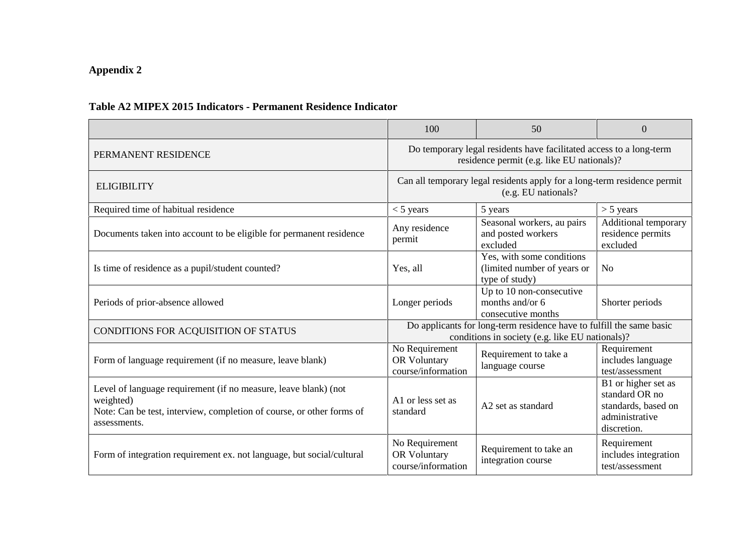**Appendix 2**

**Table A2 MIPEX 2015 Indicators - Permanent Residence Indicator**

| | 100 | 50 | 0 |
|---|---|---|---|
| PERMANENT RESIDENCE | Do temporary legal residents have facilitated access to a long-term residence permit (e.g. like EU nationals)? | | |
| ELIGIBILITY | Can all temporary legal residents apply for a long-term residence permit (e.g. EU nationals? | | |
| Required time of habitual residence | < 5 years | 5 years | > 5 years |
| Documents taken into account to be eligible for permanent residence | Any residence permit | Seasonal workers, au pairs and posted workers excluded | Additional temporary residence permits excluded |
| Is time of residence as a pupil/student counted? | Yes, all | Yes, with some conditions (limited number of years or type of study) | No |
| Periods of prior-absence allowed | Longer periods | Up to 10 non-consecutive months and/or 6 consecutive months | Shorter periods |
| CONDITIONS FOR ACQUISITION OF STATUS | Do applicants for long-term residence have to fulfill the same basic conditions in society (e.g. like EU nationals)? | | |
| Form of language requirement (if no measure, leave blank) | No Requirement OR Voluntary course/information | Requirement to take a language course | Requirement includes language test/assessment |
| Level of language requirement (if no measure, leave blank) (not weighted)<br>Note: Can be test, interview, completion of course, or other forms of assessments. | A1 or less set as standard | A2 set as standard | B1 or higher set as standard OR no standards, based on administrative discretion. |
| Form of integration requirement ex. not language, but social/cultural | No Requirement OR Voluntary course/information | Requirement to take an integration course | Requirement includes integration test/assessment |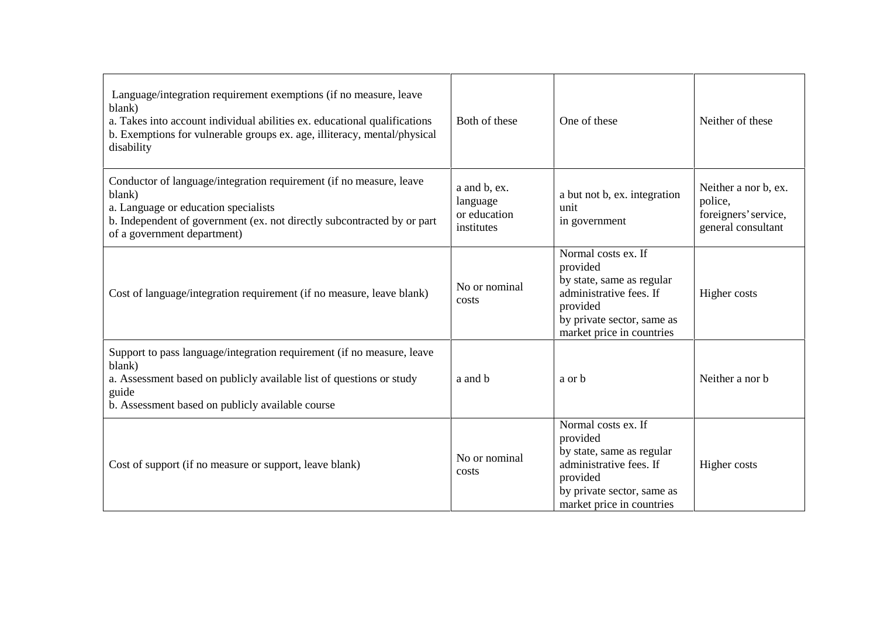| Language/integration requirement exemptions (if no measure, leave blank)<br>a. Takes into account individual abilities ex. educational qualifications<br>b. Exemptions for vulnerable groups ex. age, illiteracy, mental/physical disability | Both of these | One of these | Neither of these |
|---|---|---|---|
| Conductor of language/integration requirement (if no measure, leave blank)<br>a. Language or education specialists<br>b. Independent of government (ex. not directly subcontracted by or part of a government department) | a and b, ex. language or education institutes | a but not b, ex. integration unit in government | Neither a nor b, ex. police, foreigners' service, general consultant |
| Cost of language/integration requirement (if no measure, leave blank) | No or nominal costs | Normal costs ex. If provided by state, same as regular administrative fees. If provided by private sector, same as market price in countries | Higher costs |
| Support to pass language/integration requirement (if no measure, leave blank)<br>a. Assessment based on publicly available list of questions or study guide<br>b. Assessment based on publicly available course | a and b | a or b | Neither a nor b |
| Cost of support (if no measure or support, leave blank) | No or nominal costs | Normal costs ex. If provided by state, same as regular administrative fees. If provided by private sector, same as market price in countries | Higher costs |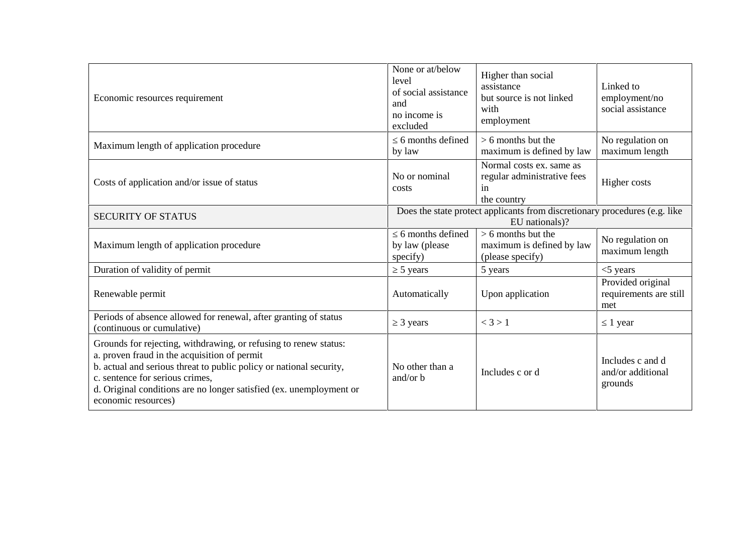| | | | |
|---|---|---|---|
| Economic resources requirement | None or at/below level of social assistance and no income is excluded | Higher than social assistance but source is not linked with employment | Linked to employment/no social assistance |
| Maximum length of application procedure | ≤ 6 months defined by law | > 6 months but the maximum is defined by law | No regulation on maximum length |
| Costs of application and/or issue of status | No or nominal costs | Normal costs ex. same as regular administrative fees in the country | Higher costs |
| SECURITY OF STATUS | Does the state protect applicants from discretionary procedures (e.g. like EU nationals)? | | |
| Maximum length of application procedure | ≤ 6 months defined by law (please specify) | > 6 months but the maximum is defined by law (please specify) | No regulation on maximum length |
| Duration of validity of permit | ≥ 5 years | 5 years | <5 years |
| Renewable permit | Automatically | Upon application | Provided original requirements are still met |
| Periods of absence allowed for renewal, after granting of status (continuous or cumulative) | ≥ 3 years | < 3 > 1 | ≤ 1 year |
| Grounds for rejecting, withdrawing, or refusing to renew status:<br>a. proven fraud in the acquisition of permit<br>b. actual and serious threat to public policy or national security,<br>c. sentence for serious crimes,<br>d. Original conditions are no longer satisfied (ex. unemployment or economic resources) | No other than a and/or b | Includes c or d | Includes c and d and/or additional grounds |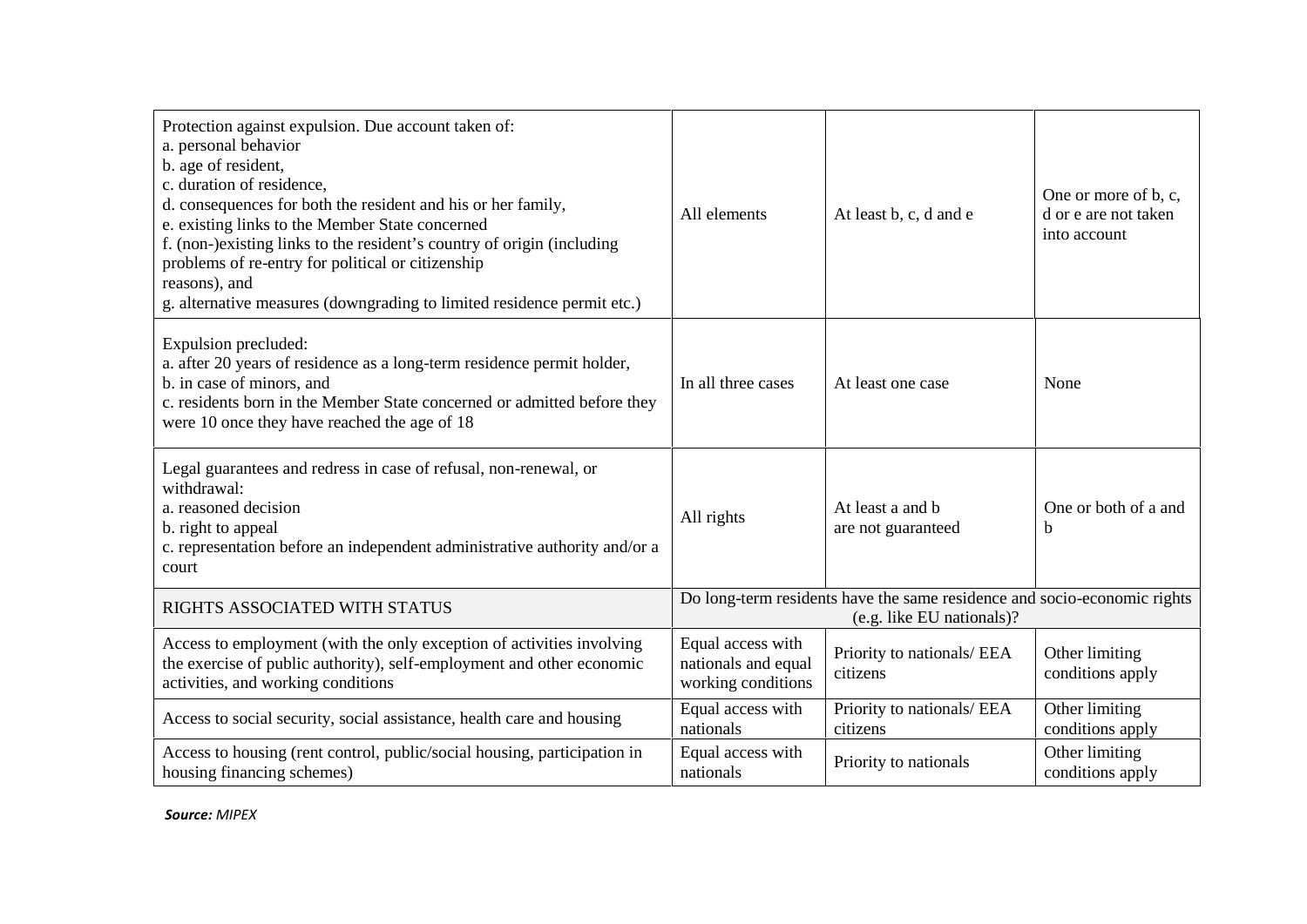| | | | |
|---|---|---|---|
| Protection against expulsion. Due account taken of:<br>a. personal behavior<br>b. age of resident,<br>c. duration of residence,<br>d. consequences for both the resident and his or her family,<br>e. existing links to the Member State concerned<br>f. (non-)existing links to the resident's country of origin (including problems of re-entry for political or citizenship reasons), and<br>g. alternative measures (downgrading to limited residence permit etc.) | All elements | At least b, c, d and e | One or more of b, c, d or e are not taken into account |
| Expulsion precluded:<br>a. after 20 years of residence as a long-term residence permit holder,<br>b. in case of minors, and<br>c. residents born in the Member State concerned or admitted before they were 10 once they have reached the age of 18 | In all three cases | At least one case | None |
| Legal guarantees and redress in case of refusal, non-renewal, or withdrawal:<br>a. reasoned decision<br>b. right to appeal<br>c. representation before an independent administrative authority and/or a court | All rights | At least a and b are not guaranteed | One or both of a and b |
| RIGHTS ASSOCIATED WITH STATUS | Do long-term residents have the same residence and socio-economic rights (e.g. like EU nationals)? | | |
| Access to employment (with the only exception of activities involving the exercise of public authority), self-employment and other economic activities, and working conditions | Equal access with nationals and equal working conditions | Priority to nationals/ EEA citizens | Other limiting conditions apply |
| Access to social security, social assistance, health care and housing | Equal access with nationals | Priority to nationals/ EEA citizens | Other limiting conditions apply |
| Access to housing (rent control, public/social housing, participation in housing financing schemes) | Equal access with nationals | Priority to nationals | Other limiting conditions apply |

***Source:*** *MIPEX*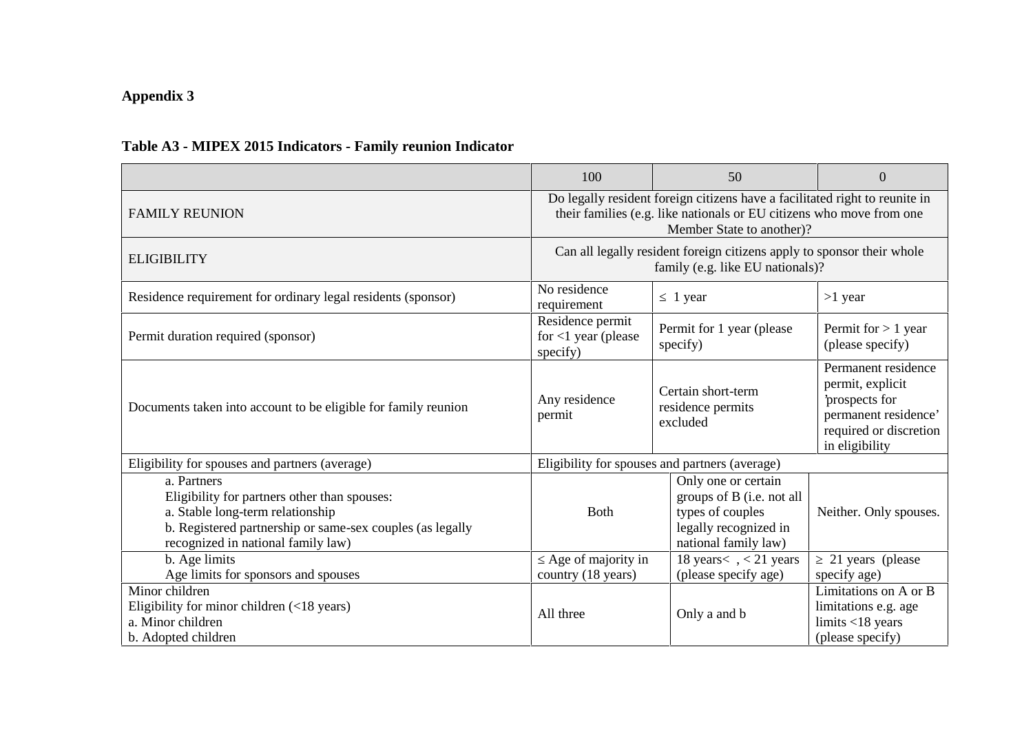**Appendix 3**

**Table A3 - MIPEX 2015 Indicators - Family reunion Indicator**

| | 100 | 50 | 0 |
|---|---|---|---|
| FAMILY REUNION | Do legally resident foreign citizens have a facilitated right to reunite in their families (e.g. like nationals or EU citizens who move from one Member State to another)? | | |
| ELIGIBILITY | Can all legally resident foreign citizens apply to sponsor their whole family (e.g. like EU nationals)? | | |
| Residence requirement for ordinary legal residents (sponsor) | No residence requirement | ≤ 1 year | >1 year |
| Permit duration required (sponsor) | Residence permit for <1 year (please specify) | Permit for 1 year (please specify) | Permit for > 1 year (please specify) |
| Documents taken into account to be eligible for family reunion | Any residence permit | Certain short-term residence permits excluded | Permanent residence permit, explicit 'prospects for permanent residence' required or discretion in eligibility |
| Eligibility for spouses and partners (average) | Eligibility for spouses and partners (average) | | |
| a. Partners<br>Eligibility for partners other than spouses:<br>a. Stable long-term relationship<br>b. Registered partnership or same-sex couples (as legally recognized in national family law) | Both | Only one or certain groups of B (i.e. not all types of couples legally recognized in national family law) | Neither. Only spouses. |
| b. Age limits<br>Age limits for sponsors and spouses | ≤ Age of majority in country (18 years) | 18 years< , < 21 years (please specify age) | ≥ 21 years (please specify age) |
| Minor children<br>Eligibility for minor children (<18 years)<br>a. Minor children<br>b. Adopted children | All three | Only a and b | Limitations on A or B limitations e.g. age limits <18 years (please specify) |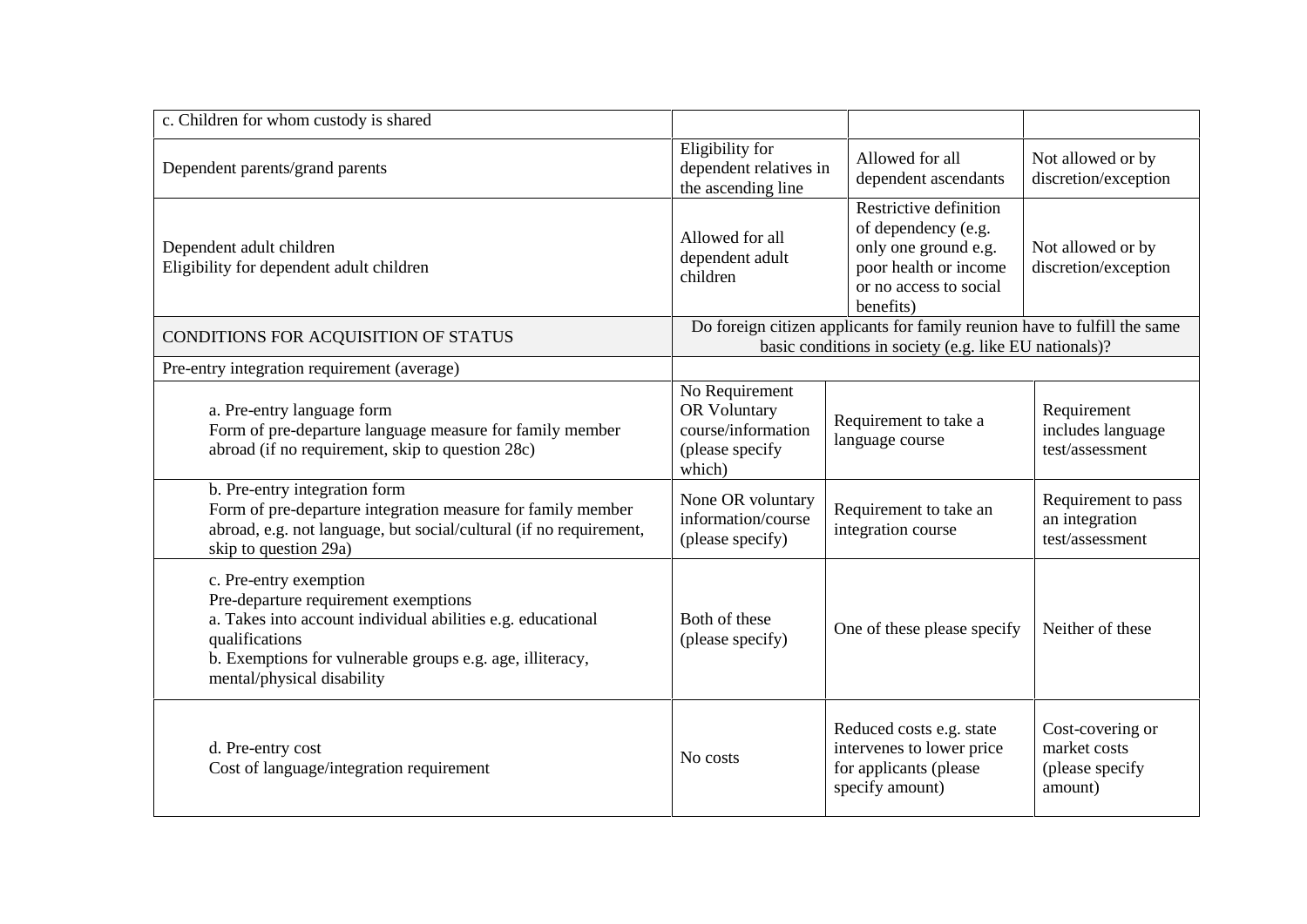| c. Children for whom custody is shared | | | |
|---|---|---|---|
| Dependent parents/grand parents | Eligibility for dependent relatives in the ascending line | Allowed for all dependent ascendants | Not allowed or by discretion/exception |
| Dependent adult children<br>Eligibility for dependent adult children | Allowed for all dependent adult children | Restrictive definition of dependency (e.g. only one ground e.g. poor health or income or no access to social benefits) | Not allowed or by discretion/exception |
| CONDITIONS FOR ACQUISITION OF STATUS | Do foreign citizen applicants for family reunion have to fulfill the same basic conditions in society (e.g. like EU nationals)? | | |
| Pre-entry integration requirement (average) | | | |
| a. Pre-entry language form<br>Form of pre-departure language measure for family member abroad (if no requirement, skip to question 28c) | No Requirement OR Voluntary course/information (please specify which) | Requirement to take a language course | Requirement includes language test/assessment |
| b. Pre-entry integration form<br>Form of pre-departure integration measure for family member abroad, e.g. not language, but social/cultural (if no requirement, skip to question 29a) | None OR voluntary information/course (please specify) | Requirement to take an integration course | Requirement to pass an integration test/assessment |
| c. Pre-entry exemption<br>Pre-departure requirement exemptions<br>a. Takes into account individual abilities e.g. educational qualifications<br>b. Exemptions for vulnerable groups e.g. age, illiteracy, mental/physical disability | Both of these (please specify) | One of these please specify | Neither of these |
| d. Pre-entry cost<br>Cost of language/integration requirement | No costs | Reduced costs e.g. state intervenes to lower price for applicants (please specify amount) | Cost-covering or market costs (please specify amount) |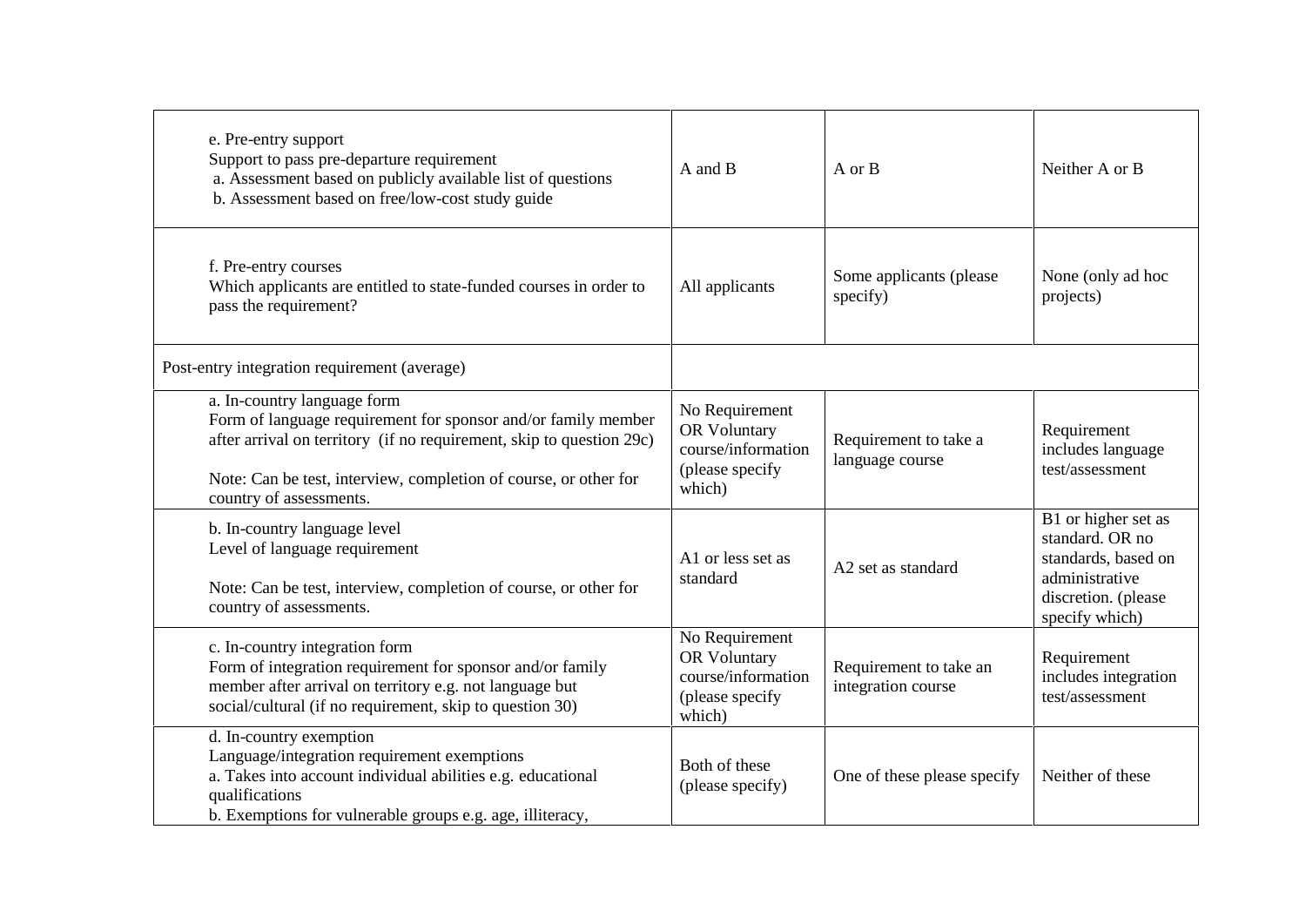| | | | |
|---|---|---|---|
| e. Pre-entry support<br>Support to pass pre-departure requirement<br>a. Assessment based on publicly available list of questions<br>b. Assessment based on free/low-cost study guide | A and B | A or B | Neither A or B |
| f. Pre-entry courses<br>Which applicants are entitled to state-funded courses in order to pass the requirement? | All applicants | Some applicants (please specify) | None (only ad hoc projects) |
| Post-entry integration requirement (average) | | | |
| a. In-country language form<br>Form of language requirement for sponsor and/or family member after arrival on territory (if no requirement, skip to question 29c)<br><br>Note: Can be test, interview, completion of course, or other for country of assessments. | No Requirement OR Voluntary course/information (please specify which) | Requirement to take a language course | Requirement includes language test/assessment |
| b. In-country language level<br>Level of language requirement<br><br>Note: Can be test, interview, completion of course, or other for country of assessments. | A1 or less set as standard | A2 set as standard | B1 or higher set as standard. OR no standards, based on administrative discretion. (please specify which) |
| c. In-country integration form<br>Form of integration requirement for sponsor and/or family member after arrival on territory e.g. not language but social/cultural (if no requirement, skip to question 30) | No Requirement OR Voluntary course/information (please specify which) | Requirement to take an integration course | Requirement includes integration test/assessment |
| d. In-country exemption<br>Language/integration requirement exemptions<br>a. Takes into account individual abilities e.g. educational qualifications<br>b. Exemptions for vulnerable groups e.g. age, illiteracy, | Both of these (please specify) | One of these please specify | Neither of these |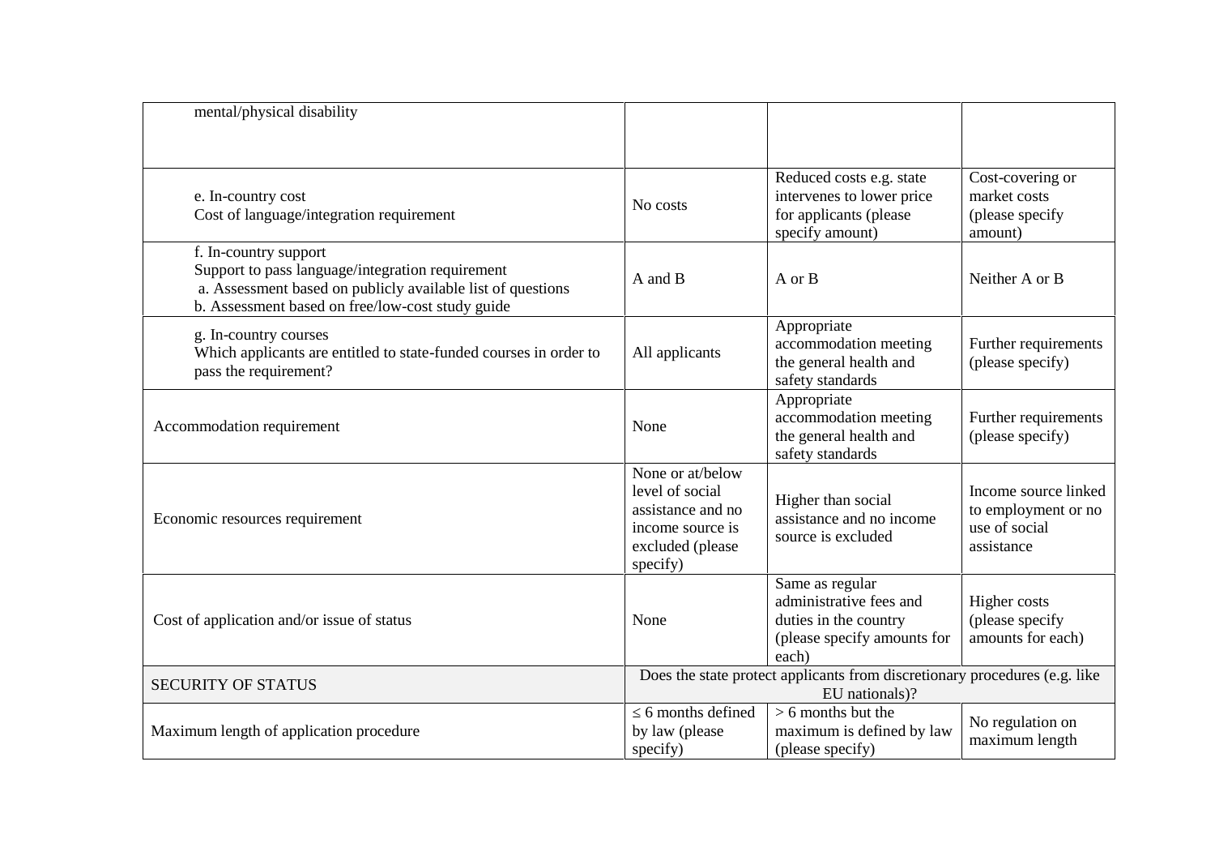| | | | |
|---|---|---|---|
| mental/physical disability | | | |
| e. In-country cost<br>Cost of language/integration requirement | No costs | Reduced costs e.g. state intervenes to lower price for applicants (please specify amount) | Cost-covering or market costs (please specify amount) |
| f. In-country support<br>Support to pass language/integration requirement<br>a. Assessment based on publicly available list of questions<br>b. Assessment based on free/low-cost study guide | A and B | A or B | Neither A or B |
| g. In-country courses<br>Which applicants are entitled to state-funded courses in order to pass the requirement? | All applicants | Appropriate accommodation meeting the general health and safety standards | Further requirements (please specify) |
| Accommodation requirement | None | Appropriate accommodation meeting the general health and safety standards | Further requirements (please specify) |
| Economic resources requirement | None or at/below level of social assistance and no income source is excluded (please specify) | Higher than social assistance and no income source is excluded | Income source linked to employment or no use of social assistance |
| Cost of application and/or issue of status | None | Same as regular administrative fees and duties in the country (please specify amounts for each) | Higher costs (please specify amounts for each) |
| SECURITY OF STATUS | Does the state protect applicants from discretionary procedures (e.g. like EU nationals)? | | |
| Maximum length of application procedure | ≤ 6 months defined by law (please specify) | > 6 months but the maximum is defined by law (please specify) | No regulation on maximum length |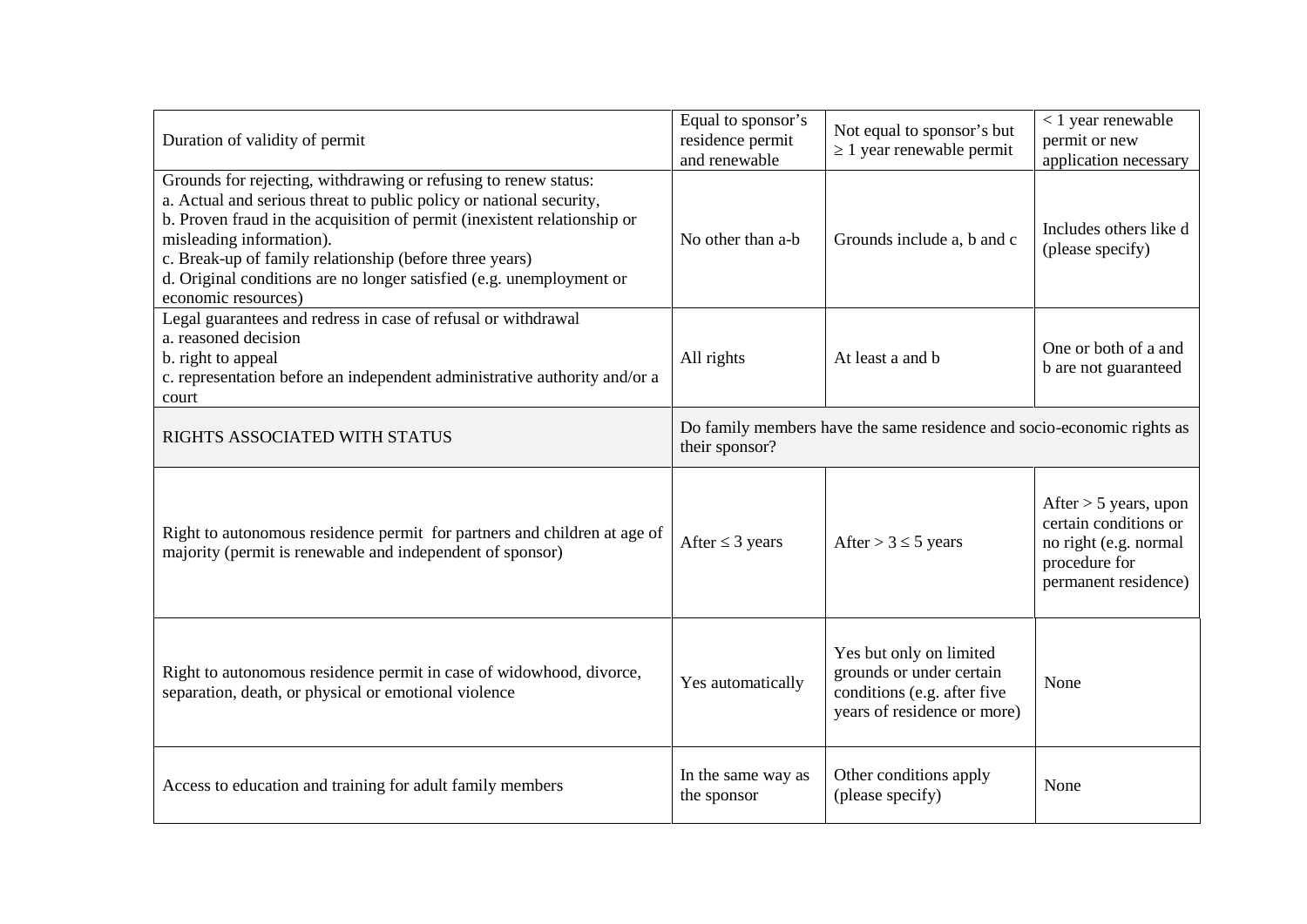| Duration of validity of permit | Equal to sponsor's residence permit and renewable | Not equal to sponsor's but ≥ 1 year renewable permit | < 1 year renewable permit or new application necessary |
|---|---|---|---|
| Grounds for rejecting, withdrawing or refusing to renew status:<br>a. Actual and serious threat to public policy or national security,<br>b. Proven fraud in the acquisition of permit (inexistent relationship or misleading information).<br>c. Break-up of family relationship (before three years)<br>d. Original conditions are no longer satisfied (e.g. unemployment or economic resources) | No other than a-b | Grounds include a, b and c | Includes others like d (please specify) |
| Legal guarantees and redress in case of refusal or withdrawal<br>a. reasoned decision<br>b. right to appeal<br>c. representation before an independent administrative authority and/or a court | All rights | At least a and b | One or both of a and b are not guaranteed |
| RIGHTS ASSOCIATED WITH STATUS | Do family members have the same residence and socio-economic rights as their sponsor? | | |
| Right to autonomous residence permit for partners and children at age of majority (permit is renewable and independent of sponsor) | After ≤ 3 years | After > 3 ≤ 5 years | After > 5 years, upon certain conditions or no right (e.g. normal procedure for permanent residence) |
| Right to autonomous residence permit in case of widowhood, divorce, separation, death, or physical or emotional violence | Yes automatically | Yes but only on limited grounds or under certain conditions (e.g. after five years of residence or more) | None |
| Access to education and training for adult family members | In the same way as the sponsor | Other conditions apply (please specify) | None |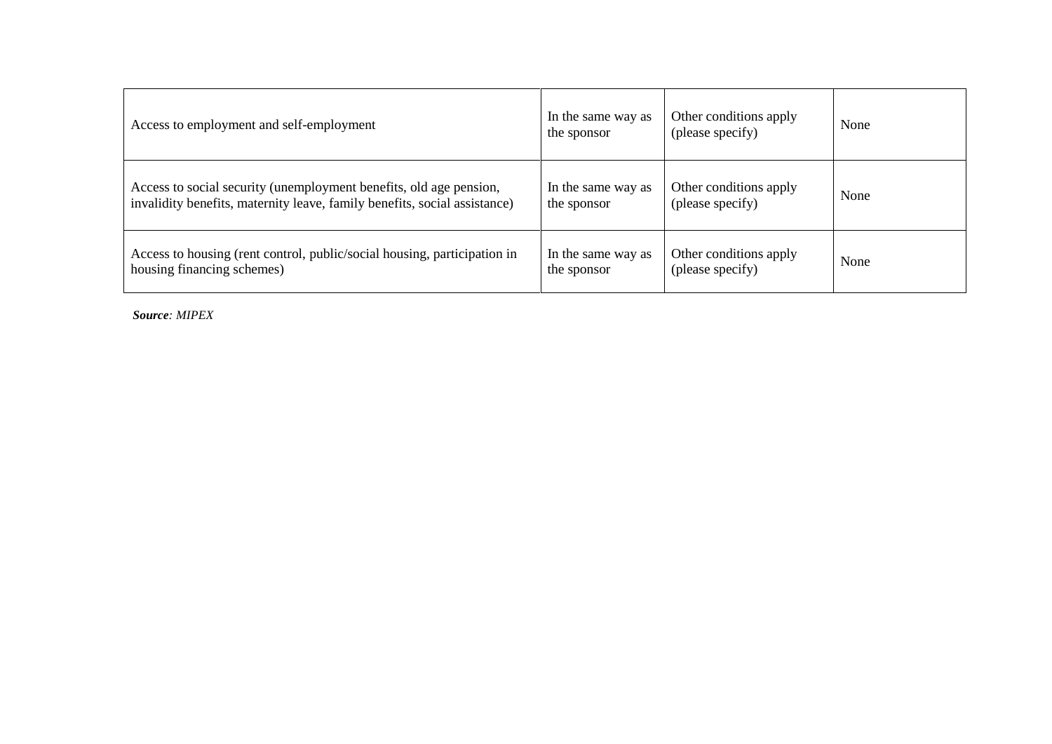| Access to employment and self-employment | In the same way as the sponsor | Other conditions apply (please specify) | None |
|---|---|---|---|
| Access to social security (unemployment benefits, old age pension, invalidity benefits, maternity leave, family benefits, social assistance) | In the same way as the sponsor | Other conditions apply (please specify) | None |
| Access to housing (rent control, public/social housing, participation in housing financing schemes) | In the same way as the sponsor | Other conditions apply (please specify) | None |

***Source****: MIPEX*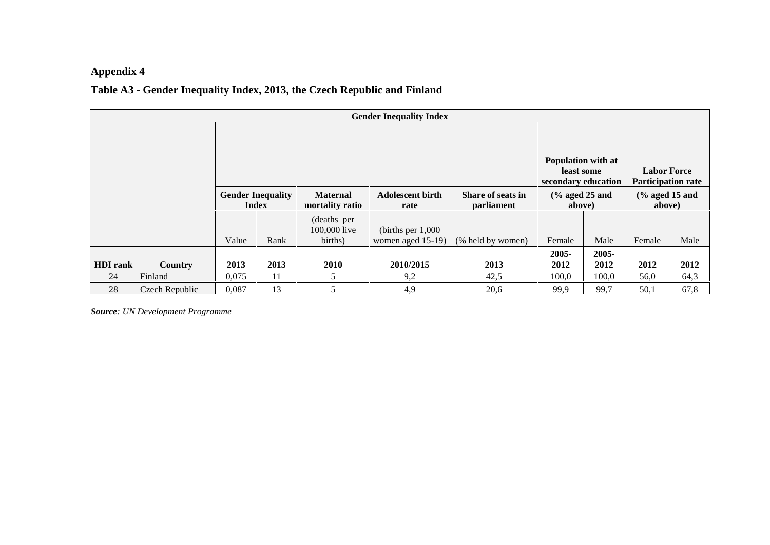## Appendix 4

### Table A3 - Gender Inequality Index, 2013, the Czech Republic and Finland

| Gender Inequality Index | | | | | | | | | | |
|---|---|---|---|---|---|---|---|---|---|---|
| | | **Gender Inequality Index** | | **Maternal mortality ratio** | **Adolescent birth rate** | **Share of seats in parliament** | **Population with at least some secondary education (% aged 25 and above)** | | **Labor Force Participation rate (% aged 15 and above)** | |
| | | Value | Rank | (deaths per 100,000 live births) | (births per 1,000 women aged 15-19) | (% held by women) | Female | Male | Female | Male |
| **HDI rank** | **Country** | **2013** | **2013** | **2010** | **2010/2015** | **2013** | **2005-2012** | **2005-2012** | **2012** | **2012** |
| 24 | Finland | 0,075 | 11 | 5 | 9,2 | 42,5 | 100,0 | 100,0 | 56,0 | 64,3 |
| 28 | Czech Republic | 0,087 | 13 | 5 | 4,9 | 20,6 | 99,9 | 99,7 | 50,1 | 67,8 |

***Source**: UN Development Programme*